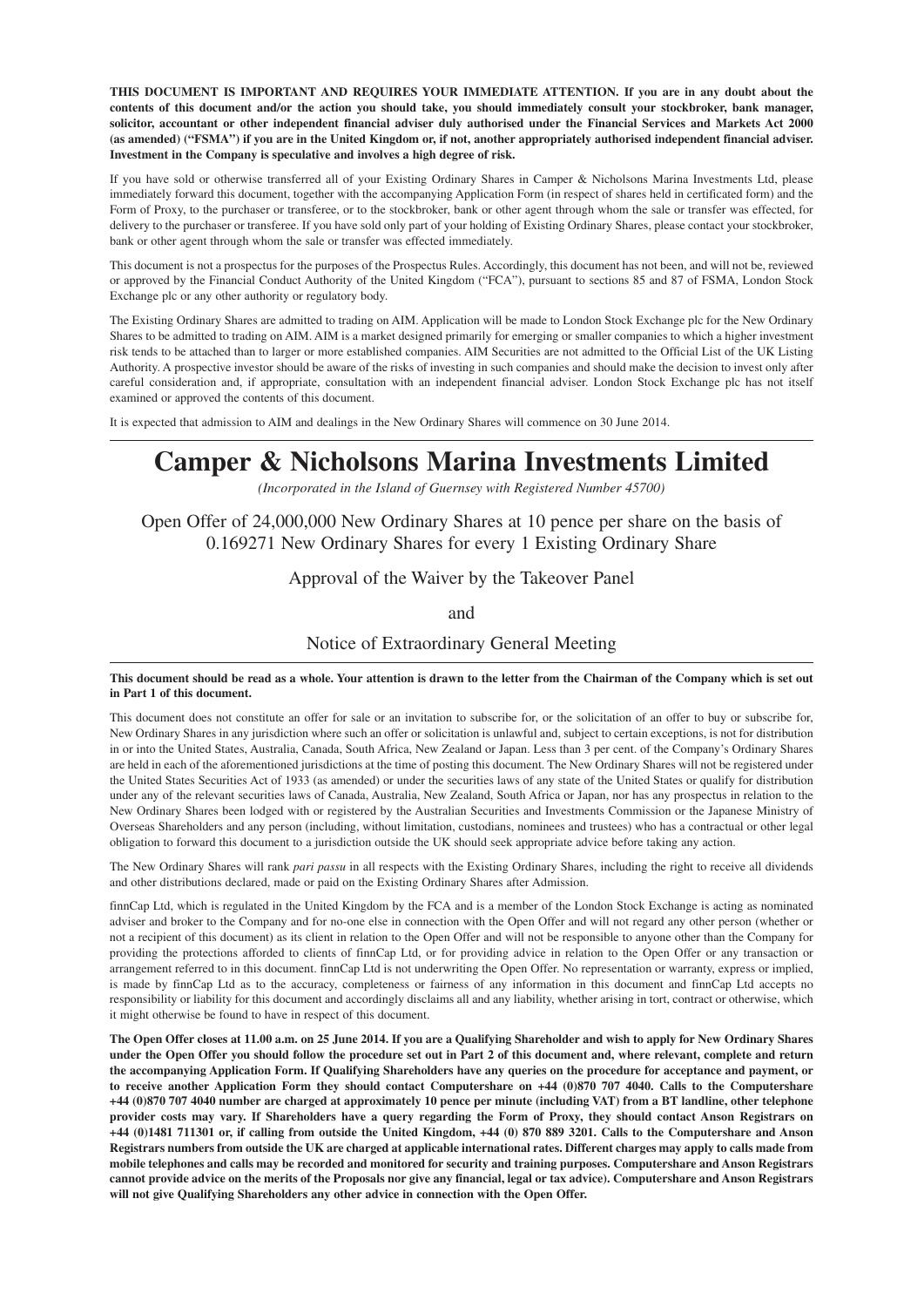**THIS DOCUMENT IS IMPORTANT AND REQUIRES YOUR IMMEDIATE ATTENTION. If you are in any doubt about the contents of this document and/or the action you should take, you should immediately consult your stockbroker, bank manager, solicitor, accountant or other independent financial adviser duly authorised under the Financial Services and Markets Act 2000 (as amended) ("FSMA") if you are in the United Kingdom or, if not, another appropriately authorised independent financial adviser. Investment in the Company is speculative and involves a high degree of risk.**

If you have sold or otherwise transferred all of your Existing Ordinary Shares in Camper & Nicholsons Marina Investments Ltd, please immediately forward this document, together with the accompanying Application Form (in respect of shares held in certificated form) and the Form of Proxy, to the purchaser or transferee, or to the stockbroker, bank or other agent through whom the sale or transfer was effected, for delivery to the purchaser or transferee. If you have sold only part of your holding of Existing Ordinary Shares, please contact your stockbroker, bank or other agent through whom the sale or transfer was effected immediately.

This document is not a prospectus for the purposes of the Prospectus Rules. Accordingly, this document has not been, and will not be, reviewed or approved by the Financial Conduct Authority of the United Kingdom ("FCA"), pursuant to sections 85 and 87 of FSMA, London Stock Exchange plc or any other authority or regulatory body.

The Existing Ordinary Shares are admitted to trading on AIM. Application will be made to London Stock Exchange plc for the New Ordinary Shares to be admitted to trading on AIM. AIM is a market designed primarily for emerging or smaller companies to which a higher investment risk tends to be attached than to larger or more established companies. AIM Securities are not admitted to the Official List of the UK Listing Authority. A prospective investor should be aware of the risks of investing in such companies and should make the decision to invest only after careful consideration and, if appropriate, consultation with an independent financial adviser. London Stock Exchange plc has not itself examined or approved the contents of this document.

It is expected that admission to AIM and dealings in the New Ordinary Shares will commence on 30 June 2014.

# Camper & Nicholsons Marina Investments Limited

*(Incorporated in the Island of Guernsey with Registered Number 45700)*

## Open Offer of 24,000,000 New Ordinary Shares at 10 pence per share on the basis of 0.169271 New Ordinary Shares for every 1 Existing Ordinary Share

## Approval of the Waiver by the Takeover Panel

## and

## Notice of Extraordinary General Meeting

**This document should be read as a whole. Your attention is drawn to the letter from the Chairman of the Company which is set out in Part 1 of this document.**

This document does not constitute an offer for sale or an invitation to subscribe for, or the solicitation of an offer to buy or subscribe for, New Ordinary Shares in any jurisdiction where such an offer or solicitation is unlawful and, subject to certain exceptions, is not for distribution in or into the United States, Australia, Canada, South Africa, New Zealand or Japan. Less than 3 per cent. of the Company's Ordinary Shares are held in each of the aforementioned jurisdictions at the time of posting this document. The New Ordinary Shares will not be registered under the United States Securities Act of 1933 (as amended) or under the securities laws of any state of the United States or qualify for distribution under any of the relevant securities laws of Canada, Australia, New Zealand, South Africa or Japan, nor has any prospectus in relation to the New Ordinary Shares been lodged with or registered by the Australian Securities and Investments Commission or the Japanese Ministry of Overseas Shareholders and any person (including, without limitation, custodians, nominees and trustees) who has a contractual or other legal obligation to forward this document to a jurisdiction outside the UK should seek appropriate advice before taking any action.

The New Ordinary Shares will rank *pari passu* in all respects with the Existing Ordinary Shares, including the right to receive all dividends and other distributions declared, made or paid on the Existing Ordinary Shares after Admission.

finnCap Ltd, which is regulated in the United Kingdom by the FCA and is a member of the London Stock Exchange is acting as nominated adviser and broker to the Company and for no-one else in connection with the Open Offer and will not regard any other person (whether or not a recipient of this document) as its client in relation to the Open Offer and will not be responsible to anyone other than the Company for providing the protections afforded to clients of finnCap Ltd, or for providing advice in relation to the Open Offer or any transaction or arrangement referred to in this document. finnCap Ltd is not underwriting the Open Offer. No representation or warranty, express or implied, is made by finnCap Ltd as to the accuracy, completeness or fairness of any information in this document and finnCap Ltd accepts no responsibility or liability for this document and accordingly disclaims all and any liability, whether arising in tort, contract or otherwise, which it might otherwise be found to have in respect of this document.

**The Open Offer closes at 11.00 a.m. on 25 June 2014. If you are a Qualifying Shareholder and wish to apply for New Ordinary Shares under the Open Offer you should follow the procedure set out in Part 2 of this document and, where relevant, complete and return the accompanying Application Form. If Qualifying Shareholders have any queries on the procedure for acceptance and payment, or to receive another Application Form they should contact Computershare on +44 (0)870 707 4040. Calls to the Computershare +44 (0)870 707 4040 number are charged at approximately 10 pence per minute (including VAT) from a BT landline, other telephone provider costs may vary. If Shareholders have a query regarding the Form of Proxy, they should contact Anson Registrars on +44 (0)1481 711301 or, if calling from outside the United Kingdom, +44 (0) 870 889 3201. Calls to the Computershare and Anson Registrars numbers from outside the UK are charged at applicable international rates. Different charges may apply to calls made from mobile telephones and calls may be recorded and monitored for security and training purposes. Computershare and Anson Registrars cannot provide advice on the merits of the Proposals nor give any financial, legal or tax advice). Computershare and Anson Registrars will not give Qualifying Shareholders any other advice in connection with the Open Offer.**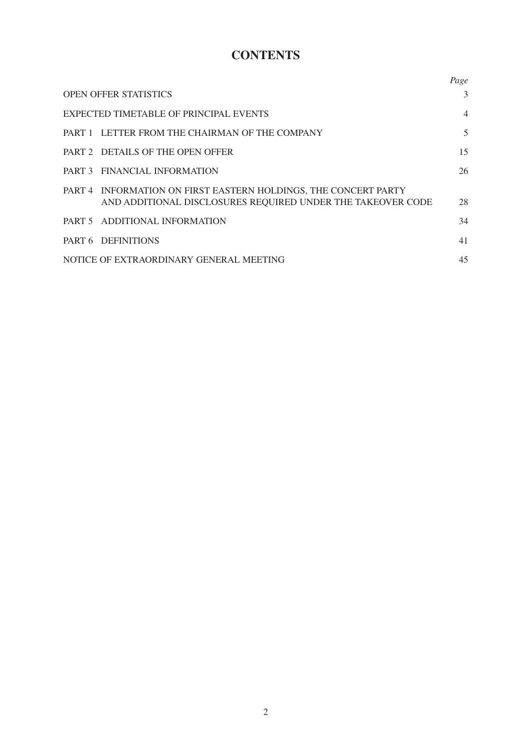# CONTENTS

| | Page |
|---|---|
| OPEN OFFER STATISTICS | 3 |
| EXPECTED TIMETABLE OF PRINCIPAL EVENTS | 4 |
| PART 1 LETTER FROM THE CHAIRMAN OF THE COMPANY | 5 |
| PART 2 DETAILS OF THE OPEN OFFER | 15 |
| PART 3 FINANCIAL INFORMATION | 26 |
| PART 4 INFORMATION ON FIRST EASTERN HOLDINGS, THE CONCERT PARTY AND ADDITIONAL DISCLOSURES REQUIRED UNDER THE TAKEOVER CODE | 28 |
| PART 5 ADDITIONAL INFORMATION | 34 |
| PART 6 DEFINITIONS | 41 |
| NOTICE OF EXTRAORDINARY GENERAL MEETING | 45 |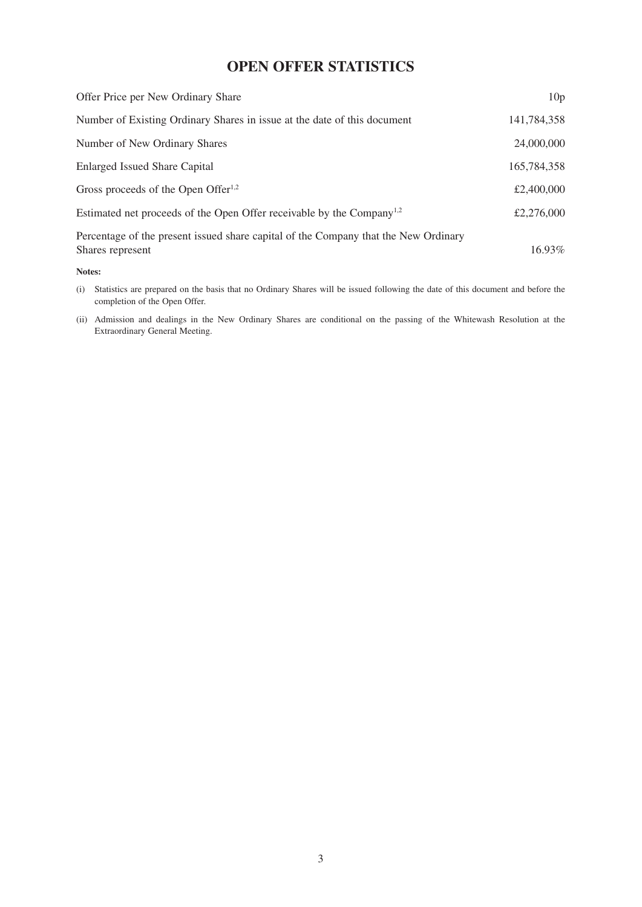# OPEN OFFER STATISTICS

| | |
|---|---|
| Offer Price per New Ordinary Share | 10p |
| Number of Existing Ordinary Shares in issue at the date of this document | 141,784,358 |
| Number of New Ordinary Shares | 24,000,000 |
| Enlarged Issued Share Capital | 165,784,358 |
| Gross proceeds of the Open Offer[1,2] | £2,400,000 |
| Estimated net proceeds of the Open Offer receivable by the Company[1,2] | £2,276,000 |
| Percentage of the present issued share capital of the Company that the New Ordinary Shares represent | 16.93% |

**Notes:**

(i) Statistics are prepared on the basis that no Ordinary Shares will be issued following the date of this document and before the completion of the Open Offer.

(ii) Admission and dealings in the New Ordinary Shares are conditional on the passing of the Whitewash Resolution at the Extraordinary General Meeting.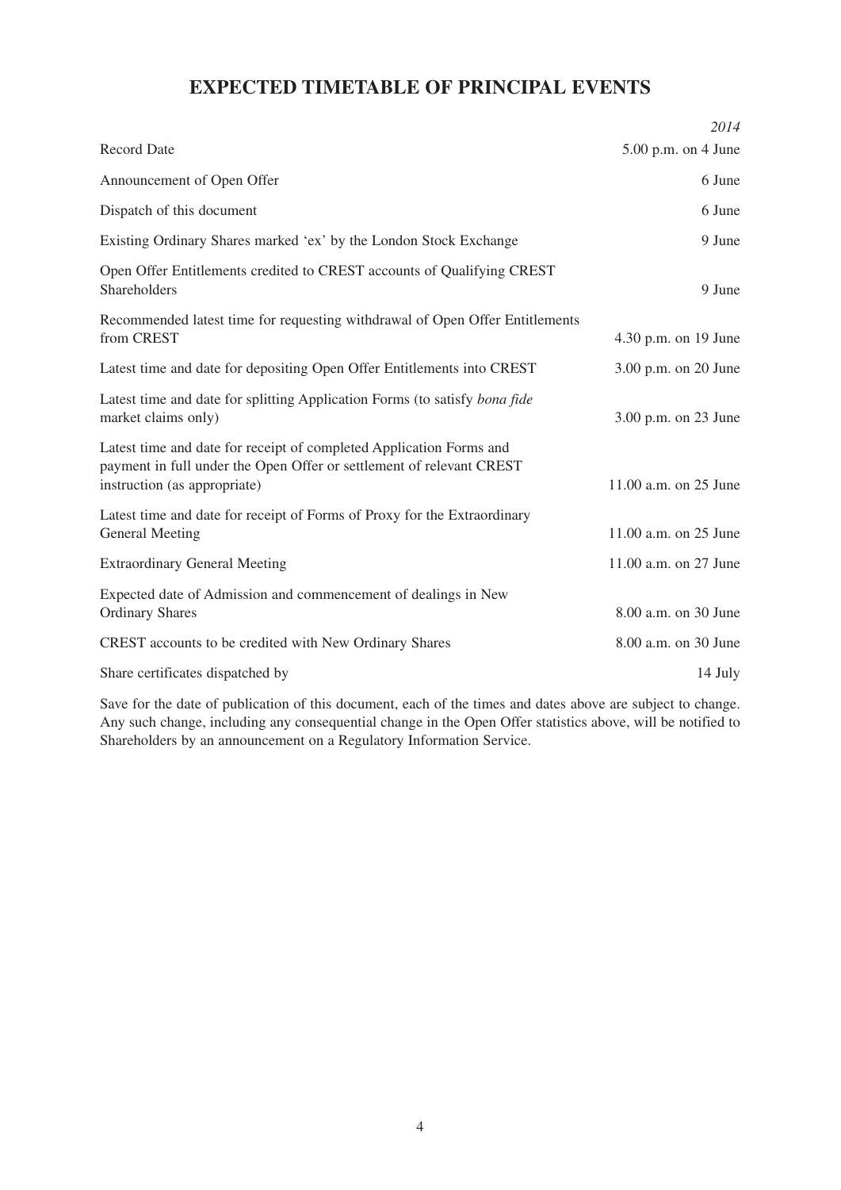# EXPECTED TIMETABLE OF PRINCIPAL EVENTS

| | *2014* |
|---|---|
| Record Date | 5.00 p.m. on 4 June |
| Announcement of Open Offer | 6 June |
| Dispatch of this document | 6 June |
| Existing Ordinary Shares marked 'ex' by the London Stock Exchange | 9 June |
| Open Offer Entitlements credited to CREST accounts of Qualifying CREST Shareholders | 9 June |
| Recommended latest time for requesting withdrawal of Open Offer Entitlements from CREST | 4.30 p.m. on 19 June |
| Latest time and date for depositing Open Offer Entitlements into CREST | 3.00 p.m. on 20 June |
| Latest time and date for splitting Application Forms (to satisfy *bona fide* market claims only) | 3.00 p.m. on 23 June |
| Latest time and date for receipt of completed Application Forms and payment in full under the Open Offer or settlement of relevant CREST instruction (as appropriate) | 11.00 a.m. on 25 June |
| Latest time and date for receipt of Forms of Proxy for the Extraordinary General Meeting | 11.00 a.m. on 25 June |
| Extraordinary General Meeting | 11.00 a.m. on 27 June |
| Expected date of Admission and commencement of dealings in New Ordinary Shares | 8.00 a.m. on 30 June |
| CREST accounts to be credited with New Ordinary Shares | 8.00 a.m. on 30 June |
| Share certificates dispatched by | 14 July |

Save for the date of publication of this document, each of the times and dates above are subject to change. Any such change, including any consequential change in the Open Offer statistics above, will be notified to Shareholders by an announcement on a Regulatory Information Service.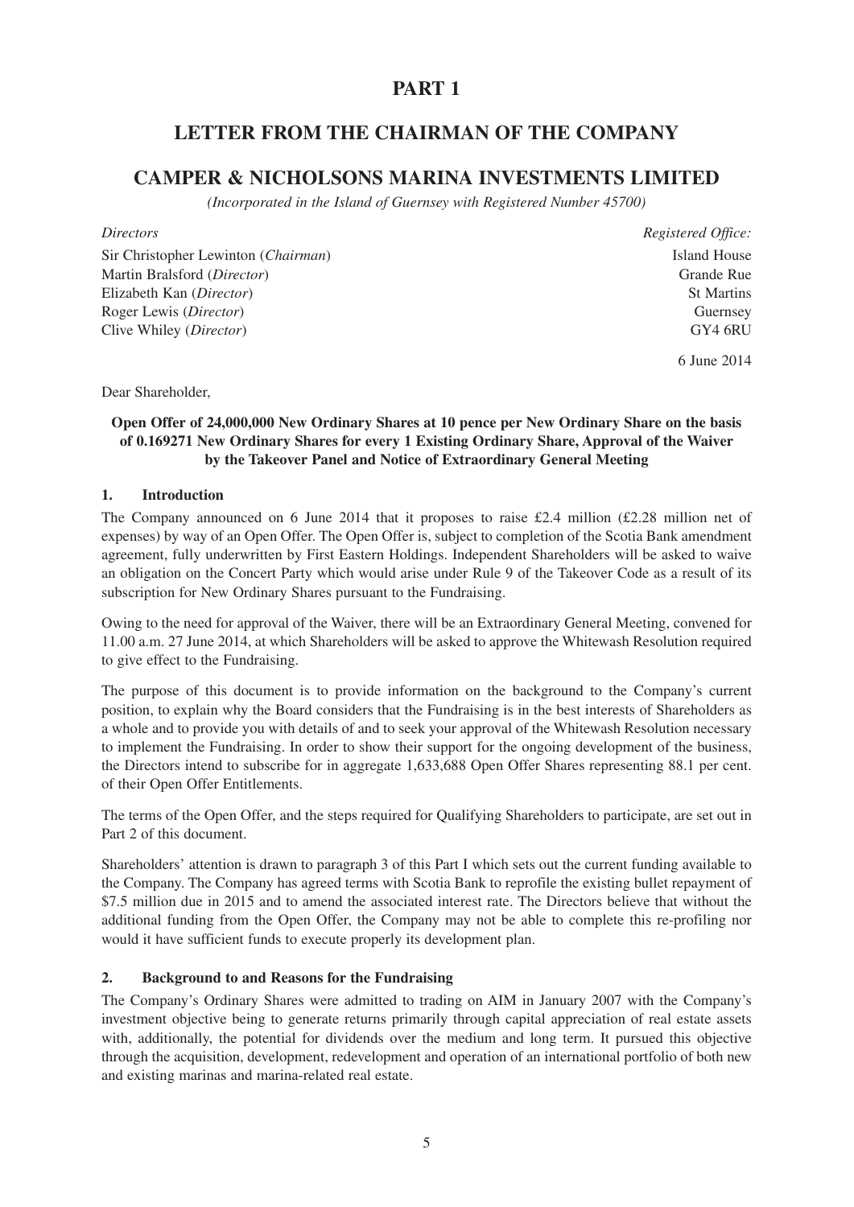# PART 1

## LETTER FROM THE CHAIRMAN OF THE COMPANY

## CAMPER & NICHOLSONS MARINA INVESTMENTS LIMITED

*(Incorporated in the Island of Guernsey with Registered Number 45700)*

| *Directors* | *Registered Office:* |
|---|---|
| Sir Christopher Lewinton (*Chairman*) | Island House |
| Martin Bralsford (*Director*) | Grande Rue |
| Elizabeth Kan (*Director*) | St Martins |
| Roger Lewis (*Director*) | Guernsey |
| Clive Whiley (*Director*) | GY4 6RU |

6 June 2014

Dear Shareholder,

**Open Offer of 24,000,000 New Ordinary Shares at 10 pence per New Ordinary Share on the basis of 0.169271 New Ordinary Shares for every 1 Existing Ordinary Share, Approval of the Waiver by the Takeover Panel and Notice of Extraordinary General Meeting**

### 1. Introduction

The Company announced on 6 June 2014 that it proposes to raise £2.4 million (£2.28 million net of expenses) by way of an Open Offer. The Open Offer is, subject to completion of the Scotia Bank amendment agreement, fully underwritten by First Eastern Holdings. Independent Shareholders will be asked to waive an obligation on the Concert Party which would arise under Rule 9 of the Takeover Code as a result of its subscription for New Ordinary Shares pursuant to the Fundraising.

Owing to the need for approval of the Waiver, there will be an Extraordinary General Meeting, convened for 11.00 a.m. 27 June 2014, at which Shareholders will be asked to approve the Whitewash Resolution required to give effect to the Fundraising.

The purpose of this document is to provide information on the background to the Company's current position, to explain why the Board considers that the Fundraising is in the best interests of Shareholders as a whole and to provide you with details of and to seek your approval of the Whitewash Resolution necessary to implement the Fundraising. In order to show their support for the ongoing development of the business, the Directors intend to subscribe for in aggregate 1,633,688 Open Offer Shares representing 88.1 per cent. of their Open Offer Entitlements.

The terms of the Open Offer, and the steps required for Qualifying Shareholders to participate, are set out in Part 2 of this document.

Shareholders' attention is drawn to paragraph 3 of this Part I which sets out the current funding available to the Company. The Company has agreed terms with Scotia Bank to reprofile the existing bullet repayment of $7.5 million due in 2015 and to amend the associated interest rate. The Directors believe that without the additional funding from the Open Offer, the Company may not be able to complete this re-profiling nor would it have sufficient funds to execute properly its development plan.

### 2. Background to and Reasons for the Fundraising

The Company's Ordinary Shares were admitted to trading on AIM in January 2007 with the Company's investment objective being to generate returns primarily through capital appreciation of real estate assets with, additionally, the potential for dividends over the medium and long term. It pursued this objective through the acquisition, development, redevelopment and operation of an international portfolio of both new and existing marinas and marina-related real estate.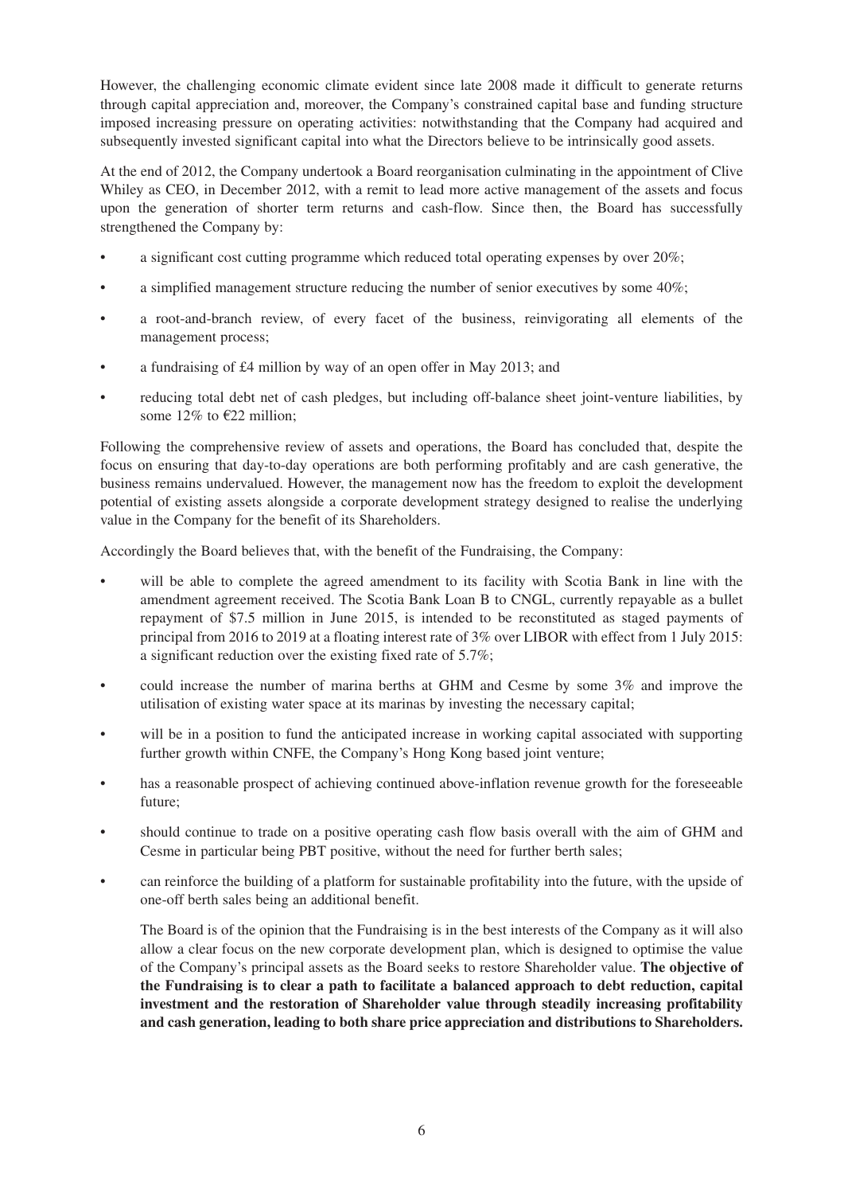However, the challenging economic climate evident since late 2008 made it difficult to generate returns through capital appreciation and, moreover, the Company's constrained capital base and funding structure imposed increasing pressure on operating activities: notwithstanding that the Company had acquired and subsequently invested significant capital into what the Directors believe to be intrinsically good assets.

At the end of 2012, the Company undertook a Board reorganisation culminating in the appointment of Clive Whiley as CEO, in December 2012, with a remit to lead more active management of the assets and focus upon the generation of shorter term returns and cash-flow. Since then, the Board has successfully strengthened the Company by:

- a significant cost cutting programme which reduced total operating expenses by over 20%;
- a simplified management structure reducing the number of senior executives by some 40%;
- a root-and-branch review, of every facet of the business, reinvigorating all elements of the management process;
- a fundraising of £4 million by way of an open offer in May 2013; and
- reducing total debt net of cash pledges, but including off-balance sheet joint-venture liabilities, by some 12% to €22 million;

Following the comprehensive review of assets and operations, the Board has concluded that, despite the focus on ensuring that day-to-day operations are both performing profitably and are cash generative, the business remains undervalued. However, the management now has the freedom to exploit the development potential of existing assets alongside a corporate development strategy designed to realise the underlying value in the Company for the benefit of its Shareholders.

Accordingly the Board believes that, with the benefit of the Fundraising, the Company:

- will be able to complete the agreed amendment to its facility with Scotia Bank in line with the amendment agreement received. The Scotia Bank Loan B to CNGL, currently repayable as a bullet repayment of $7.5 million in June 2015, is intended to be reconstituted as staged payments of principal from 2016 to 2019 at a floating interest rate of 3% over LIBOR with effect from 1 July 2015: a significant reduction over the existing fixed rate of 5.7%;
- could increase the number of marina berths at GHM and Cesme by some 3% and improve the utilisation of existing water space at its marinas by investing the necessary capital;
- will be in a position to fund the anticipated increase in working capital associated with supporting further growth within CNFE, the Company's Hong Kong based joint venture;
- has a reasonable prospect of achieving continued above-inflation revenue growth for the foreseeable future;
- should continue to trade on a positive operating cash flow basis overall with the aim of GHM and Cesme in particular being PBT positive, without the need for further berth sales;
- can reinforce the building of a platform for sustainable profitability into the future, with the upside of one-off berth sales being an additional benefit.

  The Board is of the opinion that the Fundraising is in the best interests of the Company as it will also allow a clear focus on the new corporate development plan, which is designed to optimise the value of the Company's principal assets as the Board seeks to restore Shareholder value. **The objective of the Fundraising is to clear a path to facilitate a balanced approach to debt reduction, capital investment and the restoration of Shareholder value through steadily increasing profitability and cash generation, leading to both share price appreciation and distributions to Shareholders.**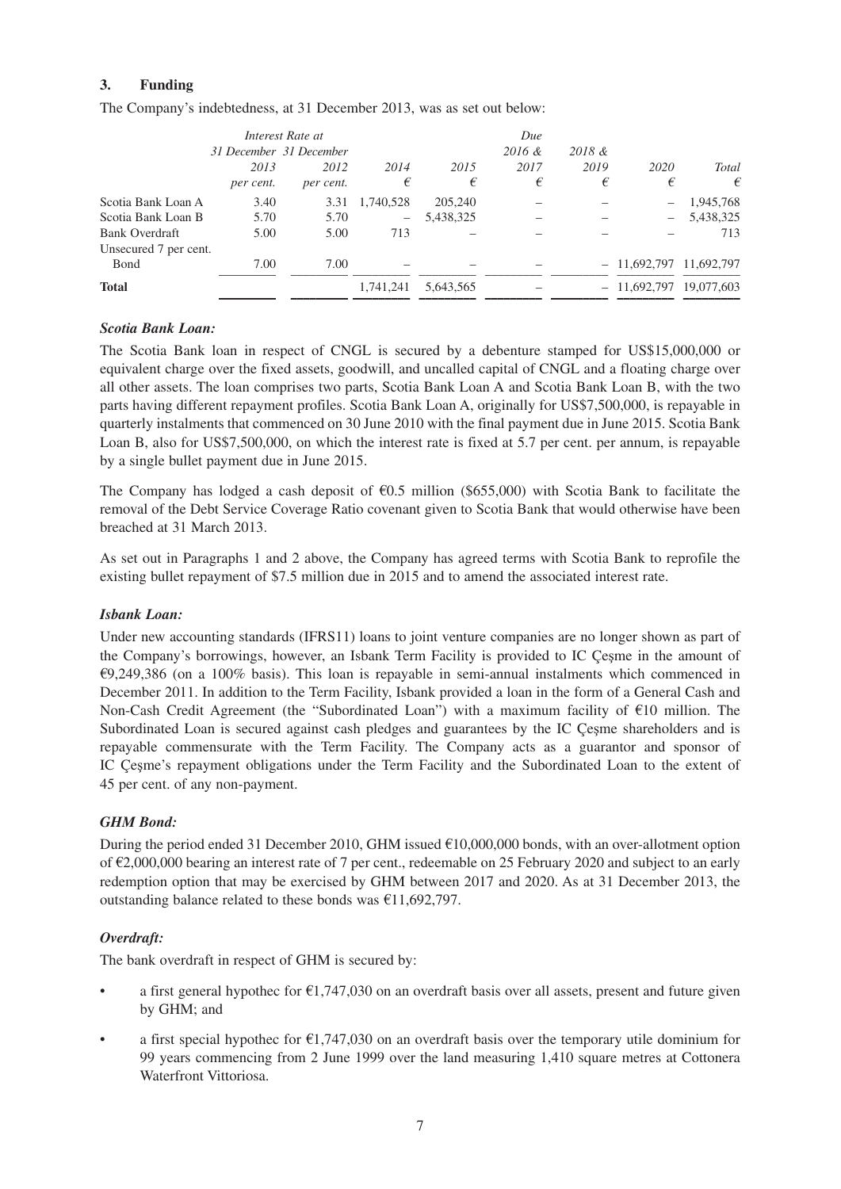### 3. Funding

The Company's indebtedness, at 31 December 2013, was as set out below:

| | *Interest Rate at 31 December 2013 per cent.* | *Interest Rate at 31 December 2012 per cent.* | *2014 €* | *2015 €* | *Due 2016 & 2017 €* | *2018 & 2019 €* | *2020 €* | *Total €* |
|---|---|---|---|---|---|---|---|---|
| Scotia Bank Loan A | 3.40 | 3.31 | 1,740,528 | 205,240 | – | – | – | 1,945,768 |
| Scotia Bank Loan B | 5.70 | 5.70 | – | 5,438,325 | – | – | – | 5,438,325 |
| Bank Overdraft | 5.00 | 5.00 | 713 | – | – | – | – | 713 |
| Unsecured 7 per cent. Bond | 7.00 | 7.00 | – | – | – | – | 11,692,797 | 11,692,797 |
| **Total** | | | 1,741,241 | 5,643,565 | – | – | 11,692,797 | 19,077,603 |

***Scotia Bank Loan:***

The Scotia Bank loan in respect of CNGL is secured by a debenture stamped for US$15,000,000 or equivalent charge over the fixed assets, goodwill, and uncalled capital of CNGL and a floating charge over all other assets. The loan comprises two parts, Scotia Bank Loan A and Scotia Bank Loan B, with the two parts having different repayment profiles. Scotia Bank Loan A, originally for US$7,500,000, is repayable in quarterly instalments that commenced on 30 June 2010 with the final payment due in June 2015. Scotia Bank Loan B, also for US$7,500,000, on which the interest rate is fixed at 5.7 per cent. per annum, is repayable by a single bullet payment due in June 2015.

The Company has lodged a cash deposit of €0.5 million ($655,000) with Scotia Bank to facilitate the removal of the Debt Service Coverage Ratio covenant given to Scotia Bank that would otherwise have been breached at 31 March 2013.

As set out in Paragraphs 1 and 2 above, the Company has agreed terms with Scotia Bank to reprofile the existing bullet repayment of $7.5 million due in 2015 and to amend the associated interest rate.

***Isbank Loan:***

Under new accounting standards (IFRS11) loans to joint venture companies are no longer shown as part of the Company's borrowings, however, an Isbank Term Facility is provided to IC Çeşme in the amount of €9,249,386 (on a 100% basis). This loan is repayable in semi-annual instalments which commenced in December 2011. In addition to the Term Facility, Isbank provided a loan in the form of a General Cash and Non-Cash Credit Agreement (the "Subordinated Loan") with a maximum facility of €10 million. The Subordinated Loan is secured against cash pledges and guarantees by the IC Çeşme shareholders and is repayable commensurate with the Term Facility. The Company acts as a guarantor and sponsor of IC Çeşme's repayment obligations under the Term Facility and the Subordinated Loan to the extent of 45 per cent. of any non-payment.

***GHM Bond:***

During the period ended 31 December 2010, GHM issued €10,000,000 bonds, with an over-allotment option of €2,000,000 bearing an interest rate of 7 per cent., redeemable on 25 February 2020 and subject to an early redemption option that may be exercised by GHM between 2017 and 2020. As at 31 December 2013, the outstanding balance related to these bonds was €11,692,797.

***Overdraft:***

The bank overdraft in respect of GHM is secured by:

- a first general hypothec for €1,747,030 on an overdraft basis over all assets, present and future given by GHM; and
- a first special hypothec for €1,747,030 on an overdraft basis over the temporary utile dominium for 99 years commencing from 2 June 1999 over the land measuring 1,410 square metres at Cottonera Waterfront Vittoriosa.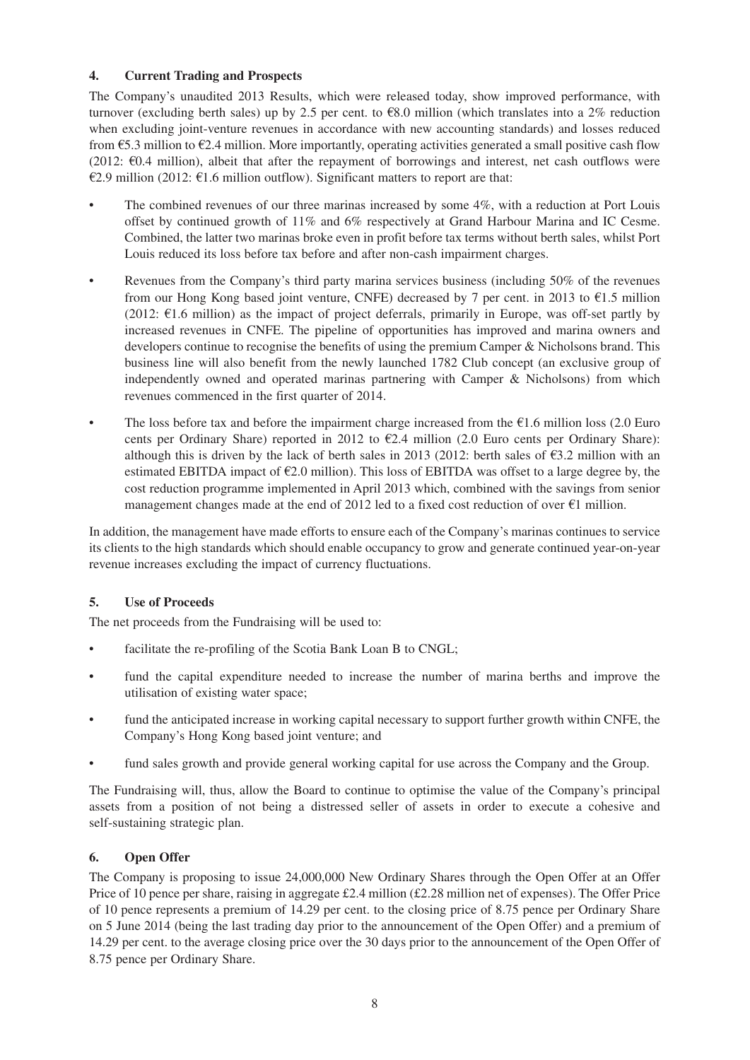## 4. Current Trading and Prospects

The Company's unaudited 2013 Results, which were released today, show improved performance, with turnover (excluding berth sales) up by 2.5 per cent. to €8.0 million (which translates into a 2% reduction when excluding joint-venture revenues in accordance with new accounting standards) and losses reduced from €5.3 million to €2.4 million. More importantly, operating activities generated a small positive cash flow (2012: €0.4 million), albeit that after the repayment of borrowings and interest, net cash outflows were €2.9 million (2012: €1.6 million outflow). Significant matters to report are that:

- The combined revenues of our three marinas increased by some 4%, with a reduction at Port Louis offset by continued growth of 11% and 6% respectively at Grand Harbour Marina and IC Cesme. Combined, the latter two marinas broke even in profit before tax terms without berth sales, whilst Port Louis reduced its loss before tax before and after non-cash impairment charges.
- Revenues from the Company's third party marina services business (including 50% of the revenues from our Hong Kong based joint venture, CNFE) decreased by 7 per cent. in 2013 to €1.5 million (2012: €1.6 million) as the impact of project deferrals, primarily in Europe, was off-set partly by increased revenues in CNFE. The pipeline of opportunities has improved and marina owners and developers continue to recognise the benefits of using the premium Camper & Nicholsons brand. This business line will also benefit from the newly launched 1782 Club concept (an exclusive group of independently owned and operated marinas partnering with Camper & Nicholsons) from which revenues commenced in the first quarter of 2014.
- The loss before tax and before the impairment charge increased from the €1.6 million loss (2.0 Euro cents per Ordinary Share) reported in 2012 to €2.4 million (2.0 Euro cents per Ordinary Share): although this is driven by the lack of berth sales in 2013 (2012: berth sales of €3.2 million with an estimated EBITDA impact of €2.0 million). This loss of EBITDA was offset to a large degree by, the cost reduction programme implemented in April 2013 which, combined with the savings from senior management changes made at the end of 2012 led to a fixed cost reduction of over €1 million.

In addition, the management have made efforts to ensure each of the Company's marinas continues to service its clients to the high standards which should enable occupancy to grow and generate continued year-on-year revenue increases excluding the impact of currency fluctuations.

## 5. Use of Proceeds

The net proceeds from the Fundraising will be used to:

- facilitate the re-profiling of the Scotia Bank Loan B to CNGL;
- fund the capital expenditure needed to increase the number of marina berths and improve the utilisation of existing water space;
- fund the anticipated increase in working capital necessary to support further growth within CNFE, the Company's Hong Kong based joint venture; and
- fund sales growth and provide general working capital for use across the Company and the Group.

The Fundraising will, thus, allow the Board to continue to optimise the value of the Company's principal assets from a position of not being a distressed seller of assets in order to execute a cohesive and self-sustaining strategic plan.

## 6. Open Offer

The Company is proposing to issue 24,000,000 New Ordinary Shares through the Open Offer at an Offer Price of 10 pence per share, raising in aggregate £2.4 million (£2.28 million net of expenses). The Offer Price of 10 pence represents a premium of 14.29 per cent. to the closing price of 8.75 pence per Ordinary Share on 5 June 2014 (being the last trading day prior to the announcement of the Open Offer) and a premium of 14.29 per cent. to the average closing price over the 30 days prior to the announcement of the Open Offer of 8.75 pence per Ordinary Share.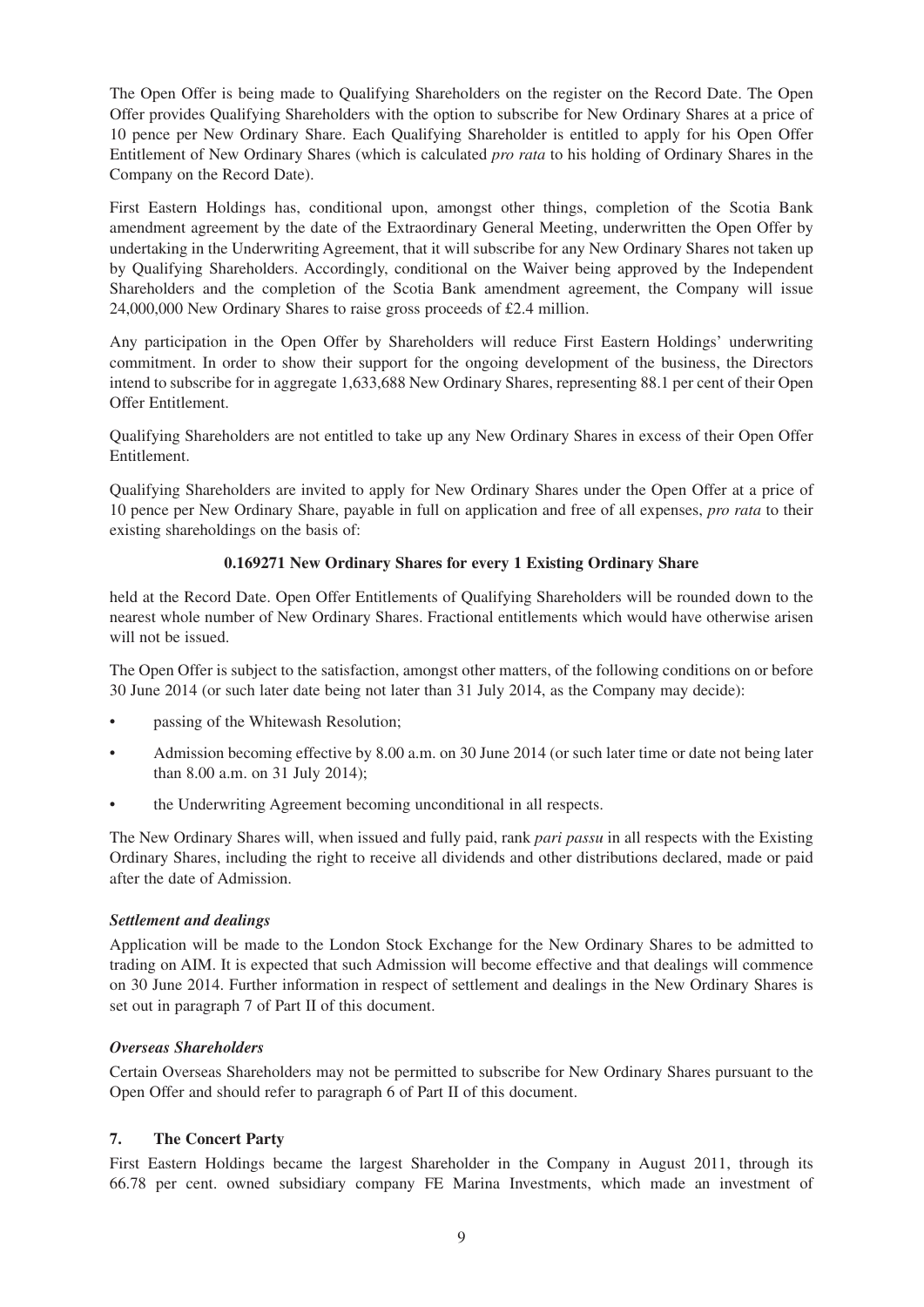The Open Offer is being made to Qualifying Shareholders on the register on the Record Date. The Open Offer provides Qualifying Shareholders with the option to subscribe for New Ordinary Shares at a price of 10 pence per New Ordinary Share. Each Qualifying Shareholder is entitled to apply for his Open Offer Entitlement of New Ordinary Shares (which is calculated *pro rata* to his holding of Ordinary Shares in the Company on the Record Date).

First Eastern Holdings has, conditional upon, amongst other things, completion of the Scotia Bank amendment agreement by the date of the Extraordinary General Meeting, underwritten the Open Offer by undertaking in the Underwriting Agreement, that it will subscribe for any New Ordinary Shares not taken up by Qualifying Shareholders. Accordingly, conditional on the Waiver being approved by the Independent Shareholders and the completion of the Scotia Bank amendment agreement, the Company will issue 24,000,000 New Ordinary Shares to raise gross proceeds of £2.4 million.

Any participation in the Open Offer by Shareholders will reduce First Eastern Holdings' underwriting commitment. In order to show their support for the ongoing development of the business, the Directors intend to subscribe for in aggregate 1,633,688 New Ordinary Shares, representing 88.1 per cent of their Open Offer Entitlement.

Qualifying Shareholders are not entitled to take up any New Ordinary Shares in excess of their Open Offer Entitlement.

Qualifying Shareholders are invited to apply for New Ordinary Shares under the Open Offer at a price of 10 pence per New Ordinary Share, payable in full on application and free of all expenses, *pro rata* to their existing shareholdings on the basis of:

**0.169271 New Ordinary Shares for every 1 Existing Ordinary Share**

held at the Record Date. Open Offer Entitlements of Qualifying Shareholders will be rounded down to the nearest whole number of New Ordinary Shares. Fractional entitlements which would have otherwise arisen will not be issued.

The Open Offer is subject to the satisfaction, amongst other matters, of the following conditions on or before 30 June 2014 (or such later date being not later than 31 July 2014, as the Company may decide):

- passing of the Whitewash Resolution;
- Admission becoming effective by 8.00 a.m. on 30 June 2014 (or such later time or date not being later than 8.00 a.m. on 31 July 2014);
- the Underwriting Agreement becoming unconditional in all respects.

The New Ordinary Shares will, when issued and fully paid, rank *pari passu* in all respects with the Existing Ordinary Shares, including the right to receive all dividends and other distributions declared, made or paid after the date of Admission.

***Settlement and dealings***

Application will be made to the London Stock Exchange for the New Ordinary Shares to be admitted to trading on AIM. It is expected that such Admission will become effective and that dealings will commence on 30 June 2014. Further information in respect of settlement and dealings in the New Ordinary Shares is set out in paragraph 7 of Part II of this document.

***Overseas Shareholders***

Certain Overseas Shareholders may not be permitted to subscribe for New Ordinary Shares pursuant to the Open Offer and should refer to paragraph 6 of Part II of this document.

## 7. The Concert Party

First Eastern Holdings became the largest Shareholder in the Company in August 2011, through its 66.78 per cent. owned subsidiary company FE Marina Investments, which made an investment of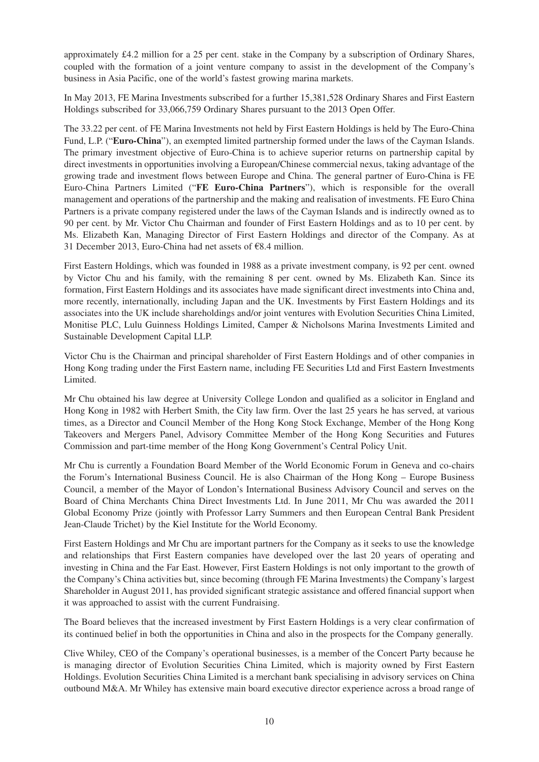approximately £4.2 million for a 25 per cent. stake in the Company by a subscription of Ordinary Shares, coupled with the formation of a joint venture company to assist in the development of the Company's business in Asia Pacific, one of the world's fastest growing marina markets.

In May 2013, FE Marina Investments subscribed for a further 15,381,528 Ordinary Shares and First Eastern Holdings subscribed for 33,066,759 Ordinary Shares pursuant to the 2013 Open Offer.

The 33.22 per cent. of FE Marina Investments not held by First Eastern Holdings is held by The Euro-China Fund, L.P. ("**Euro-China**"), an exempted limited partnership formed under the laws of the Cayman Islands. The primary investment objective of Euro-China is to achieve superior returns on partnership capital by direct investments in opportunities involving a European/Chinese commercial nexus, taking advantage of the growing trade and investment flows between Europe and China. The general partner of Euro-China is FE Euro-China Partners Limited ("**FE Euro-China Partners**"), which is responsible for the overall management and operations of the partnership and the making and realisation of investments. FE Euro China Partners is a private company registered under the laws of the Cayman Islands and is indirectly owned as to 90 per cent. by Mr. Victor Chu Chairman and founder of First Eastern Holdings and as to 10 per cent. by Ms. Elizabeth Kan, Managing Director of First Eastern Holdings and director of the Company. As at 31 December 2013, Euro-China had net assets of €8.4 million.

First Eastern Holdings, which was founded in 1988 as a private investment company, is 92 per cent. owned by Victor Chu and his family, with the remaining 8 per cent. owned by Ms. Elizabeth Kan. Since its formation, First Eastern Holdings and its associates have made significant direct investments into China and, more recently, internationally, including Japan and the UK. Investments by First Eastern Holdings and its associates into the UK include shareholdings and/or joint ventures with Evolution Securities China Limited, Monitise PLC, Lulu Guinness Holdings Limited, Camper & Nicholsons Marina Investments Limited and Sustainable Development Capital LLP.

Victor Chu is the Chairman and principal shareholder of First Eastern Holdings and of other companies in Hong Kong trading under the First Eastern name, including FE Securities Ltd and First Eastern Investments Limited.

Mr Chu obtained his law degree at University College London and qualified as a solicitor in England and Hong Kong in 1982 with Herbert Smith, the City law firm. Over the last 25 years he has served, at various times, as a Director and Council Member of the Hong Kong Stock Exchange, Member of the Hong Kong Takeovers and Mergers Panel, Advisory Committee Member of the Hong Kong Securities and Futures Commission and part-time member of the Hong Kong Government's Central Policy Unit.

Mr Chu is currently a Foundation Board Member of the World Economic Forum in Geneva and co-chairs the Forum's International Business Council. He is also Chairman of the Hong Kong – Europe Business Council, a member of the Mayor of London's International Business Advisory Council and serves on the Board of China Merchants China Direct Investments Ltd. In June 2011, Mr Chu was awarded the 2011 Global Economy Prize (jointly with Professor Larry Summers and then European Central Bank President Jean-Claude Trichet) by the Kiel Institute for the World Economy.

First Eastern Holdings and Mr Chu are important partners for the Company as it seeks to use the knowledge and relationships that First Eastern companies have developed over the last 20 years of operating and investing in China and the Far East. However, First Eastern Holdings is not only important to the growth of the Company's China activities but, since becoming (through FE Marina Investments) the Company's largest Shareholder in August 2011, has provided significant strategic assistance and offered financial support when it was approached to assist with the current Fundraising.

The Board believes that the increased investment by First Eastern Holdings is a very clear confirmation of its continued belief in both the opportunities in China and also in the prospects for the Company generally.

Clive Whiley, CEO of the Company's operational businesses, is a member of the Concert Party because he is managing director of Evolution Securities China Limited, which is majority owned by First Eastern Holdings. Evolution Securities China Limited is a merchant bank specialising in advisory services on China outbound M&A. Mr Whiley has extensive main board executive director experience across a broad range of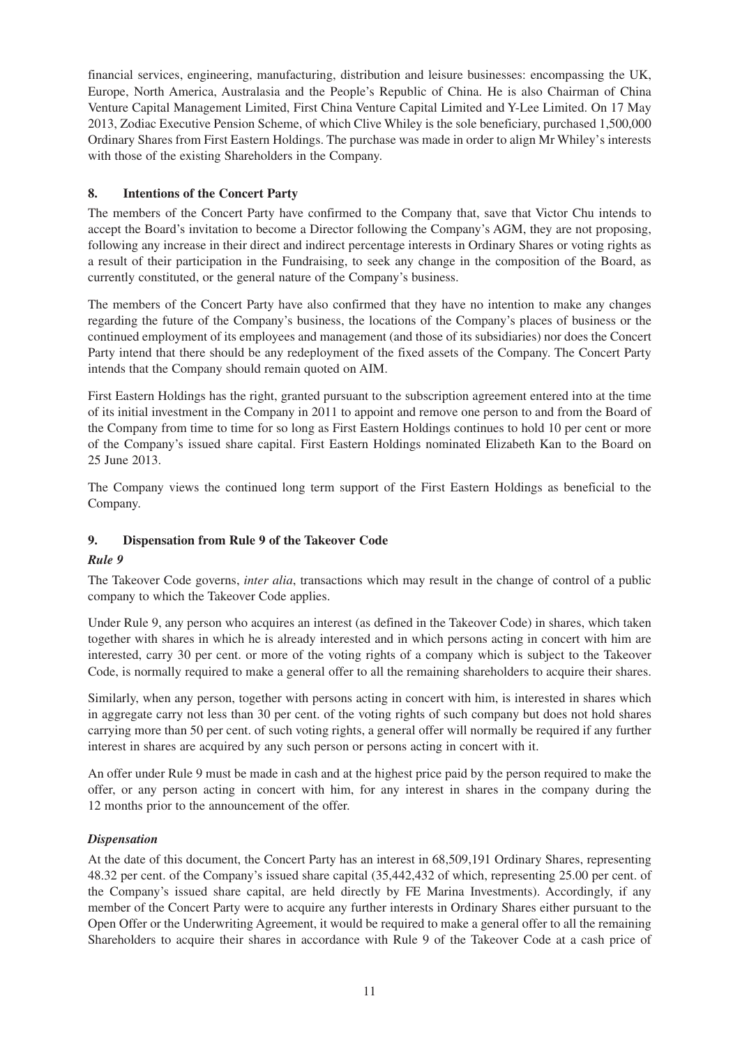financial services, engineering, manufacturing, distribution and leisure businesses: encompassing the UK, Europe, North America, Australasia and the People's Republic of China. He is also Chairman of China Venture Capital Management Limited, First China Venture Capital Limited and Y-Lee Limited. On 17 May 2013, Zodiac Executive Pension Scheme, of which Clive Whiley is the sole beneficiary, purchased 1,500,000 Ordinary Shares from First Eastern Holdings. The purchase was made in order to align Mr Whiley's interests with those of the existing Shareholders in the Company.

## 8. Intentions of the Concert Party

The members of the Concert Party have confirmed to the Company that, save that Victor Chu intends to accept the Board's invitation to become a Director following the Company's AGM, they are not proposing, following any increase in their direct and indirect percentage interests in Ordinary Shares or voting rights as a result of their participation in the Fundraising, to seek any change in the composition of the Board, as currently constituted, or the general nature of the Company's business.

The members of the Concert Party have also confirmed that they have no intention to make any changes regarding the future of the Company's business, the locations of the Company's places of business or the continued employment of its employees and management (and those of its subsidiaries) nor does the Concert Party intend that there should be any redeployment of the fixed assets of the Company. The Concert Party intends that the Company should remain quoted on AIM.

First Eastern Holdings has the right, granted pursuant to the subscription agreement entered into at the time of its initial investment in the Company in 2011 to appoint and remove one person to and from the Board of the Company from time to time for so long as First Eastern Holdings continues to hold 10 per cent or more of the Company's issued share capital. First Eastern Holdings nominated Elizabeth Kan to the Board on 25 June 2013.

The Company views the continued long term support of the First Eastern Holdings as beneficial to the Company.

## 9. Dispensation from Rule 9 of the Takeover Code

### *Rule 9*

The Takeover Code governs, *inter alia*, transactions which may result in the change of control of a public company to which the Takeover Code applies.

Under Rule 9, any person who acquires an interest (as defined in the Takeover Code) in shares, which taken together with shares in which he is already interested and in which persons acting in concert with him are interested, carry 30 per cent. or more of the voting rights of a company which is subject to the Takeover Code, is normally required to make a general offer to all the remaining shareholders to acquire their shares.

Similarly, when any person, together with persons acting in concert with him, is interested in shares which in aggregate carry not less than 30 per cent. of the voting rights of such company but does not hold shares carrying more than 50 per cent. of such voting rights, a general offer will normally be required if any further interest in shares are acquired by any such person or persons acting in concert with it.

An offer under Rule 9 must be made in cash and at the highest price paid by the person required to make the offer, or any person acting in concert with him, for any interest in shares in the company during the 12 months prior to the announcement of the offer.

### *Dispensation*

At the date of this document, the Concert Party has an interest in 68,509,191 Ordinary Shares, representing 48.32 per cent. of the Company's issued share capital (35,442,432 of which, representing 25.00 per cent. of the Company's issued share capital, are held directly by FE Marina Investments). Accordingly, if any member of the Concert Party were to acquire any further interests in Ordinary Shares either pursuant to the Open Offer or the Underwriting Agreement, it would be required to make a general offer to all the remaining Shareholders to acquire their shares in accordance with Rule 9 of the Takeover Code at a cash price of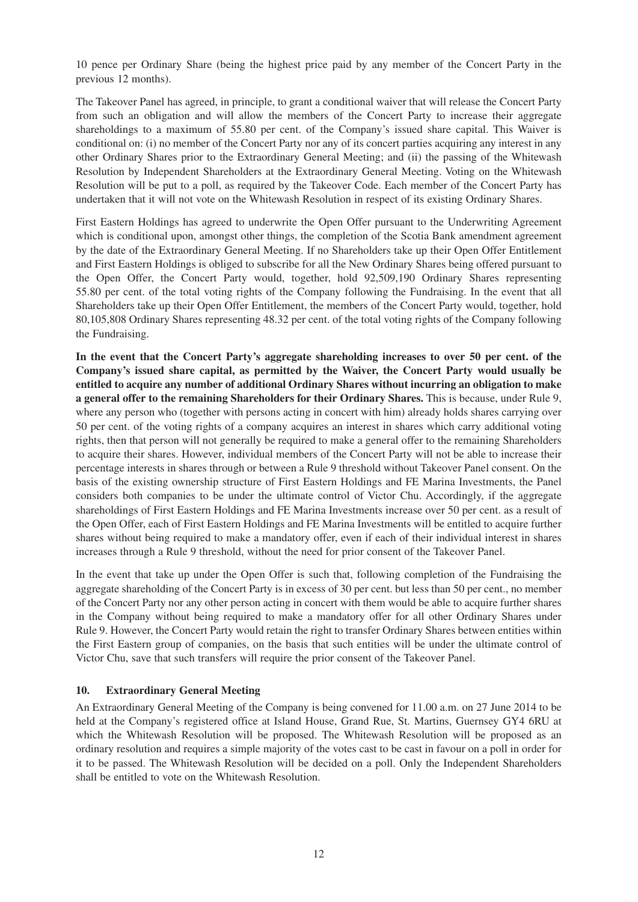10 pence per Ordinary Share (being the highest price paid by any member of the Concert Party in the previous 12 months).

The Takeover Panel has agreed, in principle, to grant a conditional waiver that will release the Concert Party from such an obligation and will allow the members of the Concert Party to increase their aggregate shareholdings to a maximum of 55.80 per cent. of the Company's issued share capital. This Waiver is conditional on: (i) no member of the Concert Party nor any of its concert parties acquiring any interest in any other Ordinary Shares prior to the Extraordinary General Meeting; and (ii) the passing of the Whitewash Resolution by Independent Shareholders at the Extraordinary General Meeting. Voting on the Whitewash Resolution will be put to a poll, as required by the Takeover Code. Each member of the Concert Party has undertaken that it will not vote on the Whitewash Resolution in respect of its existing Ordinary Shares.

First Eastern Holdings has agreed to underwrite the Open Offer pursuant to the Underwriting Agreement which is conditional upon, amongst other things, the completion of the Scotia Bank amendment agreement by the date of the Extraordinary General Meeting. If no Shareholders take up their Open Offer Entitlement and First Eastern Holdings is obliged to subscribe for all the New Ordinary Shares being offered pursuant to the Open Offer, the Concert Party would, together, hold 92,509,190 Ordinary Shares representing 55.80 per cent. of the total voting rights of the Company following the Fundraising. In the event that all Shareholders take up their Open Offer Entitlement, the members of the Concert Party would, together, hold 80,105,808 Ordinary Shares representing 48.32 per cent. of the total voting rights of the Company following the Fundraising.

**In the event that the Concert Party's aggregate shareholding increases to over 50 per cent. of the Company's issued share capital, as permitted by the Waiver, the Concert Party would usually be entitled to acquire any number of additional Ordinary Shares without incurring an obligation to make a general offer to the remaining Shareholders for their Ordinary Shares.** This is because, under Rule 9, where any person who (together with persons acting in concert with him) already holds shares carrying over 50 per cent. of the voting rights of a company acquires an interest in shares which carry additional voting rights, then that person will not generally be required to make a general offer to the remaining Shareholders to acquire their shares. However, individual members of the Concert Party will not be able to increase their percentage interests in shares through or between a Rule 9 threshold without Takeover Panel consent. On the basis of the existing ownership structure of First Eastern Holdings and FE Marina Investments, the Panel considers both companies to be under the ultimate control of Victor Chu. Accordingly, if the aggregate shareholdings of First Eastern Holdings and FE Marina Investments increase over 50 per cent. as a result of the Open Offer, each of First Eastern Holdings and FE Marina Investments will be entitled to acquire further shares without being required to make a mandatory offer, even if each of their individual interest in shares increases through a Rule 9 threshold, without the need for prior consent of the Takeover Panel.

In the event that take up under the Open Offer is such that, following completion of the Fundraising the aggregate shareholding of the Concert Party is in excess of 30 per cent. but less than 50 per cent., no member of the Concert Party nor any other person acting in concert with them would be able to acquire further shares in the Company without being required to make a mandatory offer for all other Ordinary Shares under Rule 9. However, the Concert Party would retain the right to transfer Ordinary Shares between entities within the First Eastern group of companies, on the basis that such entities will be under the ultimate control of Victor Chu, save that such transfers will require the prior consent of the Takeover Panel.

## 10. Extraordinary General Meeting

An Extraordinary General Meeting of the Company is being convened for 11.00 a.m. on 27 June 2014 to be held at the Company's registered office at Island House, Grand Rue, St. Martins, Guernsey GY4 6RU at which the Whitewash Resolution will be proposed. The Whitewash Resolution will be proposed as an ordinary resolution and requires a simple majority of the votes cast to be cast in favour on a poll in order for it to be passed. The Whitewash Resolution will be decided on a poll. Only the Independent Shareholders shall be entitled to vote on the Whitewash Resolution.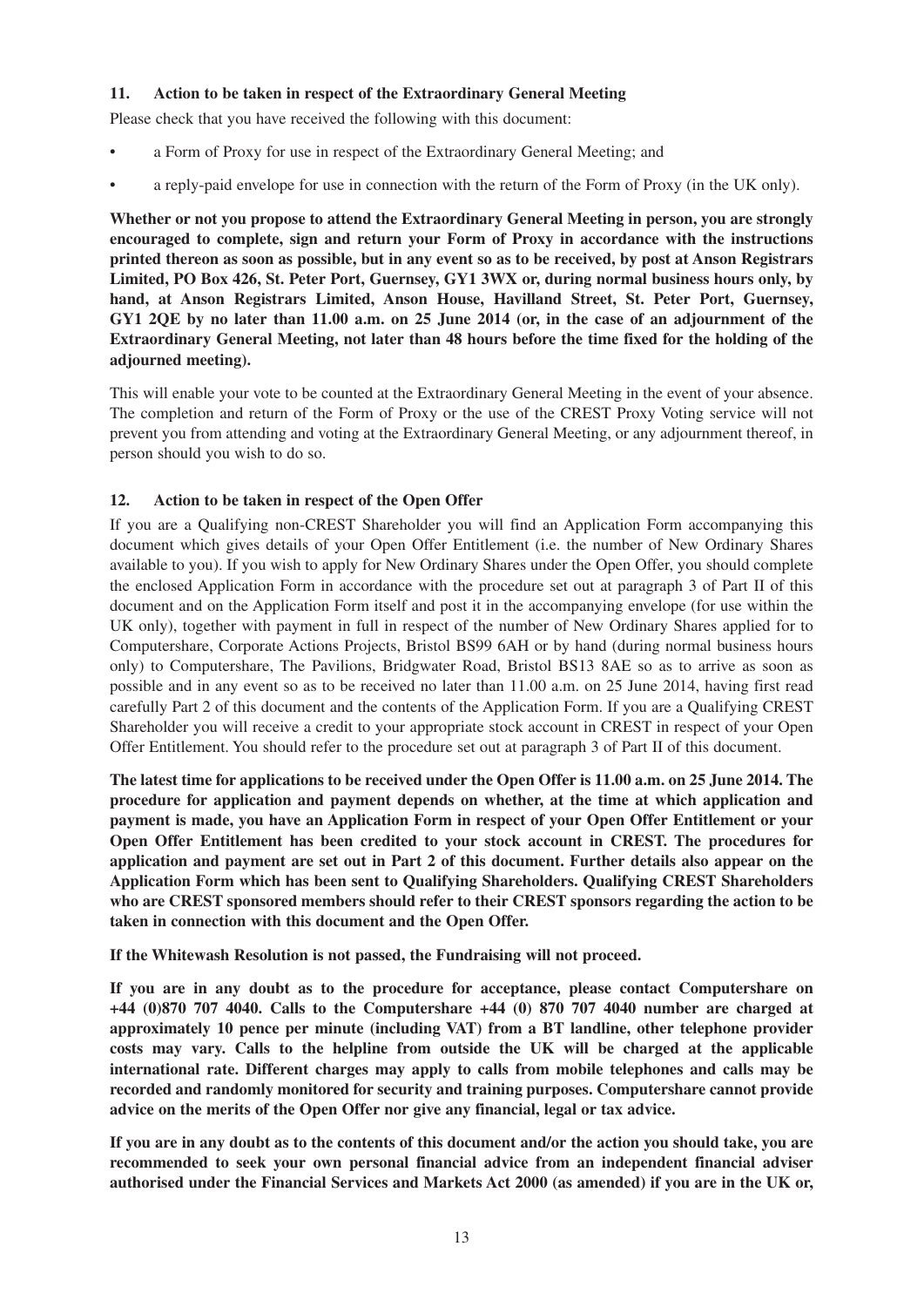### 11. Action to be taken in respect of the Extraordinary General Meeting

Please check that you have received the following with this document:

- a Form of Proxy for use in respect of the Extraordinary General Meeting; and
- a reply-paid envelope for use in connection with the return of the Form of Proxy (in the UK only).

**Whether or not you propose to attend the Extraordinary General Meeting in person, you are strongly encouraged to complete, sign and return your Form of Proxy in accordance with the instructions printed thereon as soon as possible, but in any event so as to be received, by post at Anson Registrars Limited, PO Box 426, St. Peter Port, Guernsey, GY1 3WX or, during normal business hours only, by hand, at Anson Registrars Limited, Anson House, Havilland Street, St. Peter Port, Guernsey, GY1 2QE by no later than 11.00 a.m. on 25 June 2014 (or, in the case of an adjournment of the Extraordinary General Meeting, not later than 48 hours before the time fixed for the holding of the adjourned meeting).**

This will enable your vote to be counted at the Extraordinary General Meeting in the event of your absence. The completion and return of the Form of Proxy or the use of the CREST Proxy Voting service will not prevent you from attending and voting at the Extraordinary General Meeting, or any adjournment thereof, in person should you wish to do so.

### 12. Action to be taken in respect of the Open Offer

If you are a Qualifying non-CREST Shareholder you will find an Application Form accompanying this document which gives details of your Open Offer Entitlement (i.e. the number of New Ordinary Shares available to you). If you wish to apply for New Ordinary Shares under the Open Offer, you should complete the enclosed Application Form in accordance with the procedure set out at paragraph 3 of Part II of this document and on the Application Form itself and post it in the accompanying envelope (for use within the UK only), together with payment in full in respect of the number of New Ordinary Shares applied for to Computershare, Corporate Actions Projects, Bristol BS99 6AH or by hand (during normal business hours only) to Computershare, The Pavilions, Bridgwater Road, Bristol BS13 8AE so as to arrive as soon as possible and in any event so as to be received no later than 11.00 a.m. on 25 June 2014, having first read carefully Part 2 of this document and the contents of the Application Form. If you are a Qualifying CREST Shareholder you will receive a credit to your appropriate stock account in CREST in respect of your Open Offer Entitlement. You should refer to the procedure set out at paragraph 3 of Part II of this document.

**The latest time for applications to be received under the Open Offer is 11.00 a.m. on 25 June 2014. The procedure for application and payment depends on whether, at the time at which application and payment is made, you have an Application Form in respect of your Open Offer Entitlement or your Open Offer Entitlement has been credited to your stock account in CREST. The procedures for application and payment are set out in Part 2 of this document. Further details also appear on the Application Form which has been sent to Qualifying Shareholders. Qualifying CREST Shareholders who are CREST sponsored members should refer to their CREST sponsors regarding the action to be taken in connection with this document and the Open Offer.**

**If the Whitewash Resolution is not passed, the Fundraising will not proceed.**

**If you are in any doubt as to the procedure for acceptance, please contact Computershare on +44 (0)870 707 4040. Calls to the Computershare +44 (0) 870 707 4040 number are charged at approximately 10 pence per minute (including VAT) from a BT landline, other telephone provider costs may vary. Calls to the helpline from outside the UK will be charged at the applicable international rate. Different charges may apply to calls from mobile telephones and calls may be recorded and randomly monitored for security and training purposes. Computershare cannot provide advice on the merits of the Open Offer nor give any financial, legal or tax advice.**

**If you are in any doubt as to the contents of this document and/or the action you should take, you are recommended to seek your own personal financial advice from an independent financial adviser authorised under the Financial Services and Markets Act 2000 (as amended) if you are in the UK or,**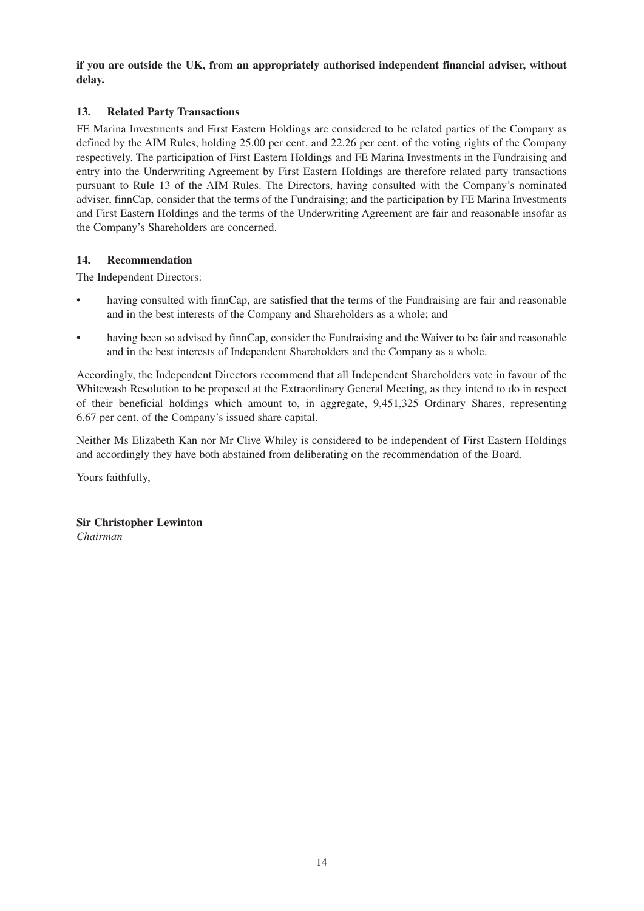**if you are outside the UK, from an appropriately authorised independent financial adviser, without delay.**

## 13. Related Party Transactions

FE Marina Investments and First Eastern Holdings are considered to be related parties of the Company as defined by the AIM Rules, holding 25.00 per cent. and 22.26 per cent. of the voting rights of the Company respectively. The participation of First Eastern Holdings and FE Marina Investments in the Fundraising and entry into the Underwriting Agreement by First Eastern Holdings are therefore related party transactions pursuant to Rule 13 of the AIM Rules. The Directors, having consulted with the Company's nominated adviser, finnCap, consider that the terms of the Fundraising; and the participation by FE Marina Investments and First Eastern Holdings and the terms of the Underwriting Agreement are fair and reasonable insofar as the Company's Shareholders are concerned.

## 14. Recommendation

The Independent Directors:

- having consulted with finnCap, are satisfied that the terms of the Fundraising are fair and reasonable and in the best interests of the Company and Shareholders as a whole; and
- having been so advised by finnCap, consider the Fundraising and the Waiver to be fair and reasonable and in the best interests of Independent Shareholders and the Company as a whole.

Accordingly, the Independent Directors recommend that all Independent Shareholders vote in favour of the Whitewash Resolution to be proposed at the Extraordinary General Meeting, as they intend to do in respect of their beneficial holdings which amount to, in aggregate, 9,451,325 Ordinary Shares, representing 6.67 per cent. of the Company's issued share capital.

Neither Ms Elizabeth Kan nor Mr Clive Whiley is considered to be independent of First Eastern Holdings and accordingly they have both abstained from deliberating on the recommendation of the Board.

Yours faithfully,

**Sir Christopher Lewinton**
*Chairman*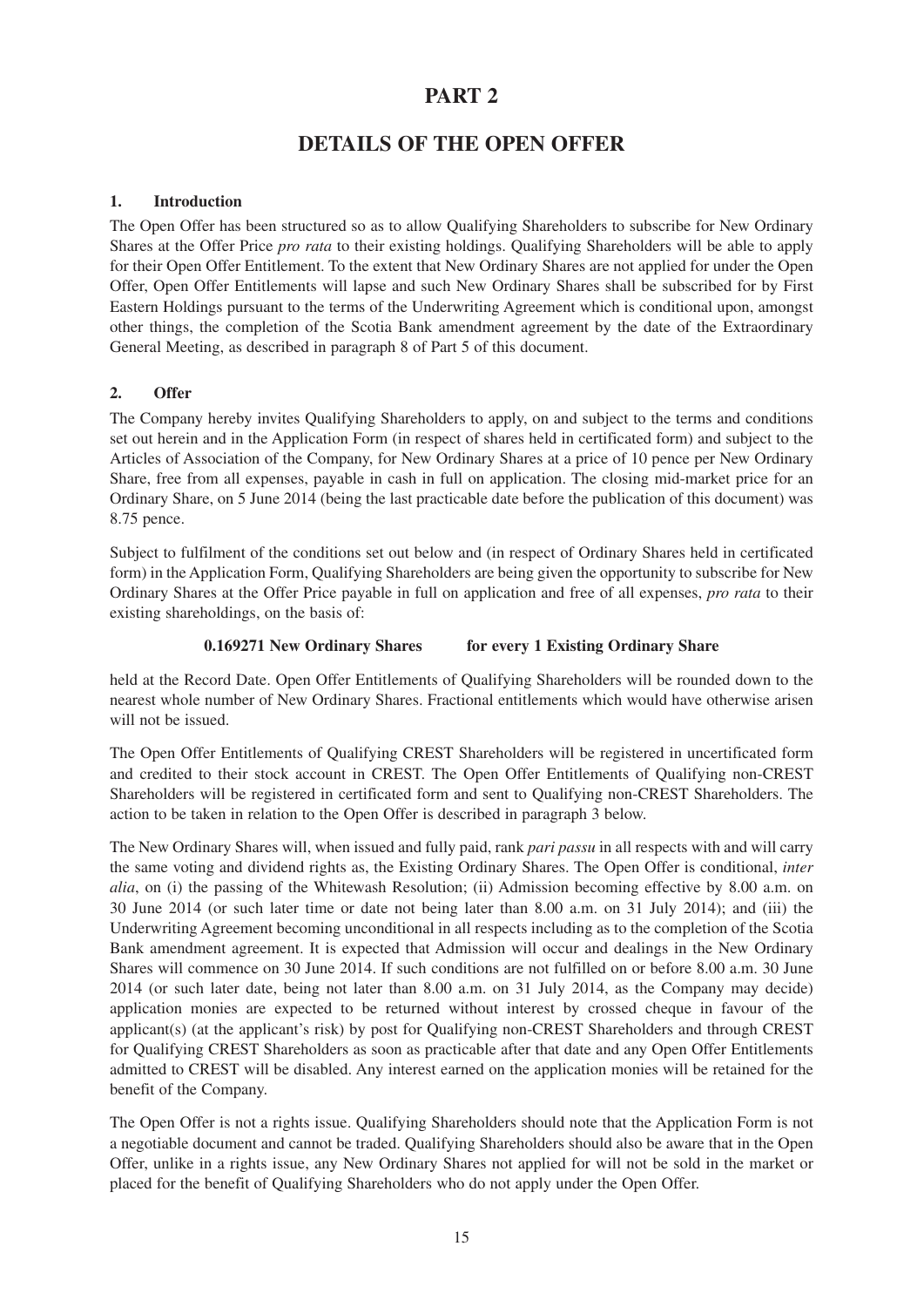# PART 2

## DETAILS OF THE OPEN OFFER

### 1. Introduction

The Open Offer has been structured so as to allow Qualifying Shareholders to subscribe for New Ordinary Shares at the Offer Price *pro rata* to their existing holdings. Qualifying Shareholders will be able to apply for their Open Offer Entitlement. To the extent that New Ordinary Shares are not applied for under the Open Offer, Open Offer Entitlements will lapse and such New Ordinary Shares shall be subscribed for by First Eastern Holdings pursuant to the terms of the Underwriting Agreement which is conditional upon, amongst other things, the completion of the Scotia Bank amendment agreement by the date of the Extraordinary General Meeting, as described in paragraph 8 of Part 5 of this document.

### 2. Offer

The Company hereby invites Qualifying Shareholders to apply, on and subject to the terms and conditions set out herein and in the Application Form (in respect of shares held in certificated form) and subject to the Articles of Association of the Company, for New Ordinary Shares at a price of 10 pence per New Ordinary Share, free from all expenses, payable in cash in full on application. The closing mid-market price for an Ordinary Share, on 5 June 2014 (being the last practicable date before the publication of this document) was 8.75 pence.

Subject to fulfilment of the conditions set out below and (in respect of Ordinary Shares held in certificated form) in the Application Form, Qualifying Shareholders are being given the opportunity to subscribe for New Ordinary Shares at the Offer Price payable in full on application and free of all expenses, *pro rata* to their existing shareholdings, on the basis of:

**0.169271 New Ordinary Shares for every 1 Existing Ordinary Share**

held at the Record Date. Open Offer Entitlements of Qualifying Shareholders will be rounded down to the nearest whole number of New Ordinary Shares. Fractional entitlements which would have otherwise arisen will not be issued.

The Open Offer Entitlements of Qualifying CREST Shareholders will be registered in uncertificated form and credited to their stock account in CREST. The Open Offer Entitlements of Qualifying non-CREST Shareholders will be registered in certificated form and sent to Qualifying non-CREST Shareholders. The action to be taken in relation to the Open Offer is described in paragraph 3 below.

The New Ordinary Shares will, when issued and fully paid, rank *pari passu* in all respects with and will carry the same voting and dividend rights as, the Existing Ordinary Shares. The Open Offer is conditional, *inter alia*, on (i) the passing of the Whitewash Resolution; (ii) Admission becoming effective by 8.00 a.m. on 30 June 2014 (or such later time or date not being later than 8.00 a.m. on 31 July 2014); and (iii) the Underwriting Agreement becoming unconditional in all respects including as to the completion of the Scotia Bank amendment agreement. It is expected that Admission will occur and dealings in the New Ordinary Shares will commence on 30 June 2014. If such conditions are not fulfilled on or before 8.00 a.m. 30 June 2014 (or such later date, being not later than 8.00 a.m. on 31 July 2014, as the Company may decide) application monies are expected to be returned without interest by crossed cheque in favour of the applicant(s) (at the applicant's risk) by post for Qualifying non-CREST Shareholders and through CREST for Qualifying CREST Shareholders as soon as practicable after that date and any Open Offer Entitlements admitted to CREST will be disabled. Any interest earned on the application monies will be retained for the benefit of the Company.

The Open Offer is not a rights issue. Qualifying Shareholders should note that the Application Form is not a negotiable document and cannot be traded. Qualifying Shareholders should also be aware that in the Open Offer, unlike in a rights issue, any New Ordinary Shares not applied for will not be sold in the market or placed for the benefit of Qualifying Shareholders who do not apply under the Open Offer.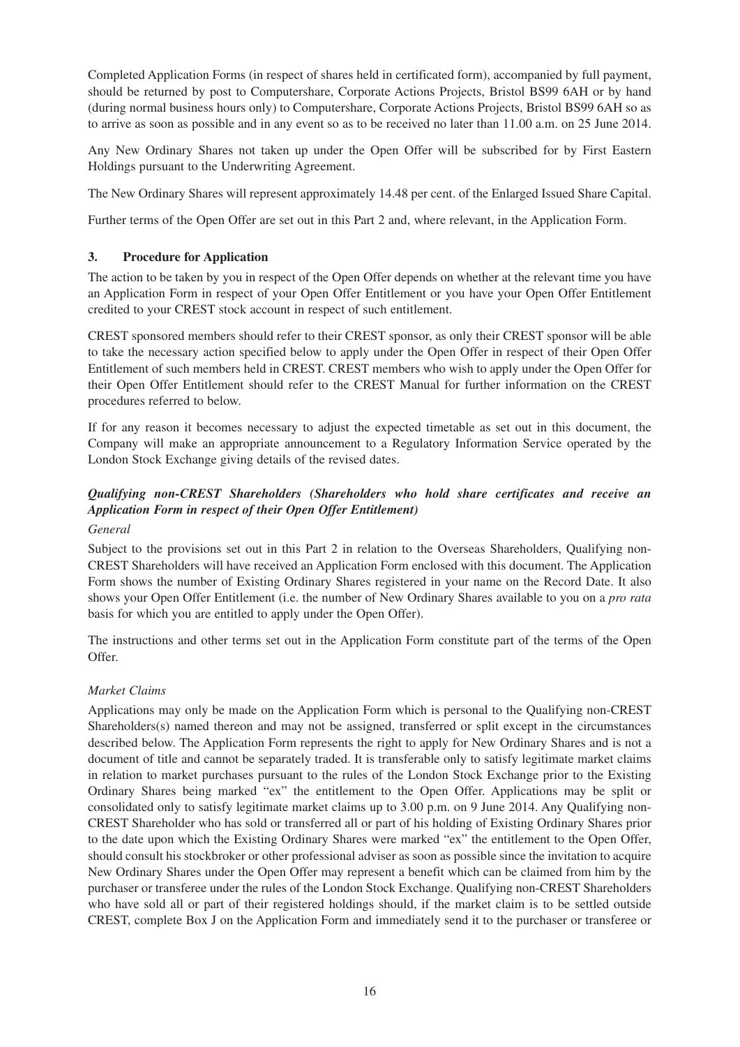Completed Application Forms (in respect of shares held in certificated form), accompanied by full payment, should be returned by post to Computershare, Corporate Actions Projects, Bristol BS99 6AH or by hand (during normal business hours only) to Computershare, Corporate Actions Projects, Bristol BS99 6AH so as to arrive as soon as possible and in any event so as to be received no later than 11.00 a.m. on 25 June 2014.

Any New Ordinary Shares not taken up under the Open Offer will be subscribed for by First Eastern Holdings pursuant to the Underwriting Agreement.

The New Ordinary Shares will represent approximately 14.48 per cent. of the Enlarged Issued Share Capital.

Further terms of the Open Offer are set out in this Part 2 and, where relevant, in the Application Form.

## 3. Procedure for Application

The action to be taken by you in respect of the Open Offer depends on whether at the relevant time you have an Application Form in respect of your Open Offer Entitlement or you have your Open Offer Entitlement credited to your CREST stock account in respect of such entitlement.

CREST sponsored members should refer to their CREST sponsor, as only their CREST sponsor will be able to take the necessary action specified below to apply under the Open Offer in respect of their Open Offer Entitlement of such members held in CREST. CREST members who wish to apply under the Open Offer for their Open Offer Entitlement should refer to the CREST Manual for further information on the CREST procedures referred to below.

If for any reason it becomes necessary to adjust the expected timetable as set out in this document, the Company will make an appropriate announcement to a Regulatory Information Service operated by the London Stock Exchange giving details of the revised dates.

### *Qualifying non-CREST Shareholders (Shareholders who hold share certificates and receive an Application Form in respect of their Open Offer Entitlement)*

*General*

Subject to the provisions set out in this Part 2 in relation to the Overseas Shareholders, Qualifying non-CREST Shareholders will have received an Application Form enclosed with this document. The Application Form shows the number of Existing Ordinary Shares registered in your name on the Record Date. It also shows your Open Offer Entitlement (i.e. the number of New Ordinary Shares available to you on a *pro rata* basis for which you are entitled to apply under the Open Offer).

The instructions and other terms set out in the Application Form constitute part of the terms of the Open Offer.

*Market Claims*

Applications may only be made on the Application Form which is personal to the Qualifying non-CREST Shareholders(s) named thereon and may not be assigned, transferred or split except in the circumstances described below. The Application Form represents the right to apply for New Ordinary Shares and is not a document of title and cannot be separately traded. It is transferable only to satisfy legitimate market claims in relation to market purchases pursuant to the rules of the London Stock Exchange prior to the Existing Ordinary Shares being marked "ex" the entitlement to the Open Offer. Applications may be split or consolidated only to satisfy legitimate market claims up to 3.00 p.m. on 9 June 2014. Any Qualifying non-CREST Shareholder who has sold or transferred all or part of his holding of Existing Ordinary Shares prior to the date upon which the Existing Ordinary Shares were marked "ex" the entitlement to the Open Offer, should consult his stockbroker or other professional adviser as soon as possible since the invitation to acquire New Ordinary Shares under the Open Offer may represent a benefit which can be claimed from him by the purchaser or transferee under the rules of the London Stock Exchange. Qualifying non-CREST Shareholders who have sold all or part of their registered holdings should, if the market claim is to be settled outside CREST, complete Box J on the Application Form and immediately send it to the purchaser or transferee or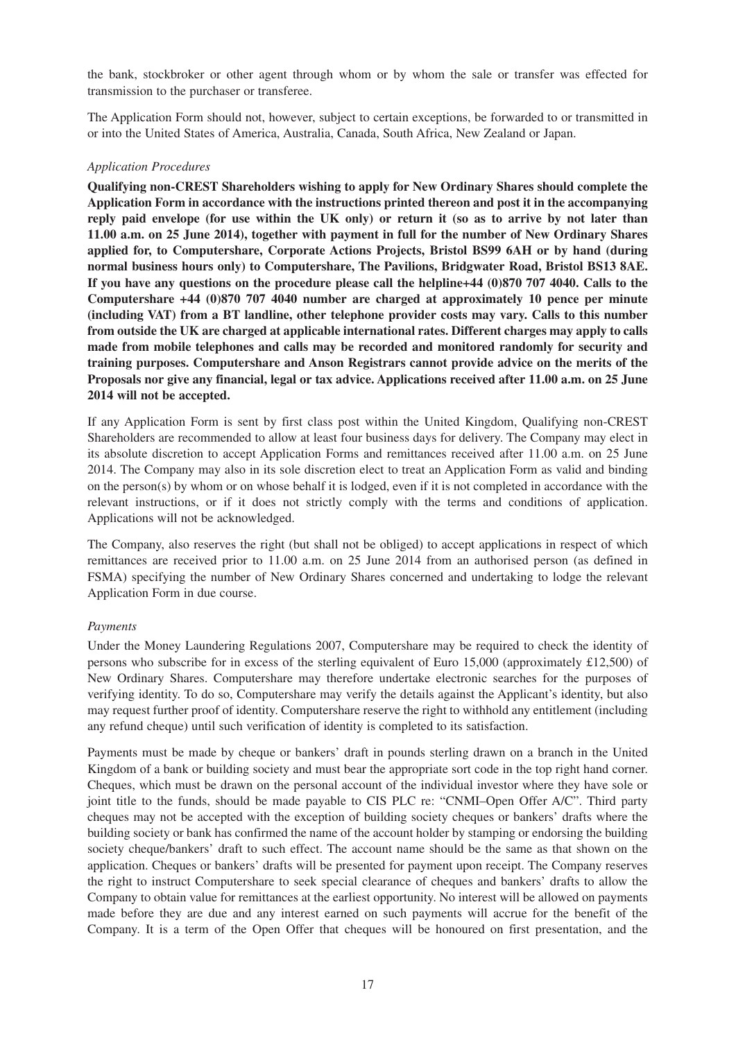the bank, stockbroker or other agent through whom or by whom the sale or transfer was effected for transmission to the purchaser or transferee.

The Application Form should not, however, subject to certain exceptions, be forwarded to or transmitted in or into the United States of America, Australia, Canada, South Africa, New Zealand or Japan.

*Application Procedures*

**Qualifying non-CREST Shareholders wishing to apply for New Ordinary Shares should complete the Application Form in accordance with the instructions printed thereon and post it in the accompanying reply paid envelope (for use within the UK only) or return it (so as to arrive by not later than 11.00 a.m. on 25 June 2014), together with payment in full for the number of New Ordinary Shares applied for, to Computershare, Corporate Actions Projects, Bristol BS99 6AH or by hand (during normal business hours only) to Computershare, The Pavilions, Bridgwater Road, Bristol BS13 8AE. If you have any questions on the procedure please call the helpline+44 (0)870 707 4040. Calls to the Computershare +44 (0)870 707 4040 number are charged at approximately 10 pence per minute (including VAT) from a BT landline, other telephone provider costs may vary. Calls to this number from outside the UK are charged at applicable international rates. Different charges may apply to calls made from mobile telephones and calls may be recorded and monitored randomly for security and training purposes. Computershare and Anson Registrars cannot provide advice on the merits of the Proposals nor give any financial, legal or tax advice. Applications received after 11.00 a.m. on 25 June 2014 will not be accepted.**

If any Application Form is sent by first class post within the United Kingdom, Qualifying non-CREST Shareholders are recommended to allow at least four business days for delivery. The Company may elect in its absolute discretion to accept Application Forms and remittances received after 11.00 a.m. on 25 June 2014. The Company may also in its sole discretion elect to treat an Application Form as valid and binding on the person(s) by whom or on whose behalf it is lodged, even if it is not completed in accordance with the relevant instructions, or if it does not strictly comply with the terms and conditions of application. Applications will not be acknowledged.

The Company, also reserves the right (but shall not be obliged) to accept applications in respect of which remittances are received prior to 11.00 a.m. on 25 June 2014 from an authorised person (as defined in FSMA) specifying the number of New Ordinary Shares concerned and undertaking to lodge the relevant Application Form in due course.

*Payments*

Under the Money Laundering Regulations 2007, Computershare may be required to check the identity of persons who subscribe for in excess of the sterling equivalent of Euro 15,000 (approximately £12,500) of New Ordinary Shares. Computershare may therefore undertake electronic searches for the purposes of verifying identity. To do so, Computershare may verify the details against the Applicant's identity, but also may request further proof of identity. Computershare reserve the right to withhold any entitlement (including any refund cheque) until such verification of identity is completed to its satisfaction.

Payments must be made by cheque or bankers' draft in pounds sterling drawn on a branch in the United Kingdom of a bank or building society and must bear the appropriate sort code in the top right hand corner. Cheques, which must be drawn on the personal account of the individual investor where they have sole or joint title to the funds, should be made payable to CIS PLC re: "CNMI–Open Offer A/C". Third party cheques may not be accepted with the exception of building society cheques or bankers' drafts where the building society or bank has confirmed the name of the account holder by stamping or endorsing the building society cheque/bankers' draft to such effect. The account name should be the same as that shown on the application. Cheques or bankers' drafts will be presented for payment upon receipt. The Company reserves the right to instruct Computershare to seek special clearance of cheques and bankers' drafts to allow the Company to obtain value for remittances at the earliest opportunity. No interest will be allowed on payments made before they are due and any interest earned on such payments will accrue for the benefit of the Company. It is a term of the Open Offer that cheques will be honoured on first presentation, and the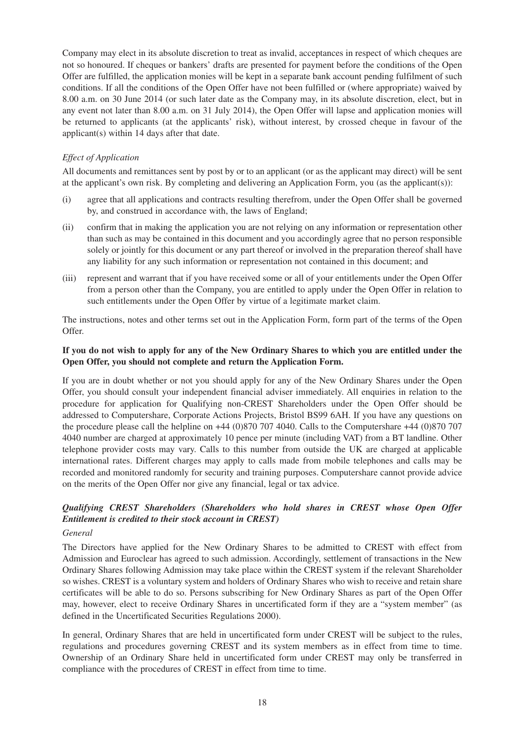Company may elect in its absolute discretion to treat as invalid, acceptances in respect of which cheques are not so honoured. If cheques or bankers' drafts are presented for payment before the conditions of the Open Offer are fulfilled, the application monies will be kept in a separate bank account pending fulfilment of such conditions. If all the conditions of the Open Offer have not been fulfilled or (where appropriate) waived by 8.00 a.m. on 30 June 2014 (or such later date as the Company may, in its absolute discretion, elect, but in any event not later than 8.00 a.m. on 31 July 2014), the Open Offer will lapse and application monies will be returned to applicants (at the applicants' risk), without interest, by crossed cheque in favour of the applicant(s) within 14 days after that date.

*Effect of Application*

All documents and remittances sent by post by or to an applicant (or as the applicant may direct) will be sent at the applicant's own risk. By completing and delivering an Application Form, you (as the applicant(s)):

(i) agree that all applications and contracts resulting therefrom, under the Open Offer shall be governed by, and construed in accordance with, the laws of England;

(ii) confirm that in making the application you are not relying on any information or representation other than such as may be contained in this document and you accordingly agree that no person responsible solely or jointly for this document or any part thereof or involved in the preparation thereof shall have any liability for any such information or representation not contained in this document; and

(iii) represent and warrant that if you have received some or all of your entitlements under the Open Offer from a person other than the Company, you are entitled to apply under the Open Offer in relation to such entitlements under the Open Offer by virtue of a legitimate market claim.

The instructions, notes and other terms set out in the Application Form, form part of the terms of the Open Offer.

**If you do not wish to apply for any of the New Ordinary Shares to which you are entitled under the Open Offer, you should not complete and return the Application Form.**

If you are in doubt whether or not you should apply for any of the New Ordinary Shares under the Open Offer, you should consult your independent financial adviser immediately. All enquiries in relation to the procedure for application for Qualifying non-CREST Shareholders under the Open Offer should be addressed to Computershare, Corporate Actions Projects, Bristol BS99 6AH. If you have any questions on the procedure please call the helpline on +44 (0)870 707 4040. Calls to the Computershare +44 (0)870 707 4040 number are charged at approximately 10 pence per minute (including VAT) from a BT landline. Other telephone provider costs may vary. Calls to this number from outside the UK are charged at applicable international rates. Different charges may apply to calls made from mobile telephones and calls may be recorded and monitored randomly for security and training purposes. Computershare cannot provide advice on the merits of the Open Offer nor give any financial, legal or tax advice.

***Qualifying CREST Shareholders (Shareholders who hold shares in CREST whose Open Offer Entitlement is credited to their stock account in CREST)***

*General*

The Directors have applied for the New Ordinary Shares to be admitted to CREST with effect from Admission and Euroclear has agreed to such admission. Accordingly, settlement of transactions in the New Ordinary Shares following Admission may take place within the CREST system if the relevant Shareholder so wishes. CREST is a voluntary system and holders of Ordinary Shares who wish to receive and retain share certificates will be able to do so. Persons subscribing for New Ordinary Shares as part of the Open Offer may, however, elect to receive Ordinary Shares in uncertificated form if they are a "system member" (as defined in the Uncertificated Securities Regulations 2000).

In general, Ordinary Shares that are held in uncertificated form under CREST will be subject to the rules, regulations and procedures governing CREST and its system members as in effect from time to time. Ownership of an Ordinary Share held in uncertificated form under CREST may only be transferred in compliance with the procedures of CREST in effect from time to time.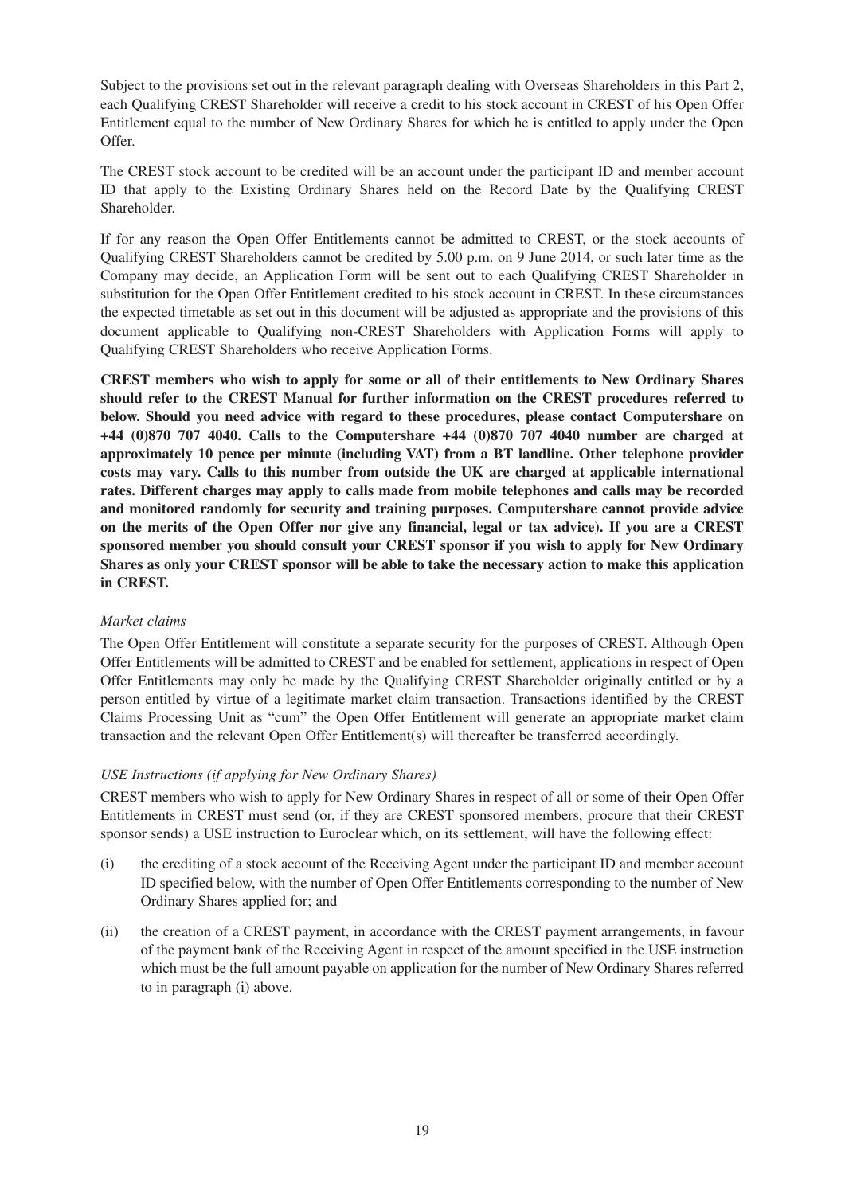Subject to the provisions set out in the relevant paragraph dealing with Overseas Shareholders in this Part 2, each Qualifying CREST Shareholder will receive a credit to his stock account in CREST of his Open Offer Entitlement equal to the number of New Ordinary Shares for which he is entitled to apply under the Open Offer.

The CREST stock account to be credited will be an account under the participant ID and member account ID that apply to the Existing Ordinary Shares held on the Record Date by the Qualifying CREST Shareholder.

If for any reason the Open Offer Entitlements cannot be admitted to CREST, or the stock accounts of Qualifying CREST Shareholders cannot be credited by 5.00 p.m. on 9 June 2014, or such later time as the Company may decide, an Application Form will be sent out to each Qualifying CREST Shareholder in substitution for the Open Offer Entitlement credited to his stock account in CREST. In these circumstances the expected timetable as set out in this document will be adjusted as appropriate and the provisions of this document applicable to Qualifying non-CREST Shareholders with Application Forms will apply to Qualifying CREST Shareholders who receive Application Forms.

**CREST members who wish to apply for some or all of their entitlements to New Ordinary Shares should refer to the CREST Manual for further information on the CREST procedures referred to below. Should you need advice with regard to these procedures, please contact Computershare on +44 (0)870 707 4040. Calls to the Computershare +44 (0)870 707 4040 number are charged at approximately 10 pence per minute (including VAT) from a BT landline. Other telephone provider costs may vary. Calls to this number from outside the UK are charged at applicable international rates. Different charges may apply to calls made from mobile telephones and calls may be recorded and monitored randomly for security and training purposes. Computershare cannot provide advice on the merits of the Open Offer nor give any financial, legal or tax advice). If you are a CREST sponsored member you should consult your CREST sponsor if you wish to apply for New Ordinary Shares as only your CREST sponsor will be able to take the necessary action to make this application in CREST.**

*Market claims*

The Open Offer Entitlement will constitute a separate security for the purposes of CREST. Although Open Offer Entitlements will be admitted to CREST and be enabled for settlement, applications in respect of Open Offer Entitlements may only be made by the Qualifying CREST Shareholder originally entitled or by a person entitled by virtue of a legitimate market claim transaction. Transactions identified by the CREST Claims Processing Unit as "cum" the Open Offer Entitlement will generate an appropriate market claim transaction and the relevant Open Offer Entitlement(s) will thereafter be transferred accordingly.

*USE Instructions (if applying for New Ordinary Shares)*

CREST members who wish to apply for New Ordinary Shares in respect of all or some of their Open Offer Entitlements in CREST must send (or, if they are CREST sponsored members, procure that their CREST sponsor sends) a USE instruction to Euroclear which, on its settlement, will have the following effect:

(i) the crediting of a stock account of the Receiving Agent under the participant ID and member account ID specified below, with the number of Open Offer Entitlements corresponding to the number of New Ordinary Shares applied for; and

(ii) the creation of a CREST payment, in accordance with the CREST payment arrangements, in favour of the payment bank of the Receiving Agent in respect of the amount specified in the USE instruction which must be the full amount payable on application for the number of New Ordinary Shares referred to in paragraph (i) above.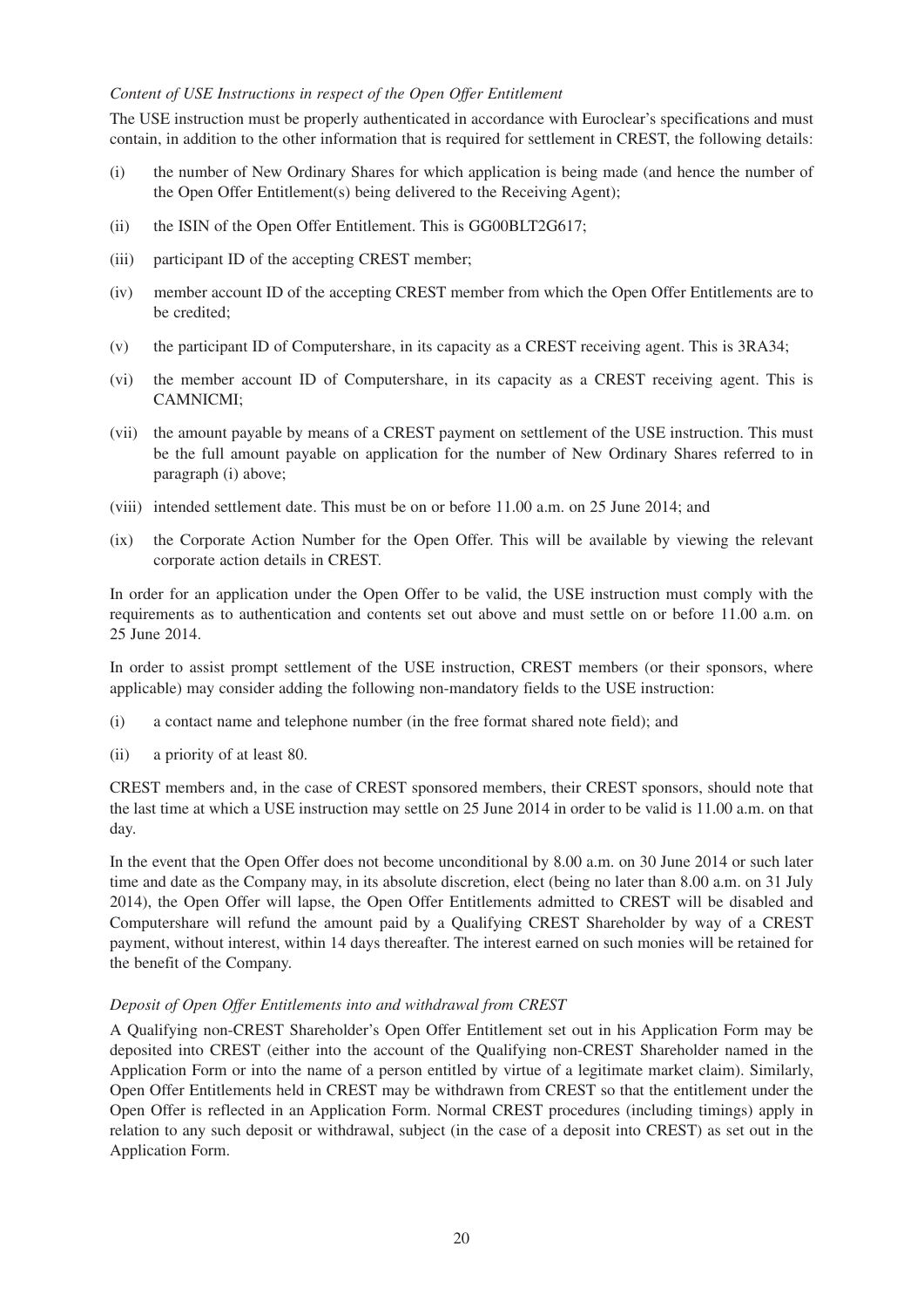*Content of USE Instructions in respect of the Open Offer Entitlement*

The USE instruction must be properly authenticated in accordance with Euroclear's specifications and must contain, in addition to the other information that is required for settlement in CREST, the following details:

(i) the number of New Ordinary Shares for which application is being made (and hence the number of the Open Offer Entitlement(s) being delivered to the Receiving Agent);

(ii) the ISIN of the Open Offer Entitlement. This is GG00BLT2G617;

(iii) participant ID of the accepting CREST member;

(iv) member account ID of the accepting CREST member from which the Open Offer Entitlements are to be credited;

(v) the participant ID of Computershare, in its capacity as a CREST receiving agent. This is 3RA34;

(vi) the member account ID of Computershare, in its capacity as a CREST receiving agent. This is CAMNICMI;

(vii) the amount payable by means of a CREST payment on settlement of the USE instruction. This must be the full amount payable on application for the number of New Ordinary Shares referred to in paragraph (i) above;

(viii) intended settlement date. This must be on or before 11.00 a.m. on 25 June 2014; and

(ix) the Corporate Action Number for the Open Offer. This will be available by viewing the relevant corporate action details in CREST.

In order for an application under the Open Offer to be valid, the USE instruction must comply with the requirements as to authentication and contents set out above and must settle on or before 11.00 a.m. on 25 June 2014.

In order to assist prompt settlement of the USE instruction, CREST members (or their sponsors, where applicable) may consider adding the following non-mandatory fields to the USE instruction:

(i) a contact name and telephone number (in the free format shared note field); and

(ii) a priority of at least 80.

CREST members and, in the case of CREST sponsored members, their CREST sponsors, should note that the last time at which a USE instruction may settle on 25 June 2014 in order to be valid is 11.00 a.m. on that day.

In the event that the Open Offer does not become unconditional by 8.00 a.m. on 30 June 2014 or such later time and date as the Company may, in its absolute discretion, elect (being no later than 8.00 a.m. on 31 July 2014), the Open Offer will lapse, the Open Offer Entitlements admitted to CREST will be disabled and Computershare will refund the amount paid by a Qualifying CREST Shareholder by way of a CREST payment, without interest, within 14 days thereafter. The interest earned on such monies will be retained for the benefit of the Company.

*Deposit of Open Offer Entitlements into and withdrawal from CREST*

A Qualifying non-CREST Shareholder's Open Offer Entitlement set out in his Application Form may be deposited into CREST (either into the account of the Qualifying non-CREST Shareholder named in the Application Form or into the name of a person entitled by virtue of a legitimate market claim). Similarly, Open Offer Entitlements held in CREST may be withdrawn from CREST so that the entitlement under the Open Offer is reflected in an Application Form. Normal CREST procedures (including timings) apply in relation to any such deposit or withdrawal, subject (in the case of a deposit into CREST) as set out in the Application Form.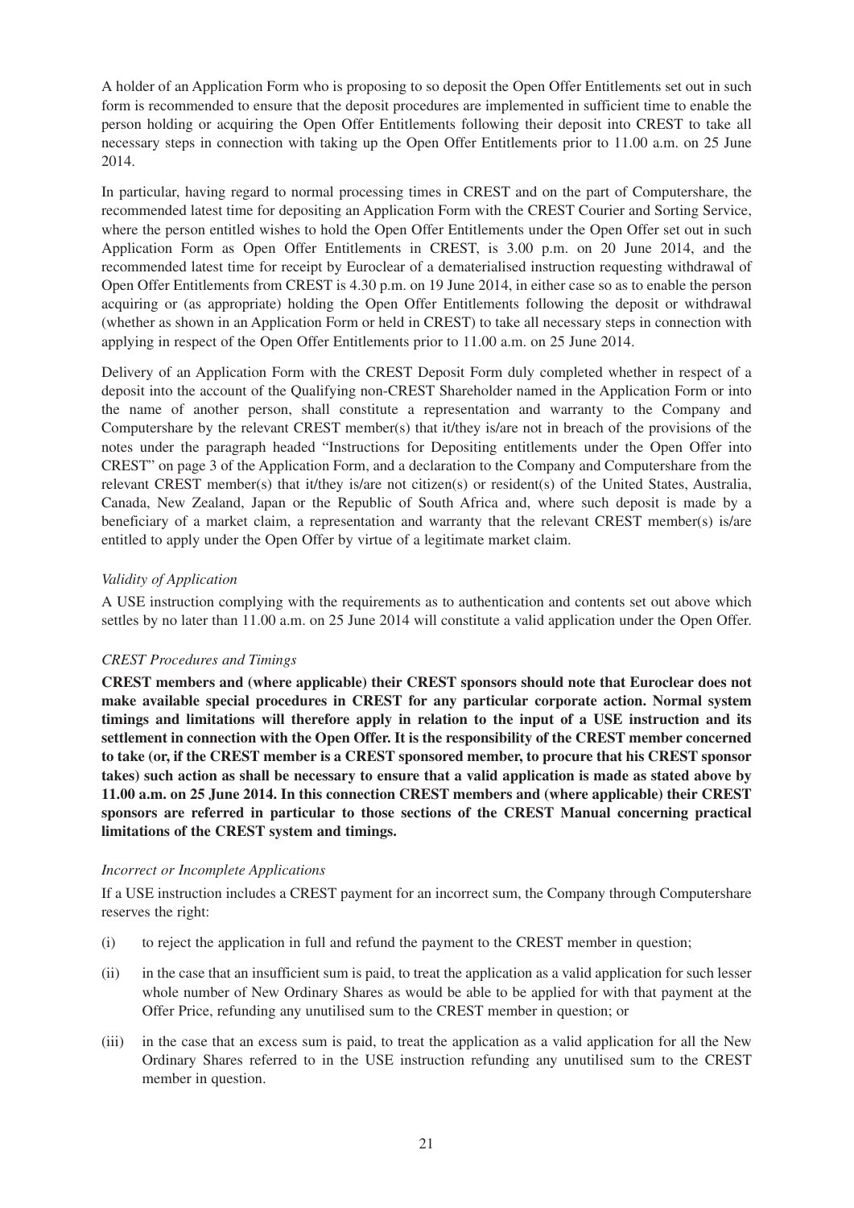A holder of an Application Form who is proposing to so deposit the Open Offer Entitlements set out in such form is recommended to ensure that the deposit procedures are implemented in sufficient time to enable the person holding or acquiring the Open Offer Entitlements following their deposit into CREST to take all necessary steps in connection with taking up the Open Offer Entitlements prior to 11.00 a.m. on 25 June 2014.

In particular, having regard to normal processing times in CREST and on the part of Computershare, the recommended latest time for depositing an Application Form with the CREST Courier and Sorting Service, where the person entitled wishes to hold the Open Offer Entitlements under the Open Offer set out in such Application Form as Open Offer Entitlements in CREST, is 3.00 p.m. on 20 June 2014, and the recommended latest time for receipt by Euroclear of a dematerialised instruction requesting withdrawal of Open Offer Entitlements from CREST is 4.30 p.m. on 19 June 2014, in either case so as to enable the person acquiring or (as appropriate) holding the Open Offer Entitlements following the deposit or withdrawal (whether as shown in an Application Form or held in CREST) to take all necessary steps in connection with applying in respect of the Open Offer Entitlements prior to 11.00 a.m. on 25 June 2014.

Delivery of an Application Form with the CREST Deposit Form duly completed whether in respect of a deposit into the account of the Qualifying non-CREST Shareholder named in the Application Form or into the name of another person, shall constitute a representation and warranty to the Company and Computershare by the relevant CREST member(s) that it/they is/are not in breach of the provisions of the notes under the paragraph headed "Instructions for Depositing entitlements under the Open Offer into CREST" on page 3 of the Application Form, and a declaration to the Company and Computershare from the relevant CREST member(s) that it/they is/are not citizen(s) or resident(s) of the United States, Australia, Canada, New Zealand, Japan or the Republic of South Africa and, where such deposit is made by a beneficiary of a market claim, a representation and warranty that the relevant CREST member(s) is/are entitled to apply under the Open Offer by virtue of a legitimate market claim.

*Validity of Application*

A USE instruction complying with the requirements as to authentication and contents set out above which settles by no later than 11.00 a.m. on 25 June 2014 will constitute a valid application under the Open Offer.

*CREST Procedures and Timings*

**CREST members and (where applicable) their CREST sponsors should note that Euroclear does not make available special procedures in CREST for any particular corporate action. Normal system timings and limitations will therefore apply in relation to the input of a USE instruction and its settlement in connection with the Open Offer. It is the responsibility of the CREST member concerned to take (or, if the CREST member is a CREST sponsored member, to procure that his CREST sponsor takes) such action as shall be necessary to ensure that a valid application is made as stated above by 11.00 a.m. on 25 June 2014. In this connection CREST members and (where applicable) their CREST sponsors are referred in particular to those sections of the CREST Manual concerning practical limitations of the CREST system and timings.**

*Incorrect or Incomplete Applications*

If a USE instruction includes a CREST payment for an incorrect sum, the Company through Computershare reserves the right:

(i) to reject the application in full and refund the payment to the CREST member in question;

(ii) in the case that an insufficient sum is paid, to treat the application as a valid application for such lesser whole number of New Ordinary Shares as would be able to be applied for with that payment at the Offer Price, refunding any unutilised sum to the CREST member in question; or

(iii) in the case that an excess sum is paid, to treat the application as a valid application for all the New Ordinary Shares referred to in the USE instruction refunding any unutilised sum to the CREST member in question.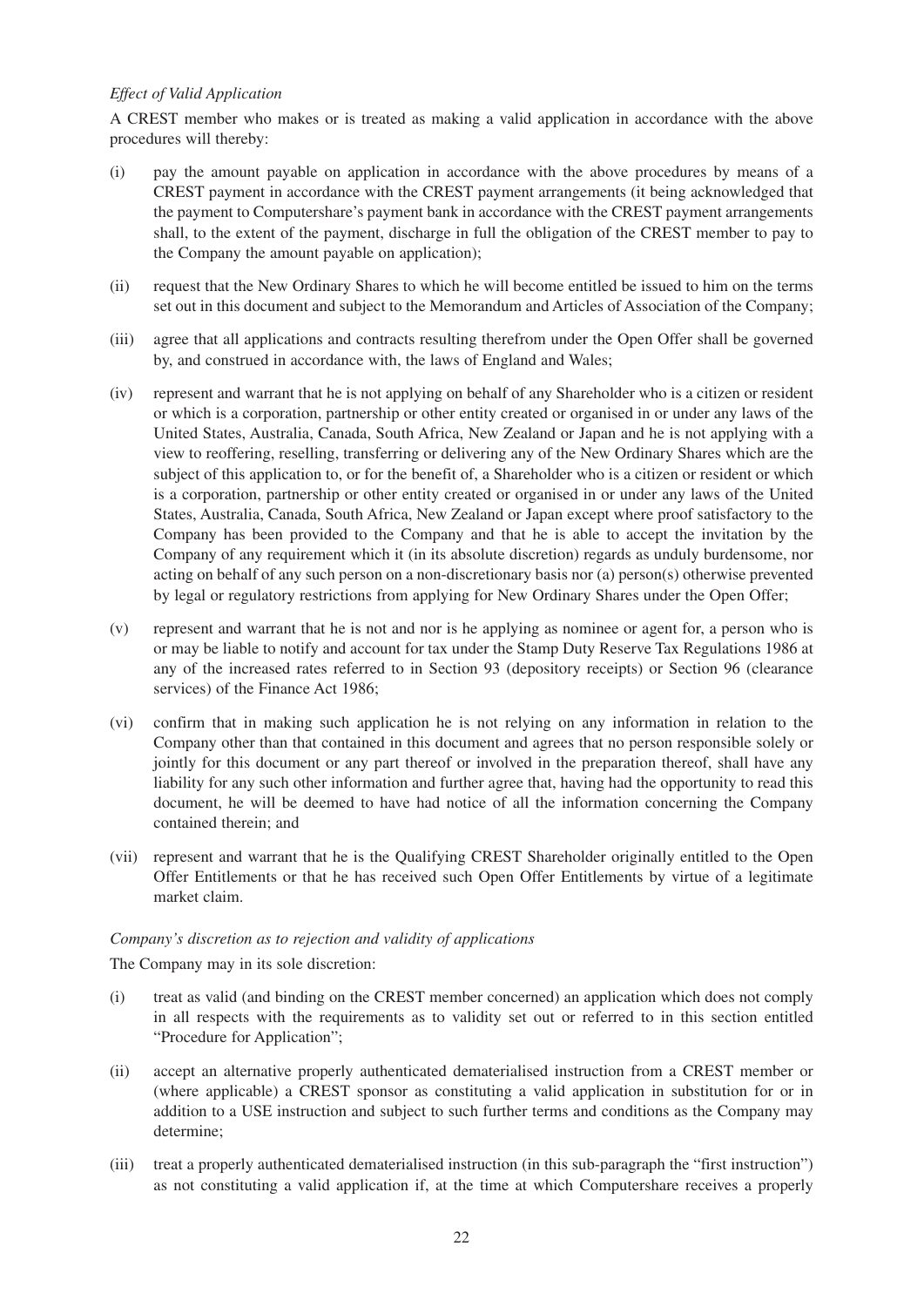*Effect of Valid Application*

A CREST member who makes or is treated as making a valid application in accordance with the above procedures will thereby:

(i) pay the amount payable on application in accordance with the above procedures by means of a CREST payment in accordance with the CREST payment arrangements (it being acknowledged that the payment to Computershare's payment bank in accordance with the CREST payment arrangements shall, to the extent of the payment, discharge in full the obligation of the CREST member to pay to the Company the amount payable on application);

(ii) request that the New Ordinary Shares to which he will become entitled be issued to him on the terms set out in this document and subject to the Memorandum and Articles of Association of the Company;

(iii) agree that all applications and contracts resulting therefrom under the Open Offer shall be governed by, and construed in accordance with, the laws of England and Wales;

(iv) represent and warrant that he is not applying on behalf of any Shareholder who is a citizen or resident or which is a corporation, partnership or other entity created or organised in or under any laws of the United States, Australia, Canada, South Africa, New Zealand or Japan and he is not applying with a view to reoffering, reselling, transferring or delivering any of the New Ordinary Shares which are the subject of this application to, or for the benefit of, a Shareholder who is a citizen or resident or which is a corporation, partnership or other entity created or organised in or under any laws of the United States, Australia, Canada, South Africa, New Zealand or Japan except where proof satisfactory to the Company has been provided to the Company and that he is able to accept the invitation by the Company of any requirement which it (in its absolute discretion) regards as unduly burdensome, nor acting on behalf of any such person on a non-discretionary basis nor (a) person(s) otherwise prevented by legal or regulatory restrictions from applying for New Ordinary Shares under the Open Offer;

(v) represent and warrant that he is not and nor is he applying as nominee or agent for, a person who is or may be liable to notify and account for tax under the Stamp Duty Reserve Tax Regulations 1986 at any of the increased rates referred to in Section 93 (depository receipts) or Section 96 (clearance services) of the Finance Act 1986;

(vi) confirm that in making such application he is not relying on any information in relation to the Company other than that contained in this document and agrees that no person responsible solely or jointly for this document or any part thereof or involved in the preparation thereof, shall have any liability for any such other information and further agree that, having had the opportunity to read this document, he will be deemed to have had notice of all the information concerning the Company contained therein; and

(vii) represent and warrant that he is the Qualifying CREST Shareholder originally entitled to the Open Offer Entitlements or that he has received such Open Offer Entitlements by virtue of a legitimate market claim.

*Company's discretion as to rejection and validity of applications*

The Company may in its sole discretion:

(i) treat as valid (and binding on the CREST member concerned) an application which does not comply in all respects with the requirements as to validity set out or referred to in this section entitled "Procedure for Application";

(ii) accept an alternative properly authenticated dematerialised instruction from a CREST member or (where applicable) a CREST sponsor as constituting a valid application in substitution for or in addition to a USE instruction and subject to such further terms and conditions as the Company may determine;

(iii) treat a properly authenticated dematerialised instruction (in this sub-paragraph the "first instruction") as not constituting a valid application if, at the time at which Computershare receives a properly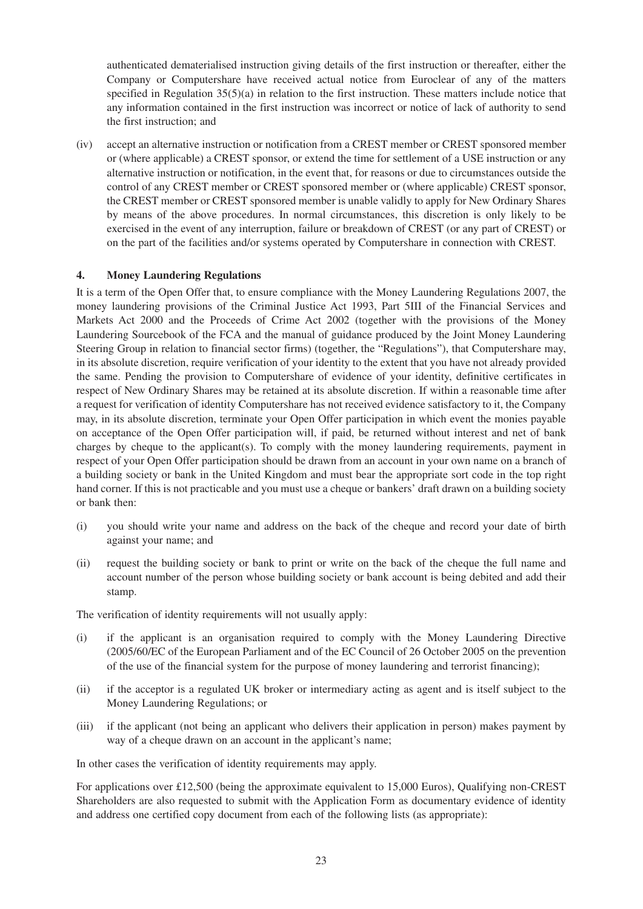authenticated dematerialised instruction giving details of the first instruction or thereafter, either the Company or Computershare have received actual notice from Euroclear of any of the matters specified in Regulation 35(5)(a) in relation to the first instruction. These matters include notice that any information contained in the first instruction was incorrect or notice of lack of authority to send the first instruction; and

(iv) accept an alternative instruction or notification from a CREST member or CREST sponsored member or (where applicable) a CREST sponsor, or extend the time for settlement of a USE instruction or any alternative instruction or notification, in the event that, for reasons or due to circumstances outside the control of any CREST member or CREST sponsored member or (where applicable) CREST sponsor, the CREST member or CREST sponsored member is unable validly to apply for New Ordinary Shares by means of the above procedures. In normal circumstances, this discretion is only likely to be exercised in the event of any interruption, failure or breakdown of CREST (or any part of CREST) or on the part of the facilities and/or systems operated by Computershare in connection with CREST.

## 4. Money Laundering Regulations

It is a term of the Open Offer that, to ensure compliance with the Money Laundering Regulations 2007, the money laundering provisions of the Criminal Justice Act 1993, Part 5III of the Financial Services and Markets Act 2000 and the Proceeds of Crime Act 2002 (together with the provisions of the Money Laundering Sourcebook of the FCA and the manual of guidance produced by the Joint Money Laundering Steering Group in relation to financial sector firms) (together, the "Regulations"), that Computershare may, in its absolute discretion, require verification of your identity to the extent that you have not already provided the same. Pending the provision to Computershare of evidence of your identity, definitive certificates in respect of New Ordinary Shares may be retained at its absolute discretion. If within a reasonable time after a request for verification of identity Computershare has not received evidence satisfactory to it, the Company may, in its absolute discretion, terminate your Open Offer participation in which event the monies payable on acceptance of the Open Offer participation will, if paid, be returned without interest and net of bank charges by cheque to the applicant(s). To comply with the money laundering requirements, payment in respect of your Open Offer participation should be drawn from an account in your own name on a branch of a building society or bank in the United Kingdom and must bear the appropriate sort code in the top right hand corner. If this is not practicable and you must use a cheque or bankers' draft drawn on a building society or bank then:

(i) you should write your name and address on the back of the cheque and record your date of birth against your name; and

(ii) request the building society or bank to print or write on the back of the cheque the full name and account number of the person whose building society or bank account is being debited and add their stamp.

The verification of identity requirements will not usually apply:

(i) if the applicant is an organisation required to comply with the Money Laundering Directive (2005/60/EC of the European Parliament and of the EC Council of 26 October 2005 on the prevention of the use of the financial system for the purpose of money laundering and terrorist financing);

(ii) if the acceptor is a regulated UK broker or intermediary acting as agent and is itself subject to the Money Laundering Regulations; or

(iii) if the applicant (not being an applicant who delivers their application in person) makes payment by way of a cheque drawn on an account in the applicant's name;

In other cases the verification of identity requirements may apply.

For applications over £12,500 (being the approximate equivalent to 15,000 Euros), Qualifying non-CREST Shareholders are also requested to submit with the Application Form as documentary evidence of identity and address one certified copy document from each of the following lists (as appropriate):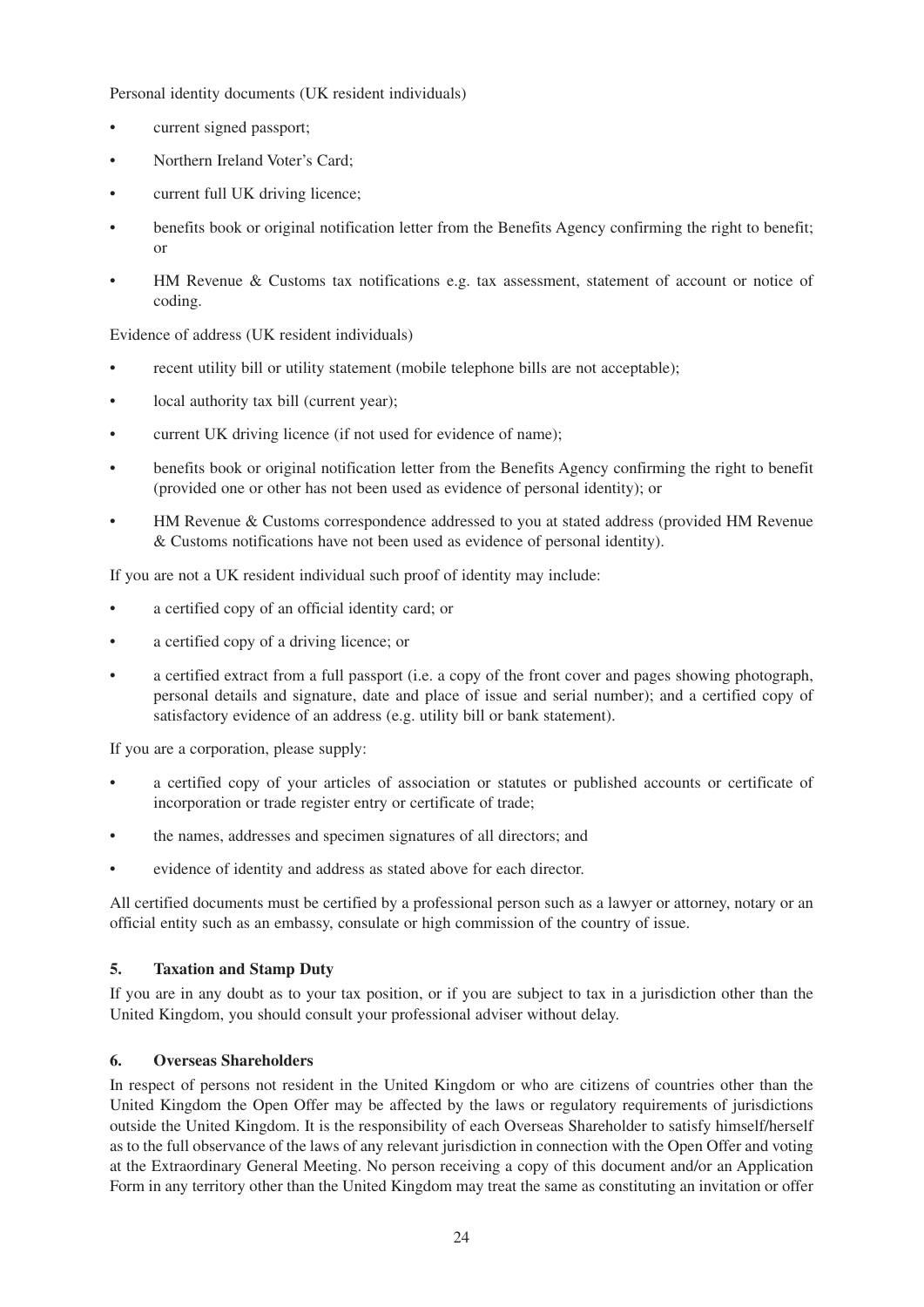Personal identity documents (UK resident individuals)

- current signed passport;
- Northern Ireland Voter's Card;
- current full UK driving licence;
- benefits book or original notification letter from the Benefits Agency confirming the right to benefit; or
- HM Revenue & Customs tax notifications e.g. tax assessment, statement of account or notice of coding.

Evidence of address (UK resident individuals)

- recent utility bill or utility statement (mobile telephone bills are not acceptable);
- local authority tax bill (current year);
- current UK driving licence (if not used for evidence of name);
- benefits book or original notification letter from the Benefits Agency confirming the right to benefit (provided one or other has not been used as evidence of personal identity); or
- HM Revenue & Customs correspondence addressed to you at stated address (provided HM Revenue & Customs notifications have not been used as evidence of personal identity).

If you are not a UK resident individual such proof of identity may include:

- a certified copy of an official identity card; or
- a certified copy of a driving licence; or
- a certified extract from a full passport (i.e. a copy of the front cover and pages showing photograph, personal details and signature, date and place of issue and serial number); and a certified copy of satisfactory evidence of an address (e.g. utility bill or bank statement).

If you are a corporation, please supply:

- a certified copy of your articles of association or statutes or published accounts or certificate of incorporation or trade register entry or certificate of trade;
- the names, addresses and specimen signatures of all directors; and
- evidence of identity and address as stated above for each director.

All certified documents must be certified by a professional person such as a lawyer or attorney, notary or an official entity such as an embassy, consulate or high commission of the country of issue.

**5. Taxation and Stamp Duty**

If you are in any doubt as to your tax position, or if you are subject to tax in a jurisdiction other than the United Kingdom, you should consult your professional adviser without delay.

**6. Overseas Shareholders**

In respect of persons not resident in the United Kingdom or who are citizens of countries other than the United Kingdom the Open Offer may be affected by the laws or regulatory requirements of jurisdictions outside the United Kingdom. It is the responsibility of each Overseas Shareholder to satisfy himself/herself as to the full observance of the laws of any relevant jurisdiction in connection with the Open Offer and voting at the Extraordinary General Meeting. No person receiving a copy of this document and/or an Application Form in any territory other than the United Kingdom may treat the same as constituting an invitation or offer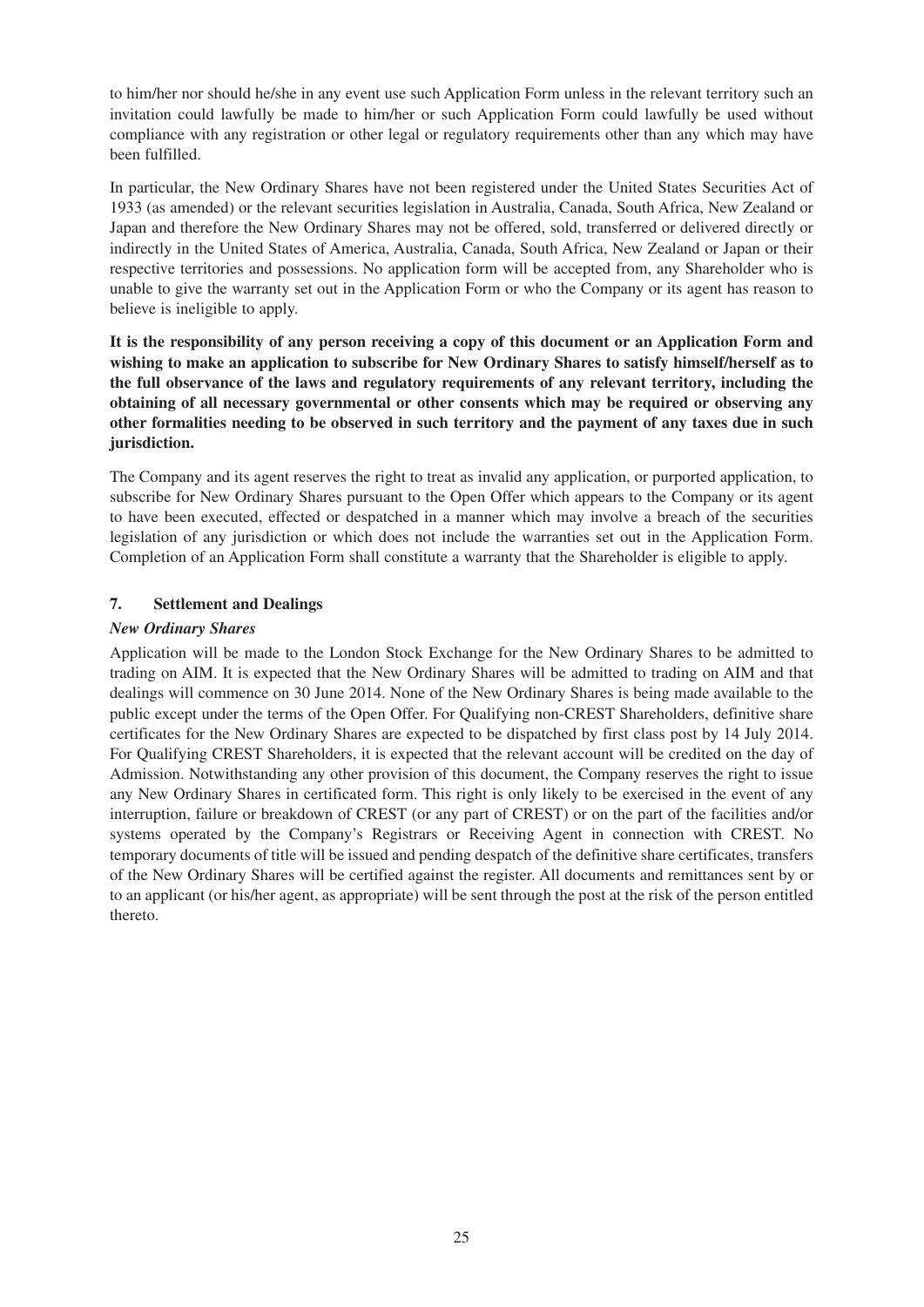to him/her nor should he/she in any event use such Application Form unless in the relevant territory such an invitation could lawfully be made to him/her or such Application Form could lawfully be used without compliance with any registration or other legal or regulatory requirements other than any which may have been fulfilled.

In particular, the New Ordinary Shares have not been registered under the United States Securities Act of 1933 (as amended) or the relevant securities legislation in Australia, Canada, South Africa, New Zealand or Japan and therefore the New Ordinary Shares may not be offered, sold, transferred or delivered directly or indirectly in the United States of America, Australia, Canada, South Africa, New Zealand or Japan or their respective territories and possessions. No application form will be accepted from, any Shareholder who is unable to give the warranty set out in the Application Form or who the Company or its agent has reason to believe is ineligible to apply.

**It is the responsibility of any person receiving a copy of this document or an Application Form and wishing to make an application to subscribe for New Ordinary Shares to satisfy himself/herself as to the full observance of the laws and regulatory requirements of any relevant territory, including the obtaining of all necessary governmental or other consents which may be required or observing any other formalities needing to be observed in such territory and the payment of any taxes due in such jurisdiction.**

The Company and its agent reserves the right to treat as invalid any application, or purported application, to subscribe for New Ordinary Shares pursuant to the Open Offer which appears to the Company or its agent to have been executed, effected or despatched in a manner which may involve a breach of the securities legislation of any jurisdiction or which does not include the warranties set out in the Application Form. Completion of an Application Form shall constitute a warranty that the Shareholder is eligible to apply.

## 7. Settlement and Dealings

***New Ordinary Shares***

Application will be made to the London Stock Exchange for the New Ordinary Shares to be admitted to trading on AIM. It is expected that the New Ordinary Shares will be admitted to trading on AIM and that dealings will commence on 30 June 2014. None of the New Ordinary Shares is being made available to the public except under the terms of the Open Offer. For Qualifying non-CREST Shareholders, definitive share certificates for the New Ordinary Shares are expected to be dispatched by first class post by 14 July 2014. For Qualifying CREST Shareholders, it is expected that the relevant account will be credited on the day of Admission. Notwithstanding any other provision of this document, the Company reserves the right to issue any New Ordinary Shares in certificated form. This right is only likely to be exercised in the event of any interruption, failure or breakdown of CREST (or any part of CREST) or on the part of the facilities and/or systems operated by the Company's Registrars or Receiving Agent in connection with CREST. No temporary documents of title will be issued and pending despatch of the definitive share certificates, transfers of the New Ordinary Shares will be certified against the register. All documents and remittances sent by or to an applicant (or his/her agent, as appropriate) will be sent through the post at the risk of the person entitled thereto.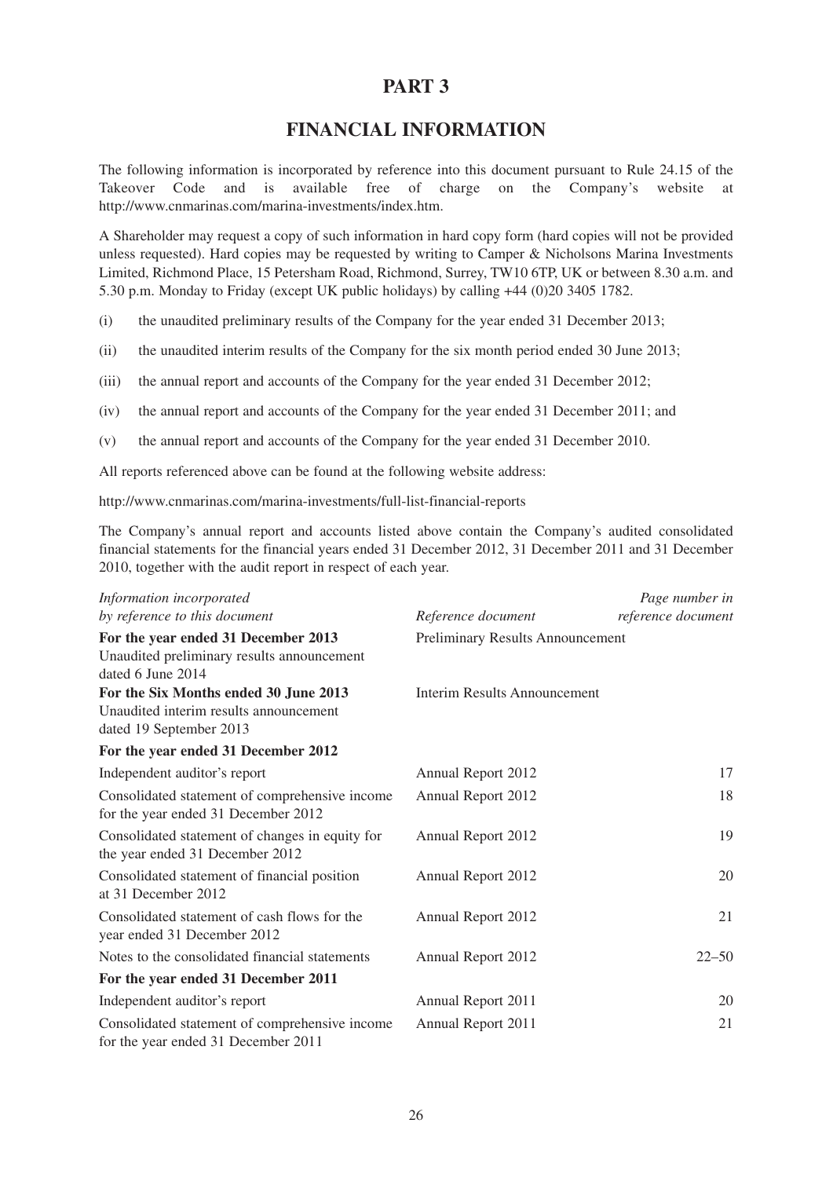# PART 3

## FINANCIAL INFORMATION

The following information is incorporated by reference into this document pursuant to Rule 24.15 of the Takeover Code and is available free of charge on the Company's website at http://www.cnmarinas.com/marina-investments/index.htm.

A Shareholder may request a copy of such information in hard copy form (hard copies will not be provided unless requested). Hard copies may be requested by writing to Camper & Nicholsons Marina Investments Limited, Richmond Place, 15 Petersham Road, Richmond, Surrey, TW10 6TP, UK or between 8.30 a.m. and 5.30 p.m. Monday to Friday (except UK public holidays) by calling +44 (0)20 3405 1782.

(i) the unaudited preliminary results of the Company for the year ended 31 December 2013;

(ii) the unaudited interim results of the Company for the six month period ended 30 June 2013;

(iii) the annual report and accounts of the Company for the year ended 31 December 2012;

(iv) the annual report and accounts of the Company for the year ended 31 December 2011; and

(v) the annual report and accounts of the Company for the year ended 31 December 2010.

All reports referenced above can be found at the following website address:

http://www.cnmarinas.com/marina-investments/full-list-financial-reports

The Company's annual report and accounts listed above contain the Company's audited consolidated financial statements for the financial years ended 31 December 2012, 31 December 2011 and 31 December 2010, together with the audit report in respect of each year.

| *Information incorporated by reference to this document* | *Reference document* | *Page number in reference document* |
|---|---|---|
| **For the year ended 31 December 2013** Unaudited preliminary results announcement dated 6 June 2014 | Preliminary Results Announcement | |
| **For the Six Months ended 30 June 2013** Unaudited interim results announcement dated 19 September 2013 | Interim Results Announcement | |
| **For the year ended 31 December 2012** | | |
| Independent auditor's report | Annual Report 2012 | 17 |
| Consolidated statement of comprehensive income for the year ended 31 December 2012 | Annual Report 2012 | 18 |
| Consolidated statement of changes in equity for the year ended 31 December 2012 | Annual Report 2012 | 19 |
| Consolidated statement of financial position at 31 December 2012 | Annual Report 2012 | 20 |
| Consolidated statement of cash flows for the year ended 31 December 2012 | Annual Report 2012 | 21 |
| Notes to the consolidated financial statements | Annual Report 2012 | 22–50 |
| **For the year ended 31 December 2011** | | |
| Independent auditor's report | Annual Report 2011 | 20 |
| Consolidated statement of comprehensive income for the year ended 31 December 2011 | Annual Report 2011 | 21 |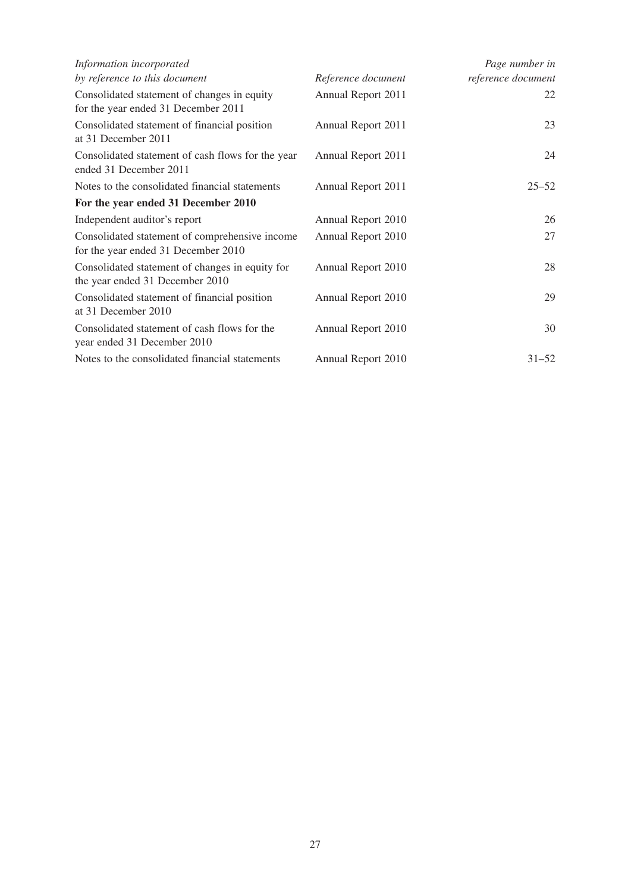| *Information incorporated by reference to this document* | *Reference document* | *Page number in reference document* |
|---|---|---|
| Consolidated statement of changes in equity for the year ended 31 December 2011 | Annual Report 2011 | 22 |
| Consolidated statement of financial position at 31 December 2011 | Annual Report 2011 | 23 |
| Consolidated statement of cash flows for the year ended 31 December 2011 | Annual Report 2011 | 24 |
| Notes to the consolidated financial statements | Annual Report 2011 | 25–52 |
| **For the year ended 31 December 2010** | | |
| Independent auditor's report | Annual Report 2010 | 26 |
| Consolidated statement of comprehensive income for the year ended 31 December 2010 | Annual Report 2010 | 27 |
| Consolidated statement of changes in equity for the year ended 31 December 2010 | Annual Report 2010 | 28 |
| Consolidated statement of financial position at 31 December 2010 | Annual Report 2010 | 29 |
| Consolidated statement of cash flows for the year ended 31 December 2010 | Annual Report 2010 | 30 |
| Notes to the consolidated financial statements | Annual Report 2010 | 31–52 |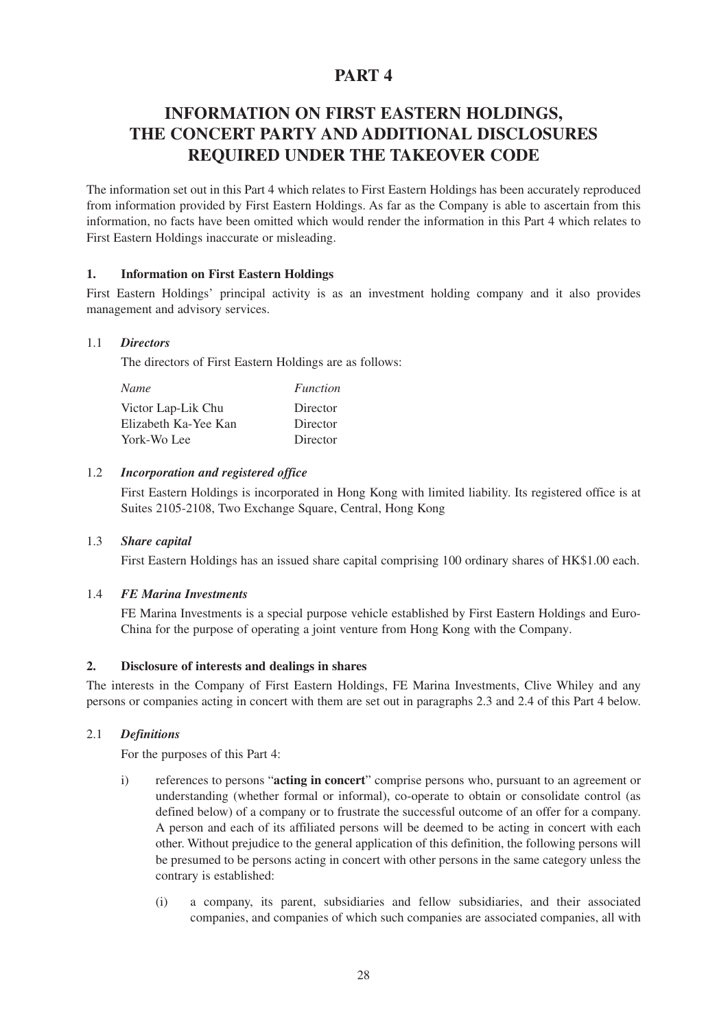# PART 4

## INFORMATION ON FIRST EASTERN HOLDINGS, THE CONCERT PARTY AND ADDITIONAL DISCLOSURES REQUIRED UNDER THE TAKEOVER CODE

The information set out in this Part 4 which relates to First Eastern Holdings has been accurately reproduced from information provided by First Eastern Holdings. As far as the Company is able to ascertain from this information, no facts have been omitted which would render the information in this Part 4 which relates to First Eastern Holdings inaccurate or misleading.

### 1. Information on First Eastern Holdings

First Eastern Holdings' principal activity is as an investment holding company and it also provides management and advisory services.

#### 1.1 *Directors*

The directors of First Eastern Holdings are as follows:

| *Name* | *Function* |
|---|---|
| Victor Lap-Lik Chu | Director |
| Elizabeth Ka-Yee Kan | Director |
| York-Wo Lee | Director |

#### 1.2 *Incorporation and registered office*

First Eastern Holdings is incorporated in Hong Kong with limited liability. Its registered office is at Suites 2105-2108, Two Exchange Square, Central, Hong Kong

#### 1.3 *Share capital*

First Eastern Holdings has an issued share capital comprising 100 ordinary shares of HK$1.00 each.

#### 1.4 *FE Marina Investments*

FE Marina Investments is a special purpose vehicle established by First Eastern Holdings and Euro-China for the purpose of operating a joint venture from Hong Kong with the Company.

### 2. Disclosure of interests and dealings in shares

The interests in the Company of First Eastern Holdings, FE Marina Investments, Clive Whiley and any persons or companies acting in concert with them are set out in paragraphs 2.3 and 2.4 of this Part 4 below.

#### 2.1 *Definitions*

For the purposes of this Part 4:

i) references to persons "**acting in concert**" comprise persons who, pursuant to an agreement or understanding (whether formal or informal), co-operate to obtain or consolidate control (as defined below) of a company or to frustrate the successful outcome of an offer for a company. A person and each of its affiliated persons will be deemed to be acting in concert with each other. Without prejudice to the general application of this definition, the following persons will be presumed to be persons acting in concert with other persons in the same category unless the contrary is established:

   (i) a company, its parent, subsidiaries and fellow subsidiaries, and their associated companies, and companies of which such companies are associated companies, all with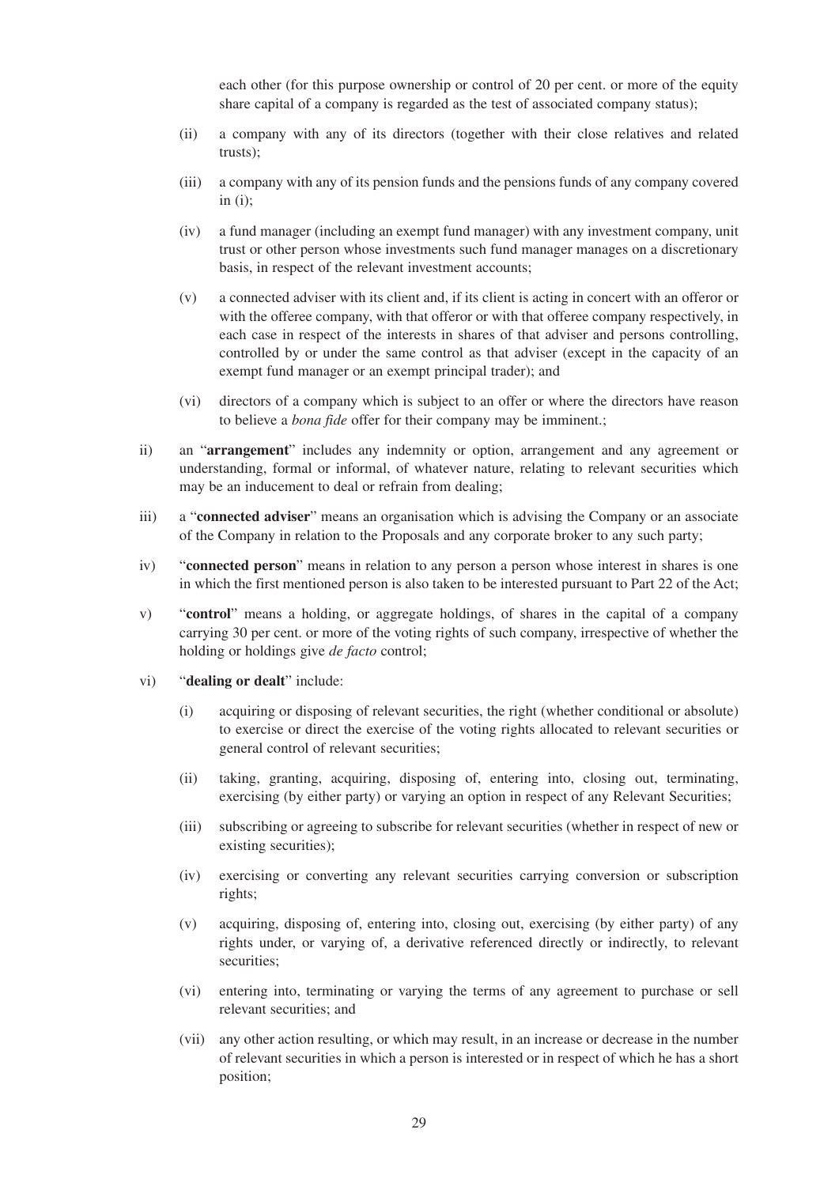each other (for this purpose ownership or control of 20 per cent. or more of the equity share capital of a company is regarded as the test of associated company status);

(ii) a company with any of its directors (together with their close relatives and related trusts);

(iii) a company with any of its pension funds and the pensions funds of any company covered in (i);

(iv) a fund manager (including an exempt fund manager) with any investment company, unit trust or other person whose investments such fund manager manages on a discretionary basis, in respect of the relevant investment accounts;

(v) a connected adviser with its client and, if its client is acting in concert with an offeror or with the offeree company, with that offeror or with that offeree company respectively, in each case in respect of the interests in shares of that adviser and persons controlling, controlled by or under the same control as that adviser (except in the capacity of an exempt fund manager or an exempt principal trader); and

(vi) directors of a company which is subject to an offer or where the directors have reason to believe a *bona fide* offer for their company may be imminent.;

ii) an "**arrangement**" includes any indemnity or option, arrangement and any agreement or understanding, formal or informal, of whatever nature, relating to relevant securities which may be an inducement to deal or refrain from dealing;

iii) a "**connected adviser**" means an organisation which is advising the Company or an associate of the Company in relation to the Proposals and any corporate broker to any such party;

iv) "**connected person**" means in relation to any person a person whose interest in shares is one in which the first mentioned person is also taken to be interested pursuant to Part 22 of the Act;

v) "**control**" means a holding, or aggregate holdings, of shares in the capital of a company carrying 30 per cent. or more of the voting rights of such company, irrespective of whether the holding or holdings give *de facto* control;

vi) "**dealing or dealt**" include:

(i) acquiring or disposing of relevant securities, the right (whether conditional or absolute) to exercise or direct the exercise of the voting rights allocated to relevant securities or general control of relevant securities;

(ii) taking, granting, acquiring, disposing of, entering into, closing out, terminating, exercising (by either party) or varying an option in respect of any Relevant Securities;

(iii) subscribing or agreeing to subscribe for relevant securities (whether in respect of new or existing securities);

(iv) exercising or converting any relevant securities carrying conversion or subscription rights;

(v) acquiring, disposing of, entering into, closing out, exercising (by either party) of any rights under, or varying of, a derivative referenced directly or indirectly, to relevant securities;

(vi) entering into, terminating or varying the terms of any agreement to purchase or sell relevant securities; and

(vii) any other action resulting, or which may result, in an increase or decrease in the number of relevant securities in which a person is interested or in respect of which he has a short position;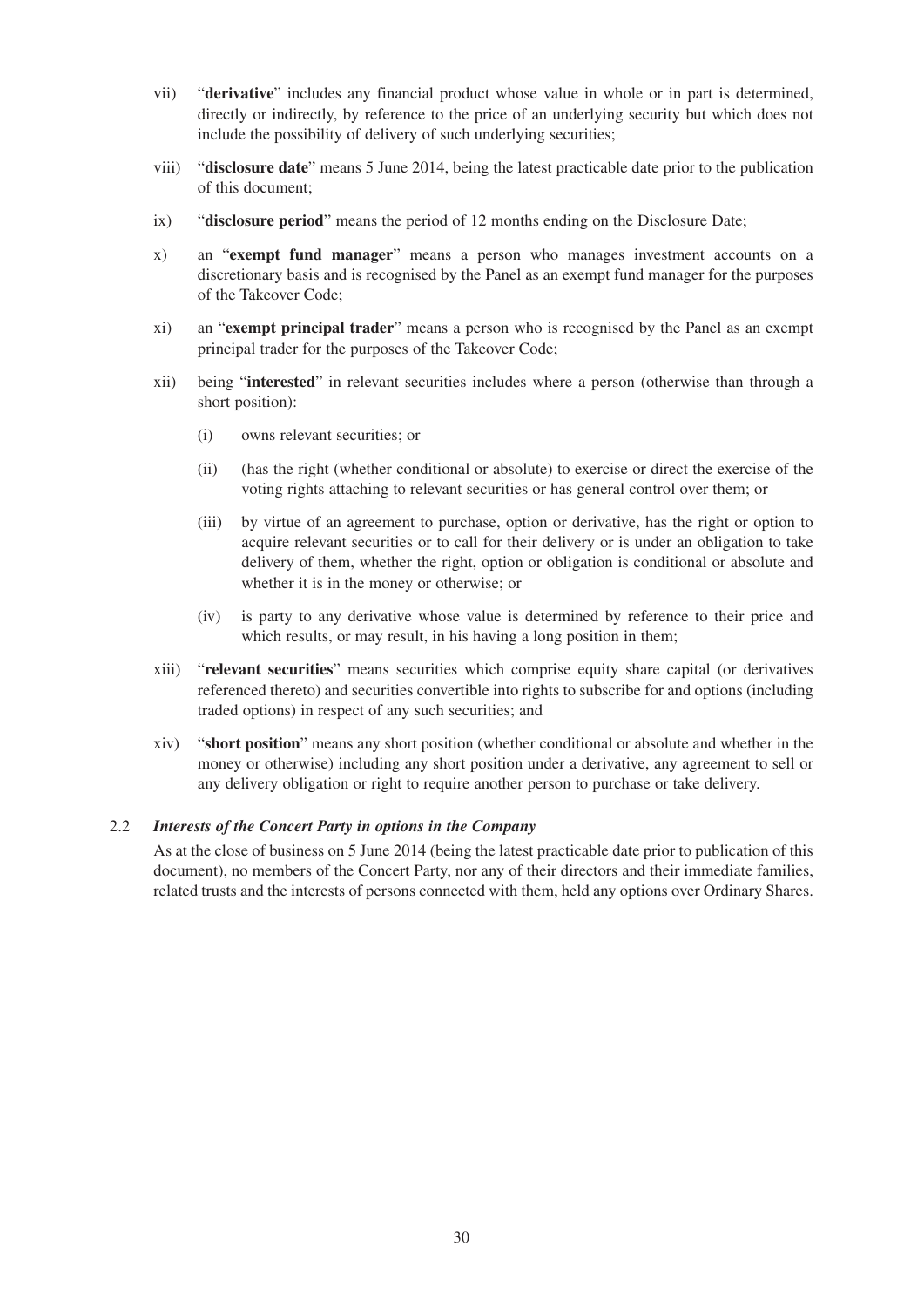vii) "**derivative**" includes any financial product whose value in whole or in part is determined, directly or indirectly, by reference to the price of an underlying security but which does not include the possibility of delivery of such underlying securities;

viii) "**disclosure date**" means 5 June 2014, being the latest practicable date prior to the publication of this document;

ix) "**disclosure period**" means the period of 12 months ending on the Disclosure Date;

x) an "**exempt fund manager**" means a person who manages investment accounts on a discretionary basis and is recognised by the Panel as an exempt fund manager for the purposes of the Takeover Code;

xi) an "**exempt principal trader**" means a person who is recognised by the Panel as an exempt principal trader for the purposes of the Takeover Code;

xii) being "**interested**" in relevant securities includes where a person (otherwise than through a short position):

   (i) owns relevant securities; or

   (ii) (has the right (whether conditional or absolute) to exercise or direct the exercise of the voting rights attaching to relevant securities or has general control over them; or

   (iii) by virtue of an agreement to purchase, option or derivative, has the right or option to acquire relevant securities or to call for their delivery or is under an obligation to take delivery of them, whether the right, option or obligation is conditional or absolute and whether it is in the money or otherwise; or

   (iv) is party to any derivative whose value is determined by reference to their price and which results, or may result, in his having a long position in them;

xiii) "**relevant securities**" means securities which comprise equity share capital (or derivatives referenced thereto) and securities convertible into rights to subscribe for and options (including traded options) in respect of any such securities; and

xiv) "**short position**" means any short position (whether conditional or absolute and whether in the money or otherwise) including any short position under a derivative, any agreement to sell or any delivery obligation or right to require another person to purchase or take delivery.

2.2 ***Interests of the Concert Party in options in the Company***

As at the close of business on 5 June 2014 (being the latest practicable date prior to publication of this document), no members of the Concert Party, nor any of their directors and their immediate families, related trusts and the interests of persons connected with them, held any options over Ordinary Shares.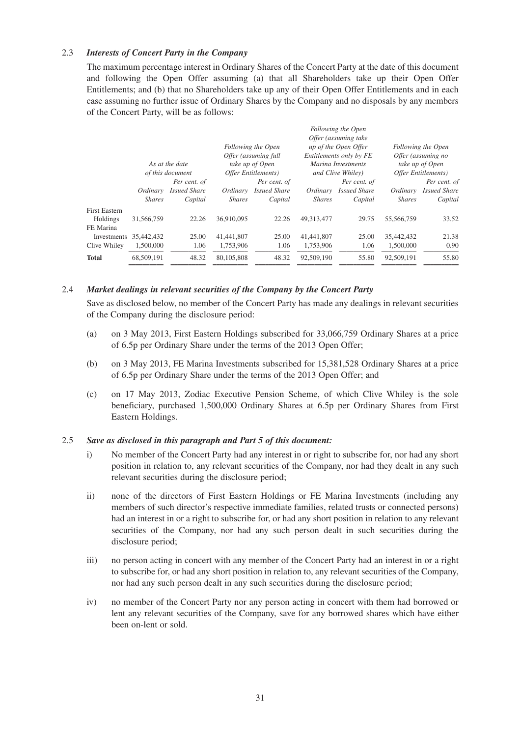2.3 ***Interests of Concert Party in the Company***

The maximum percentage interest in Ordinary Shares of the Concert Party at the date of this document and following the Open Offer assuming (a) that all Shareholders take up their Open Offer Entitlements; and (b) that no Shareholders take up any of their Open Offer Entitlements and in each case assuming no further issue of Ordinary Shares by the Company and no disposals by any members of the Concert Party, will be as follows:

| | *As at the date of this document* | | *Following the Open Offer (assuming full take up of Open Offer Entitlements)* | | *Following the Open Offer (assuming take up of the Open Offer Entitlements only by FE Marina Investments and Clive Whiley)* | | *Following the Open Offer (assuming no take up of Open Offer Entitlements)* | |
|---|---|---|---|---|---|---|---|---|
| | *Ordinary Shares* | *Per cent. of Issued Share Capital* | *Ordinary Shares* | *Per cent. of Issued Share Capital* | *Ordinary Shares* | *Per cent. of Issued Share Capital* | *Ordinary Shares* | *Per cent. of Issued Share Capital* |
| First Eastern Holdings | 31,566,759 | 22.26 | 36,910,095 | 22.26 | 49,313,477 | 29.75 | 55,566,759 | 33.52 |
| FE Marina Investments | 35,442,432 | 25.00 | 41,441,807 | 25.00 | 41,441,807 | 25.00 | 35,442,432 | 21.38 |
| Clive Whiley | 1,500,000 | 1.06 | 1,753,906 | 1.06 | 1,753,906 | 1.06 | 1,500,000 | 0.90 |
| **Total** | 68,509,191 | 48.32 | 80,105,808 | 48.32 | 92,509,190 | 55.80 | 92,509,191 | 55.80 |

2.4 ***Market dealings in relevant securities of the Company by the Concert Party***

Save as disclosed below, no member of the Concert Party has made any dealings in relevant securities of the Company during the disclosure period:

(a) on 3 May 2013, First Eastern Holdings subscribed for 33,066,759 Ordinary Shares at a price of 6.5p per Ordinary Share under the terms of the 2013 Open Offer;

(b) on 3 May 2013, FE Marina Investments subscribed for 15,381,528 Ordinary Shares at a price of 6.5p per Ordinary Share under the terms of the 2013 Open Offer; and

(c) on 17 May 2013, Zodiac Executive Pension Scheme, of which Clive Whiley is the sole beneficiary, purchased 1,500,000 Ordinary Shares at 6.5p per Ordinary Shares from First Eastern Holdings.

2.5 ***Save as disclosed in this paragraph and Part 5 of this document:***

i) No member of the Concert Party had any interest in or right to subscribe for, nor had any short position in relation to, any relevant securities of the Company, nor had they dealt in any such relevant securities during the disclosure period;

ii) none of the directors of First Eastern Holdings or FE Marina Investments (including any members of such director's respective immediate families, related trusts or connected persons) had an interest in or a right to subscribe for, or had any short position in relation to any relevant securities of the Company, nor had any such person dealt in such securities during the disclosure period;

iii) no person acting in concert with any member of the Concert Party had an interest in or a right to subscribe for, or had any short position in relation to, any relevant securities of the Company, nor had any such person dealt in any such securities during the disclosure period;

iv) no member of the Concert Party nor any person acting in concert with them had borrowed or lent any relevant securities of the Company, save for any borrowed shares which have either been on-lent or sold.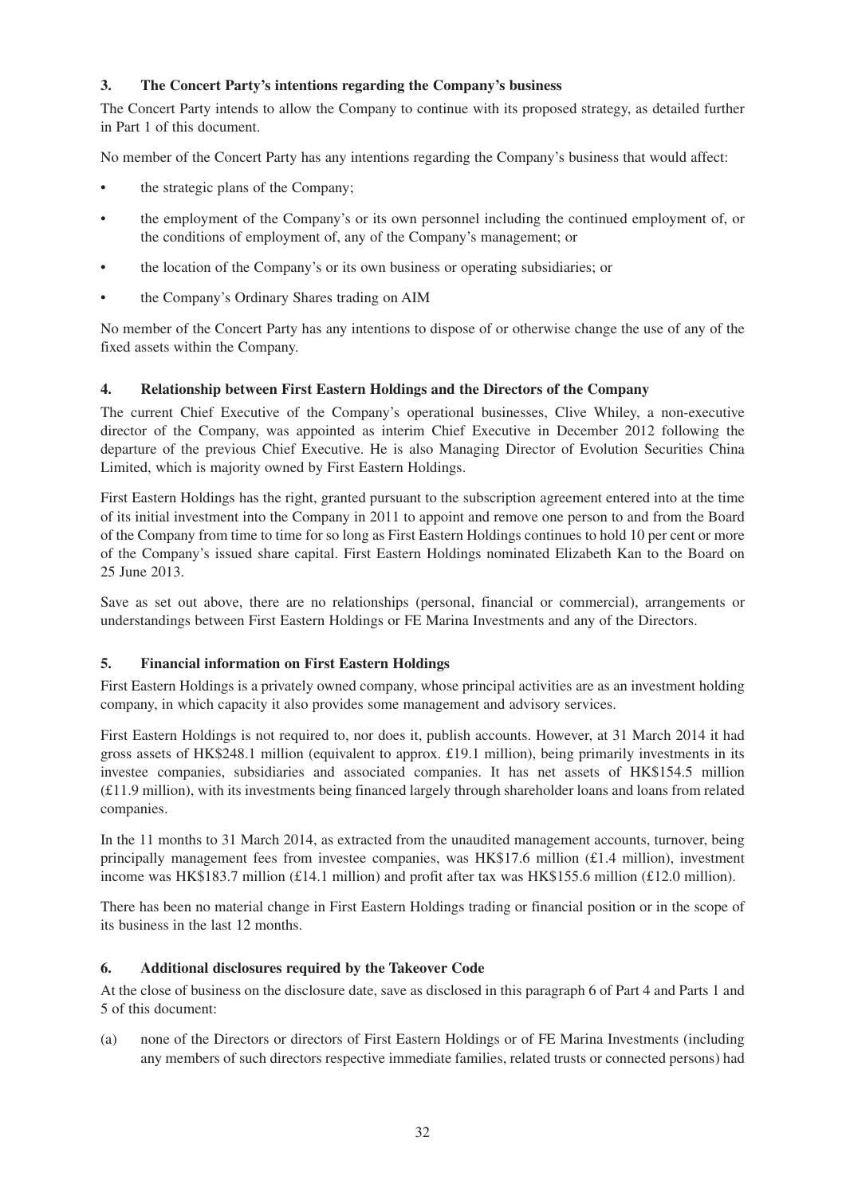### 3. The Concert Party's intentions regarding the Company's business

The Concert Party intends to allow the Company to continue with its proposed strategy, as detailed further in Part 1 of this document.

No member of the Concert Party has any intentions regarding the Company's business that would affect:

- the strategic plans of the Company;
- the employment of the Company's or its own personnel including the continued employment of, or the conditions of employment of, any of the Company's management; or
- the location of the Company's or its own business or operating subsidiaries; or
- the Company's Ordinary Shares trading on AIM

No member of the Concert Party has any intentions to dispose of or otherwise change the use of any of the fixed assets within the Company.

### 4. Relationship between First Eastern Holdings and the Directors of the Company

The current Chief Executive of the Company's operational businesses, Clive Whiley, a non-executive director of the Company, was appointed as interim Chief Executive in December 2012 following the departure of the previous Chief Executive. He is also Managing Director of Evolution Securities China Limited, which is majority owned by First Eastern Holdings.

First Eastern Holdings has the right, granted pursuant to the subscription agreement entered into at the time of its initial investment into the Company in 2011 to appoint and remove one person to and from the Board of the Company from time to time for so long as First Eastern Holdings continues to hold 10 per cent or more of the Company's issued share capital. First Eastern Holdings nominated Elizabeth Kan to the Board on 25 June 2013.

Save as set out above, there are no relationships (personal, financial or commercial), arrangements or understandings between First Eastern Holdings or FE Marina Investments and any of the Directors.

### 5. Financial information on First Eastern Holdings

First Eastern Holdings is a privately owned company, whose principal activities are as an investment holding company, in which capacity it also provides some management and advisory services.

First Eastern Holdings is not required to, nor does it, publish accounts. However, at 31 March 2014 it had gross assets of HK$248.1 million (equivalent to approx. £19.1 million), being primarily investments in its investee companies, subsidiaries and associated companies. It has net assets of HK$154.5 million (£11.9 million), with its investments being financed largely through shareholder loans and loans from related companies.

In the 11 months to 31 March 2014, as extracted from the unaudited management accounts, turnover, being principally management fees from investee companies, was HK$17.6 million (£1.4 million), investment income was HK$183.7 million (£14.1 million) and profit after tax was HK$155.6 million (£12.0 million).

There has been no material change in First Eastern Holdings trading or financial position or in the scope of its business in the last 12 months.

### 6. Additional disclosures required by the Takeover Code

At the close of business on the disclosure date, save as disclosed in this paragraph 6 of Part 4 and Parts 1 and 5 of this document:

(a) none of the Directors or directors of First Eastern Holdings or of FE Marina Investments (including any members of such directors respective immediate families, related trusts or connected persons) had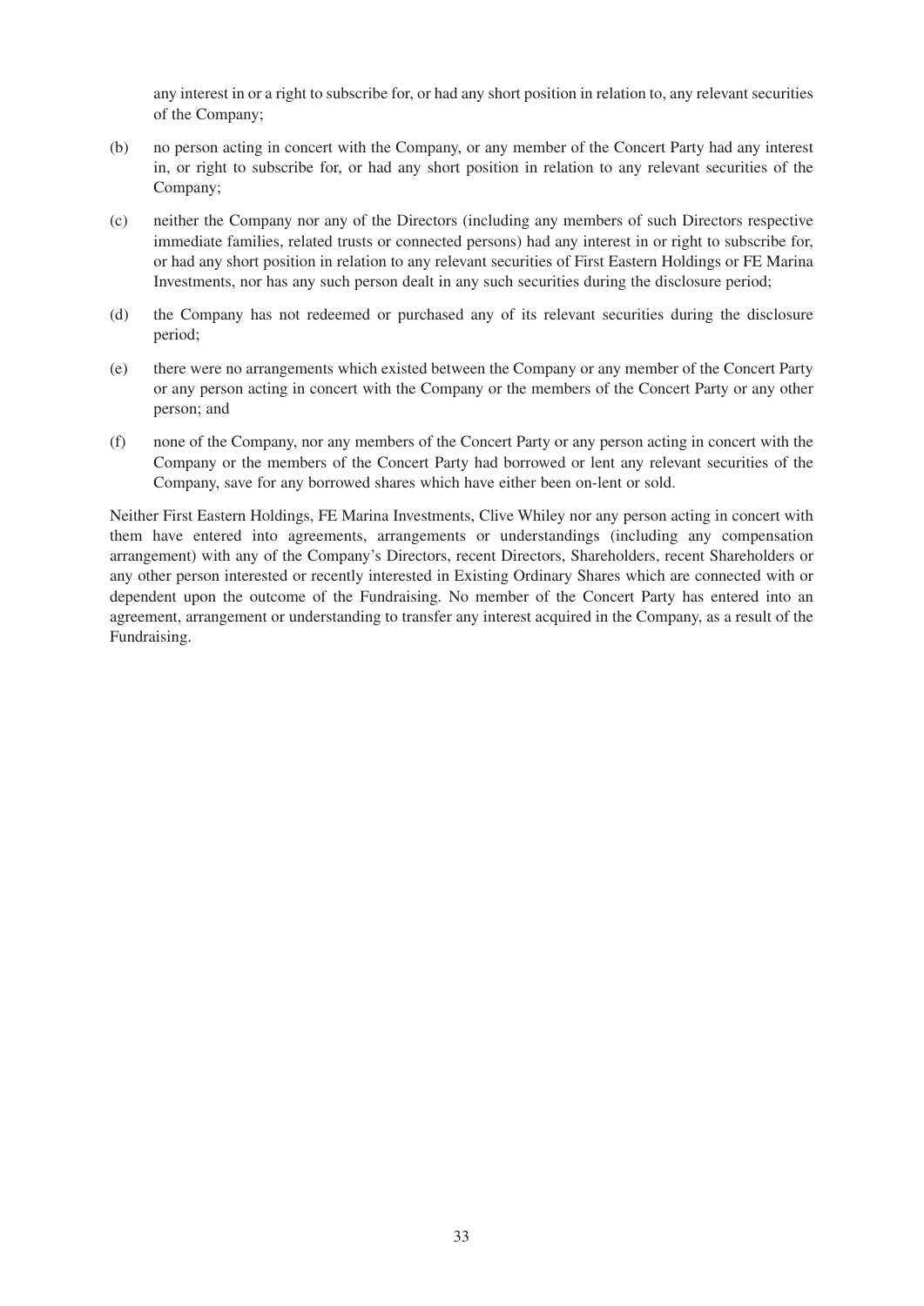any interest in or a right to subscribe for, or had any short position in relation to, any relevant securities of the Company;

(b) no person acting in concert with the Company, or any member of the Concert Party had any interest in, or right to subscribe for, or had any short position in relation to any relevant securities of the Company;

(c) neither the Company nor any of the Directors (including any members of such Directors respective immediate families, related trusts or connected persons) had any interest in or right to subscribe for, or had any short position in relation to any relevant securities of First Eastern Holdings or FE Marina Investments, nor has any such person dealt in any such securities during the disclosure period;

(d) the Company has not redeemed or purchased any of its relevant securities during the disclosure period;

(e) there were no arrangements which existed between the Company or any member of the Concert Party or any person acting in concert with the Company or the members of the Concert Party or any other person; and

(f) none of the Company, nor any members of the Concert Party or any person acting in concert with the Company or the members of the Concert Party had borrowed or lent any relevant securities of the Company, save for any borrowed shares which have either been on-lent or sold.

Neither First Eastern Holdings, FE Marina Investments, Clive Whiley nor any person acting in concert with them have entered into agreements, arrangements or understandings (including any compensation arrangement) with any of the Company's Directors, recent Directors, Shareholders, recent Shareholders or any other person interested or recently interested in Existing Ordinary Shares which are connected with or dependent upon the outcome of the Fundraising. No member of the Concert Party has entered into an agreement, arrangement or understanding to transfer any interest acquired in the Company, as a result of the Fundraising.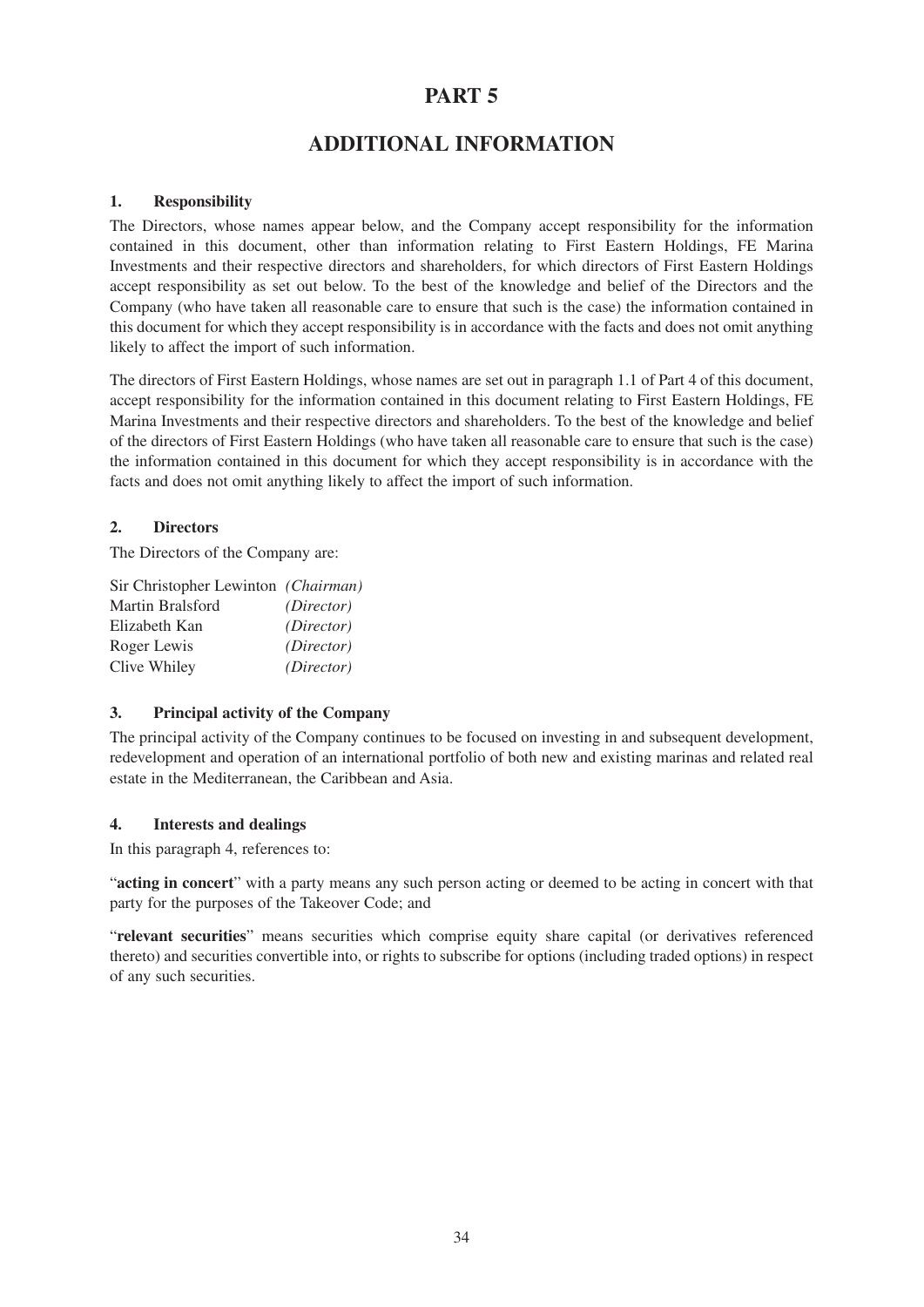# PART 5

# ADDITIONAL INFORMATION

### 1. Responsibility

The Directors, whose names appear below, and the Company accept responsibility for the information contained in this document, other than information relating to First Eastern Holdings, FE Marina Investments and their respective directors and shareholders, for which directors of First Eastern Holdings accept responsibility as set out below. To the best of the knowledge and belief of the Directors and the Company (who have taken all reasonable care to ensure that such is the case) the information contained in this document for which they accept responsibility is in accordance with the facts and does not omit anything likely to affect the import of such information.

The directors of First Eastern Holdings, whose names are set out in paragraph 1.1 of Part 4 of this document, accept responsibility for the information contained in this document relating to First Eastern Holdings, FE Marina Investments and their respective directors and shareholders. To the best of the knowledge and belief of the directors of First Eastern Holdings (who have taken all reasonable care to ensure that such is the case) the information contained in this document for which they accept responsibility is in accordance with the facts and does not omit anything likely to affect the import of such information.

### 2. Directors

The Directors of the Company are:

| | |
|---|---|
| Sir Christopher Lewinton | *(Chairman)* |
| Martin Bralsford | *(Director)* |
| Elizabeth Kan | *(Director)* |
| Roger Lewis | *(Director)* |
| Clive Whiley | *(Director)* |

### 3. Principal activity of the Company

The principal activity of the Company continues to be focused on investing in and subsequent development, redevelopment and operation of an international portfolio of both new and existing marinas and related real estate in the Mediterranean, the Caribbean and Asia.

### 4. Interests and dealings

In this paragraph 4, references to:

"**acting in concert**" with a party means any such person acting or deemed to be acting in concert with that party for the purposes of the Takeover Code; and

"**relevant securities**" means securities which comprise equity share capital (or derivatives referenced thereto) and securities convertible into, or rights to subscribe for options (including traded options) in respect of any such securities.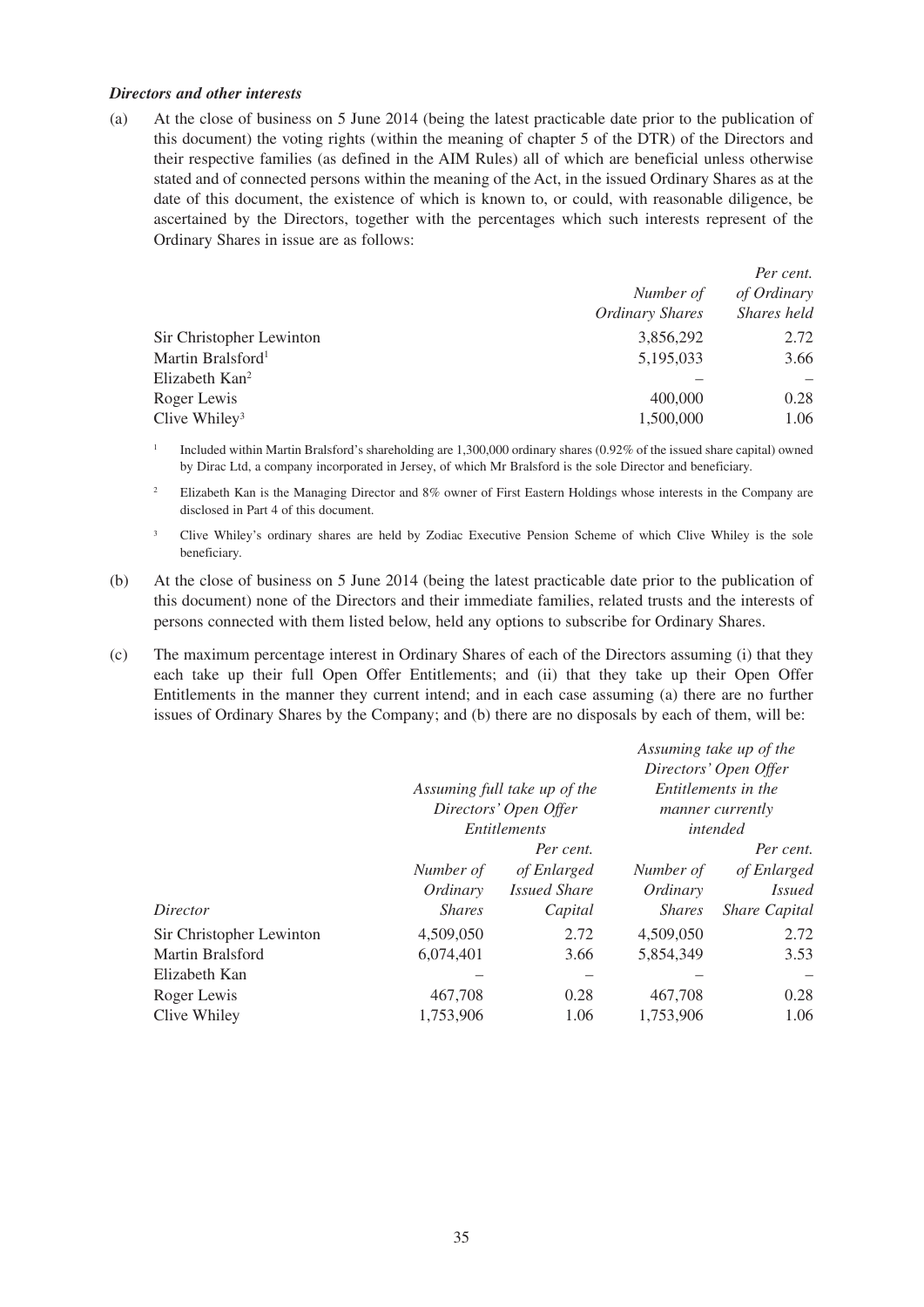***Directors and other interests***

(a) At the close of business on 5 June 2014 (being the latest practicable date prior to the publication of this document) the voting rights (within the meaning of chapter 5 of the DTR) of the Directors and their respective families (as defined in the AIM Rules) all of which are beneficial unless otherwise stated and of connected persons within the meaning of the Act, in the issued Ordinary Shares as at the date of this document, the existence of which is known to, or could, with reasonable diligence, be ascertained by the Directors, together with the percentages which such interests represent of the Ordinary Shares in issue are as follows:

| | *Number of Ordinary Shares* | *Per cent. of Ordinary Shares held* |
|---|---|---|
| Sir Christopher Lewinton | 3,856,292 | 2.72 |
| Martin Bralsford[1] | 5,195,033 | 3.66 |
| Elizabeth Kan[2] | – | – |
| Roger Lewis | 400,000 | 0.28 |
| Clive Whiley[3] | 1,500,000 | 1.06 |

[1] Included within Martin Bralsford's shareholding are 1,300,000 ordinary shares (0.92% of the issued share capital) owned by Dirac Ltd, a company incorporated in Jersey, of which Mr Bralsford is the sole Director and beneficiary.

[2] Elizabeth Kan is the Managing Director and 8% owner of First Eastern Holdings whose interests in the Company are disclosed in Part 4 of this document.

[3] Clive Whiley's ordinary shares are held by Zodiac Executive Pension Scheme of which Clive Whiley is the sole beneficiary.

(b) At the close of business on 5 June 2014 (being the latest practicable date prior to the publication of this document) none of the Directors and their immediate families, related trusts and the interests of persons connected with them listed below, held any options to subscribe for Ordinary Shares.

(c) The maximum percentage interest in Ordinary Shares of each of the Directors assuming (i) that they each take up their full Open Offer Entitlements; and (ii) that they take up their Open Offer Entitlements in the manner they current intend; and in each case assuming (a) there are no further issues of Ordinary Shares by the Company; and (b) there are no disposals by each of them, will be:

| | *Assuming full take up of the Directors' Open Offer Entitlements* | | *Assuming take up of the Directors' Open Offer Entitlements in the manner currently intended* | |
|---|---|---|---|---|
| *Director* | *Number of Ordinary Shares* | *Per cent. of Enlarged Issued Share Capital* | *Number of Ordinary Shares* | *Per cent. of Enlarged Issued Share Capital* |
| Sir Christopher Lewinton | 4,509,050 | 2.72 | 4,509,050 | 2.72 |
| Martin Bralsford | 6,074,401 | 3.66 | 5,854,349 | 3.53 |
| Elizabeth Kan | – | – | – | – |
| Roger Lewis | 467,708 | 0.28 | 467,708 | 0.28 |
| Clive Whiley | 1,753,906 | 1.06 | 1,753,906 | 1.06 |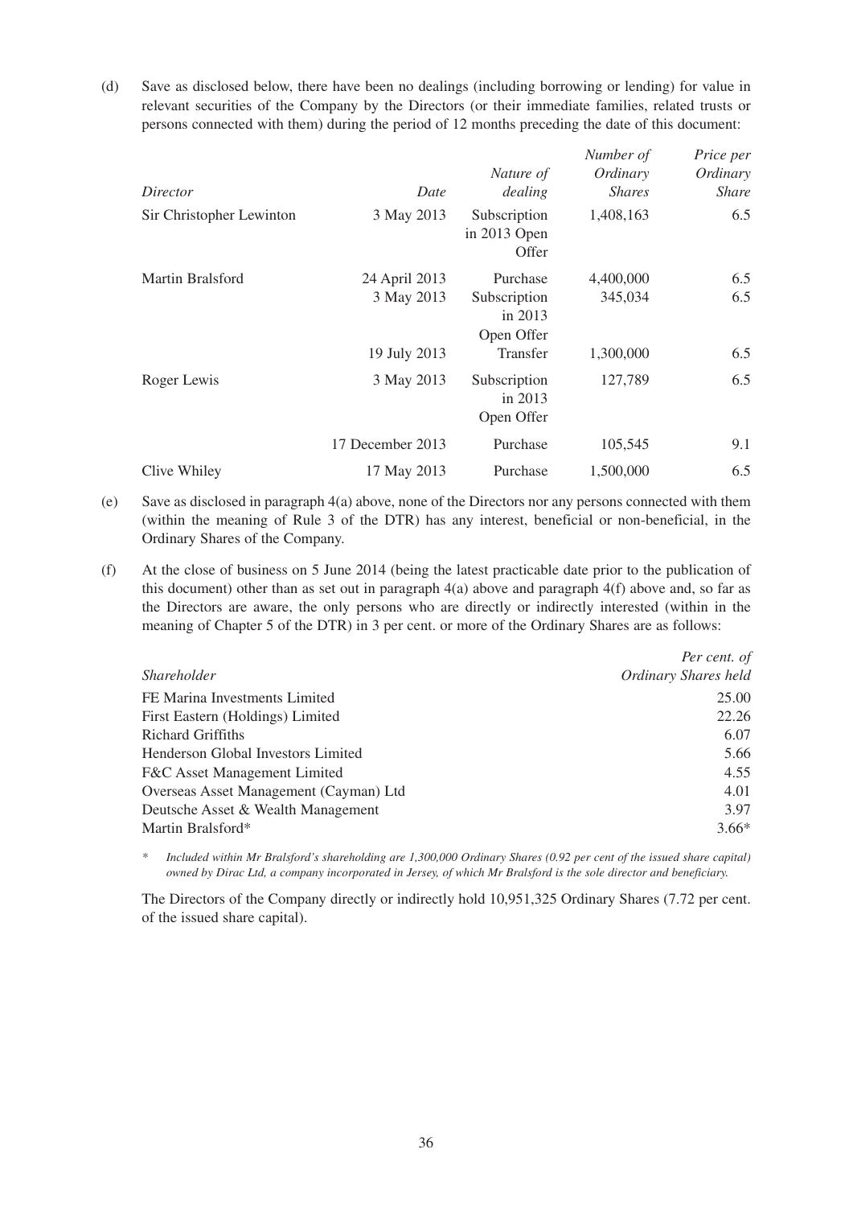(d) Save as disclosed below, there have been no dealings (including borrowing or lending) for value in relevant securities of the Company by the Directors (or their immediate families, related trusts or persons connected with them) during the period of 12 months preceding the date of this document:

| *Director* | *Date* | *Nature of dealing* | *Number of Ordinary Shares* | *Price per Ordinary Share* |
|---|---|---|---|---|
| Sir Christopher Lewinton | 3 May 2013 | Subscription in 2013 Open Offer | 1,408,163 | 6.5 |
| Martin Bralsford | 24 April 2013 | Purchase | 4,400,000 | 6.5 |
| | 3 May 2013 | Subscription in 2013 Open Offer | 345,034 | 6.5 |
| | 19 July 2013 | Transfer | 1,300,000 | 6.5 |
| Roger Lewis | 3 May 2013 | Subscription in 2013 Open Offer | 127,789 | 6.5 |
| | 17 December 2013 | Purchase | 105,545 | 9.1 |
| Clive Whiley | 17 May 2013 | Purchase | 1,500,000 | 6.5 |

(e) Save as disclosed in paragraph 4(a) above, none of the Directors nor any persons connected with them (within the meaning of Rule 3 of the DTR) has any interest, beneficial or non-beneficial, in the Ordinary Shares of the Company.

(f) At the close of business on 5 June 2014 (being the latest practicable date prior to the publication of this document) other than as set out in paragraph 4(a) above and paragraph 4(f) above and, so far as the Directors are aware, the only persons who are directly or indirectly interested (within in the meaning of Chapter 5 of the DTR) in 3 per cent. or more of the Ordinary Shares are as follows:

| *Shareholder* | *Per cent. of Ordinary Shares held* |
|---|---|
| FE Marina Investments Limited | 25.00 |
| First Eastern (Holdings) Limited | 22.26 |
| Richard Griffiths | 6.07 |
| Henderson Global Investors Limited | 5.66 |
| F&C Asset Management Limited | 4.55 |
| Overseas Asset Management (Cayman) Ltd | 4.01 |
| Deutsche Asset & Wealth Management | 3.97 |
| Martin Bralsford* | 3.66* |

\* *Included within Mr Bralsford's shareholding are 1,300,000 Ordinary Shares (0.92 per cent of the issued share capital) owned by Dirac Ltd, a company incorporated in Jersey, of which Mr Bralsford is the sole director and beneficiary.*

The Directors of the Company directly or indirectly hold 10,951,325 Ordinary Shares (7.72 per cent. of the issued share capital).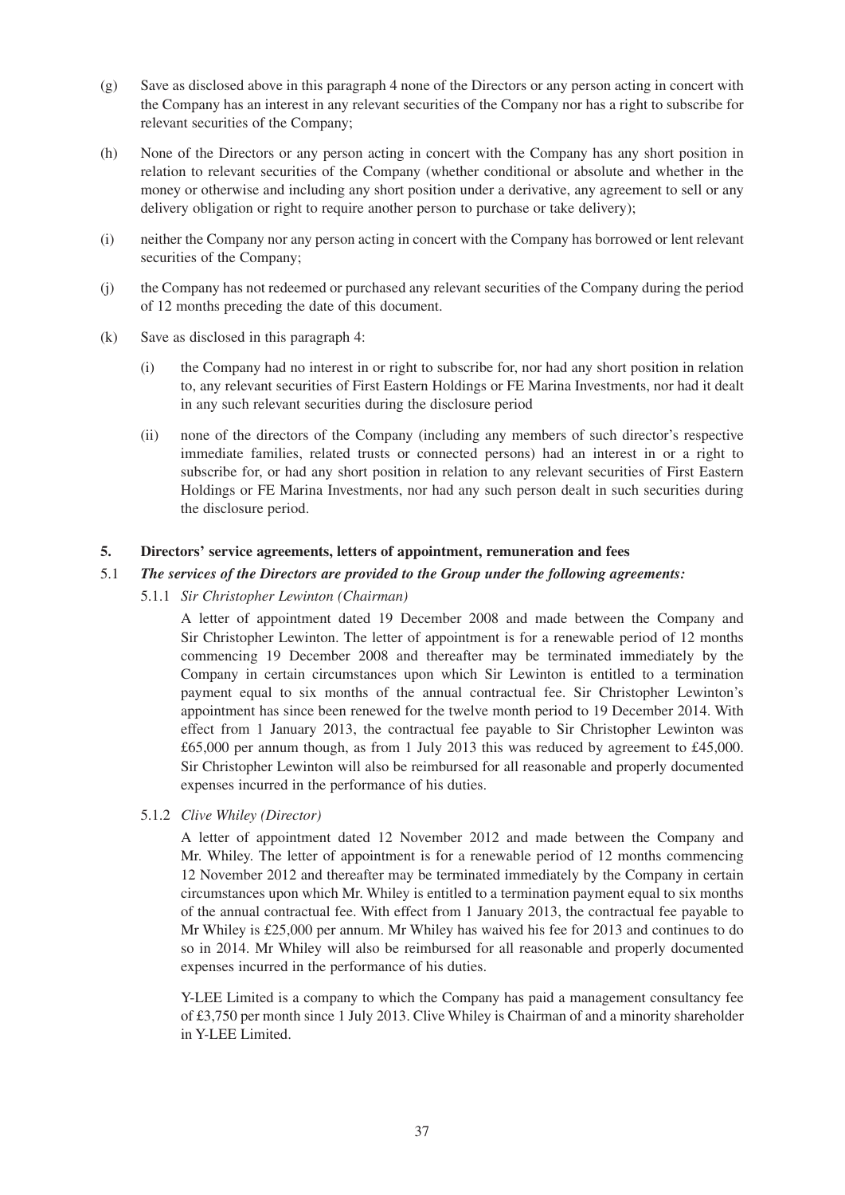(g) Save as disclosed above in this paragraph 4 none of the Directors or any person acting in concert with the Company has an interest in any relevant securities of the Company nor has a right to subscribe for relevant securities of the Company;

(h) None of the Directors or any person acting in concert with the Company has any short position in relation to relevant securities of the Company (whether conditional or absolute and whether in the money or otherwise and including any short position under a derivative, any agreement to sell or any delivery obligation or right to require another person to purchase or take delivery);

(i) neither the Company nor any person acting in concert with the Company has borrowed or lent relevant securities of the Company;

(j) the Company has not redeemed or purchased any relevant securities of the Company during the period of 12 months preceding the date of this document.

(k) Save as disclosed in this paragraph 4:

 (i) the Company had no interest in or right to subscribe for, nor had any short position in relation to, any relevant securities of First Eastern Holdings or FE Marina Investments, nor had it dealt in any such relevant securities during the disclosure period

 (ii) none of the directors of the Company (including any members of such director's respective immediate families, related trusts or connected persons) had an interest in or a right to subscribe for, or had any short position in relation to any relevant securities of First Eastern Holdings or FE Marina Investments, nor had any such person dealt in such securities during the disclosure period.

## 5. Directors' service agreements, letters of appointment, remuneration and fees

5.1 ***The services of the Directors are provided to the Group under the following agreements:***

5.1.1 *Sir Christopher Lewinton (Chairman)*

A letter of appointment dated 19 December 2008 and made between the Company and Sir Christopher Lewinton. The letter of appointment is for a renewable period of 12 months commencing 19 December 2008 and thereafter may be terminated immediately by the Company in certain circumstances upon which Sir Lewinton is entitled to a termination payment equal to six months of the annual contractual fee. Sir Christopher Lewinton's appointment has since been renewed for the twelve month period to 19 December 2014. With effect from 1 January 2013, the contractual fee payable to Sir Christopher Lewinton was £65,000 per annum though, as from 1 July 2013 this was reduced by agreement to £45,000. Sir Christopher Lewinton will also be reimbursed for all reasonable and properly documented expenses incurred in the performance of his duties.

5.1.2 *Clive Whiley (Director)*

A letter of appointment dated 12 November 2012 and made between the Company and Mr. Whiley. The letter of appointment is for a renewable period of 12 months commencing 12 November 2012 and thereafter may be terminated immediately by the Company in certain circumstances upon which Mr. Whiley is entitled to a termination payment equal to six months of the annual contractual fee. With effect from 1 January 2013, the contractual fee payable to Mr Whiley is £25,000 per annum. Mr Whiley has waived his fee for 2013 and continues to do so in 2014. Mr Whiley will also be reimbursed for all reasonable and properly documented expenses incurred in the performance of his duties.

Y-LEE Limited is a company to which the Company has paid a management consultancy fee of £3,750 per month since 1 July 2013. Clive Whiley is Chairman of and a minority shareholder in Y-LEE Limited.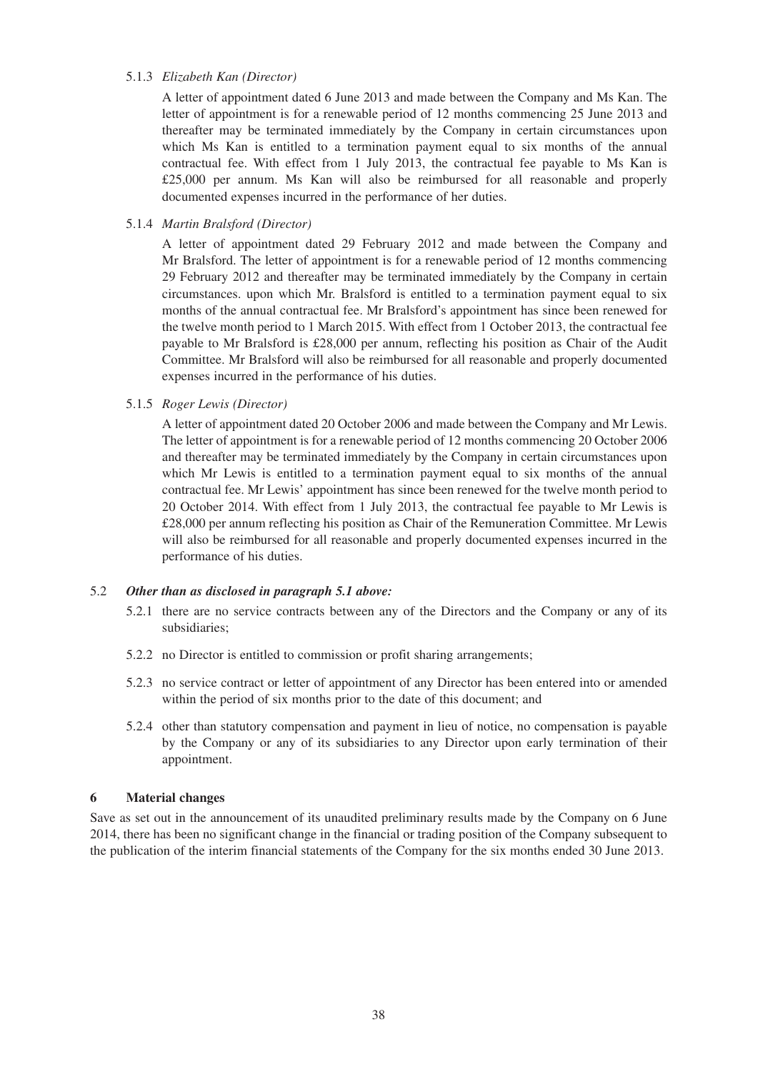5.1.3 *Elizabeth Kan (Director)*

A letter of appointment dated 6 June 2013 and made between the Company and Ms Kan. The letter of appointment is for a renewable period of 12 months commencing 25 June 2013 and thereafter may be terminated immediately by the Company in certain circumstances upon which Ms Kan is entitled to a termination payment equal to six months of the annual contractual fee. With effect from 1 July 2013, the contractual fee payable to Ms Kan is £25,000 per annum. Ms Kan will also be reimbursed for all reasonable and properly documented expenses incurred in the performance of her duties.

5.1.4 *Martin Bralsford (Director)*

A letter of appointment dated 29 February 2012 and made between the Company and Mr Bralsford. The letter of appointment is for a renewable period of 12 months commencing 29 February 2012 and thereafter may be terminated immediately by the Company in certain circumstances. upon which Mr. Bralsford is entitled to a termination payment equal to six months of the annual contractual fee. Mr Bralsford's appointment has since been renewed for the twelve month period to 1 March 2015. With effect from 1 October 2013, the contractual fee payable to Mr Bralsford is £28,000 per annum, reflecting his position as Chair of the Audit Committee. Mr Bralsford will also be reimbursed for all reasonable and properly documented expenses incurred in the performance of his duties.

5.1.5 *Roger Lewis (Director)*

A letter of appointment dated 20 October 2006 and made between the Company and Mr Lewis. The letter of appointment is for a renewable period of 12 months commencing 20 October 2006 and thereafter may be terminated immediately by the Company in certain circumstances upon which Mr Lewis is entitled to a termination payment equal to six months of the annual contractual fee. Mr Lewis' appointment has since been renewed for the twelve month period to 20 October 2014. With effect from 1 July 2013, the contractual fee payable to Mr Lewis is £28,000 per annum reflecting his position as Chair of the Remuneration Committee. Mr Lewis will also be reimbursed for all reasonable and properly documented expenses incurred in the performance of his duties.

5.2 ***Other than as disclosed in paragraph 5.1 above:***

5.2.1 there are no service contracts between any of the Directors and the Company or any of its subsidiaries;

5.2.2 no Director is entitled to commission or profit sharing arrangements;

5.2.3 no service contract or letter of appointment of any Director has been entered into or amended within the period of six months prior to the date of this document; and

5.2.4 other than statutory compensation and payment in lieu of notice, no compensation is payable by the Company or any of its subsidiaries to any Director upon early termination of their appointment.

## 6 Material changes

Save as set out in the announcement of its unaudited preliminary results made by the Company on 6 June 2014, there has been no significant change in the financial or trading position of the Company subsequent to the publication of the interim financial statements of the Company for the six months ended 30 June 2013.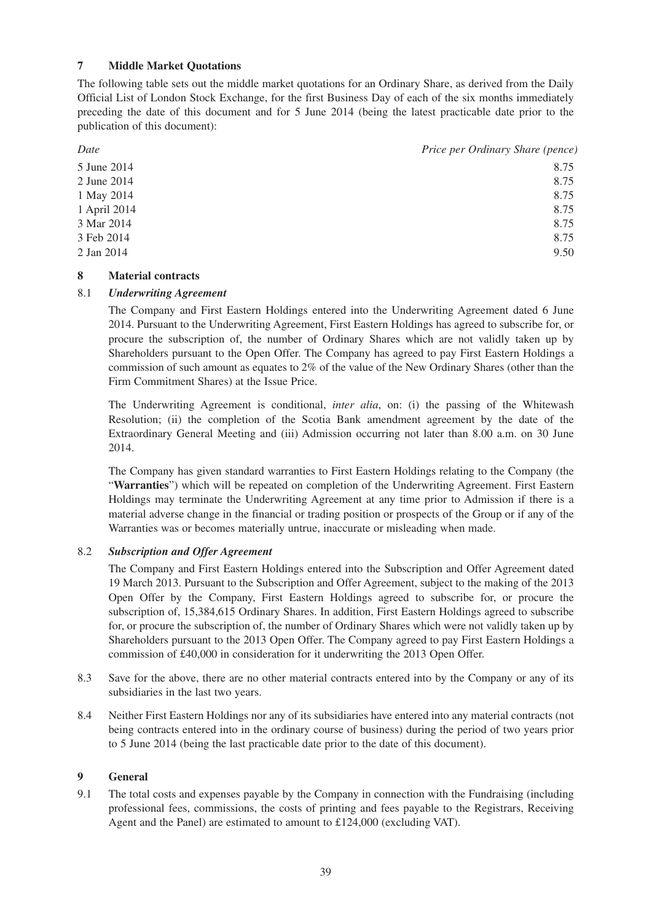## 7 Middle Market Quotations

The following table sets out the middle market quotations for an Ordinary Share, as derived from the Daily Official List of London Stock Exchange, for the first Business Day of each of the six months immediately preceding the date of this document and for 5 June 2014 (being the latest practicable date prior to the publication of this document):

| *Date* | *Price per Ordinary Share (pence)* |
|---|---|
| 5 June 2014 | 8.75 |
| 2 June 2014 | 8.75 |
| 1 May 2014 | 8.75 |
| 1 April 2014 | 8.75 |
| 3 Mar 2014 | 8.75 |
| 3 Feb 2014 | 8.75 |
| 2 Jan 2014 | 9.50 |

## 8 Material contracts

8.1 ***Underwriting Agreement***

The Company and First Eastern Holdings entered into the Underwriting Agreement dated 6 June 2014. Pursuant to the Underwriting Agreement, First Eastern Holdings has agreed to subscribe for, or procure the subscription of, the number of Ordinary Shares which are not validly taken up by Shareholders pursuant to the Open Offer. The Company has agreed to pay First Eastern Holdings a commission of such amount as equates to 2% of the value of the New Ordinary Shares (other than the Firm Commitment Shares) at the Issue Price.

The Underwriting Agreement is conditional, *inter alia*, on: (i) the passing of the Whitewash Resolution; (ii) the completion of the Scotia Bank amendment agreement by the date of the Extraordinary General Meeting and (iii) Admission occurring not later than 8.00 a.m. on 30 June 2014.

The Company has given standard warranties to First Eastern Holdings relating to the Company (the "**Warranties**") which will be repeated on completion of the Underwriting Agreement. First Eastern Holdings may terminate the Underwriting Agreement at any time prior to Admission if there is a material adverse change in the financial or trading position or prospects of the Group or if any of the Warranties was or becomes materially untrue, inaccurate or misleading when made.

8.2 ***Subscription and Offer Agreement***

The Company and First Eastern Holdings entered into the Subscription and Offer Agreement dated 19 March 2013. Pursuant to the Subscription and Offer Agreement, subject to the making of the 2013 Open Offer by the Company, First Eastern Holdings agreed to subscribe for, or procure the subscription of, 15,384,615 Ordinary Shares. In addition, First Eastern Holdings agreed to subscribe for, or procure the subscription of, the number of Ordinary Shares which were not validly taken up by Shareholders pursuant to the 2013 Open Offer. The Company agreed to pay First Eastern Holdings a commission of £40,000 in consideration for it underwriting the 2013 Open Offer.

8.3 Save for the above, there are no other material contracts entered into by the Company or any of its subsidiaries in the last two years.

8.4 Neither First Eastern Holdings nor any of its subsidiaries have entered into any material contracts (not being contracts entered into in the ordinary course of business) during the period of two years prior to 5 June 2014 (being the last practicable date prior to the date of this document).

## 9 General

9.1 The total costs and expenses payable by the Company in connection with the Fundraising (including professional fees, commissions, the costs of printing and fees payable to the Registrars, Receiving Agent and the Panel) are estimated to amount to £124,000 (excluding VAT).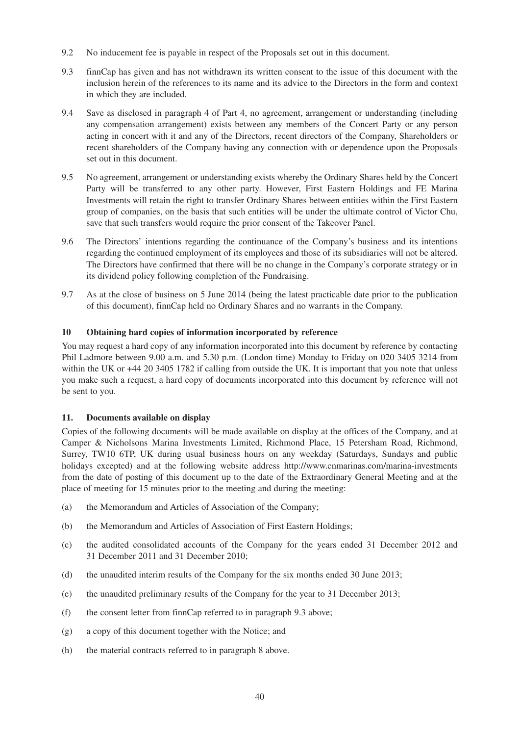9.2 No inducement fee is payable in respect of the Proposals set out in this document.

9.3 finnCap has given and has not withdrawn its written consent to the issue of this document with the inclusion herein of the references to its name and its advice to the Directors in the form and context in which they are included.

9.4 Save as disclosed in paragraph 4 of Part 4, no agreement, arrangement or understanding (including any compensation arrangement) exists between any members of the Concert Party or any person acting in concert with it and any of the Directors, recent directors of the Company, Shareholders or recent shareholders of the Company having any connection with or dependence upon the Proposals set out in this document.

9.5 No agreement, arrangement or understanding exists whereby the Ordinary Shares held by the Concert Party will be transferred to any other party. However, First Eastern Holdings and FE Marina Investments will retain the right to transfer Ordinary Shares between entities within the First Eastern group of companies, on the basis that such entities will be under the ultimate control of Victor Chu, save that such transfers would require the prior consent of the Takeover Panel.

9.6 The Directors' intentions regarding the continuance of the Company's business and its intentions regarding the continued employment of its employees and those of its subsidiaries will not be altered. The Directors have confirmed that there will be no change in the Company's corporate strategy or in its dividend policy following completion of the Fundraising.

9.7 As at the close of business on 5 June 2014 (being the latest practicable date prior to the publication of this document), finnCap held no Ordinary Shares and no warrants in the Company.

## 10 Obtaining hard copies of information incorporated by reference

You may request a hard copy of any information incorporated into this document by reference by contacting Phil Ladmore between 9.00 a.m. and 5.30 p.m. (London time) Monday to Friday on 020 3405 3214 from within the UK or +44 20 3405 1782 if calling from outside the UK. It is important that you note that unless you make such a request, a hard copy of documents incorporated into this document by reference will not be sent to you.

## 11. Documents available on display

Copies of the following documents will be made available on display at the offices of the Company, and at Camper & Nicholsons Marina Investments Limited, Richmond Place, 15 Petersham Road, Richmond, Surrey, TW10 6TP, UK during usual business hours on any weekday (Saturdays, Sundays and public holidays excepted) and at the following website address http://www.cnmarinas.com/marina-investments from the date of posting of this document up to the date of the Extraordinary General Meeting and at the place of meeting for 15 minutes prior to the meeting and during the meeting:

(a) the Memorandum and Articles of Association of the Company;

(b) the Memorandum and Articles of Association of First Eastern Holdings;

(c) the audited consolidated accounts of the Company for the years ended 31 December 2012 and 31 December 2011 and 31 December 2010;

(d) the unaudited interim results of the Company for the six months ended 30 June 2013;

(e) the unaudited preliminary results of the Company for the year to 31 December 2013;

(f) the consent letter from finnCap referred to in paragraph 9.3 above;

(g) a copy of this document together with the Notice; and

(h) the material contracts referred to in paragraph 8 above.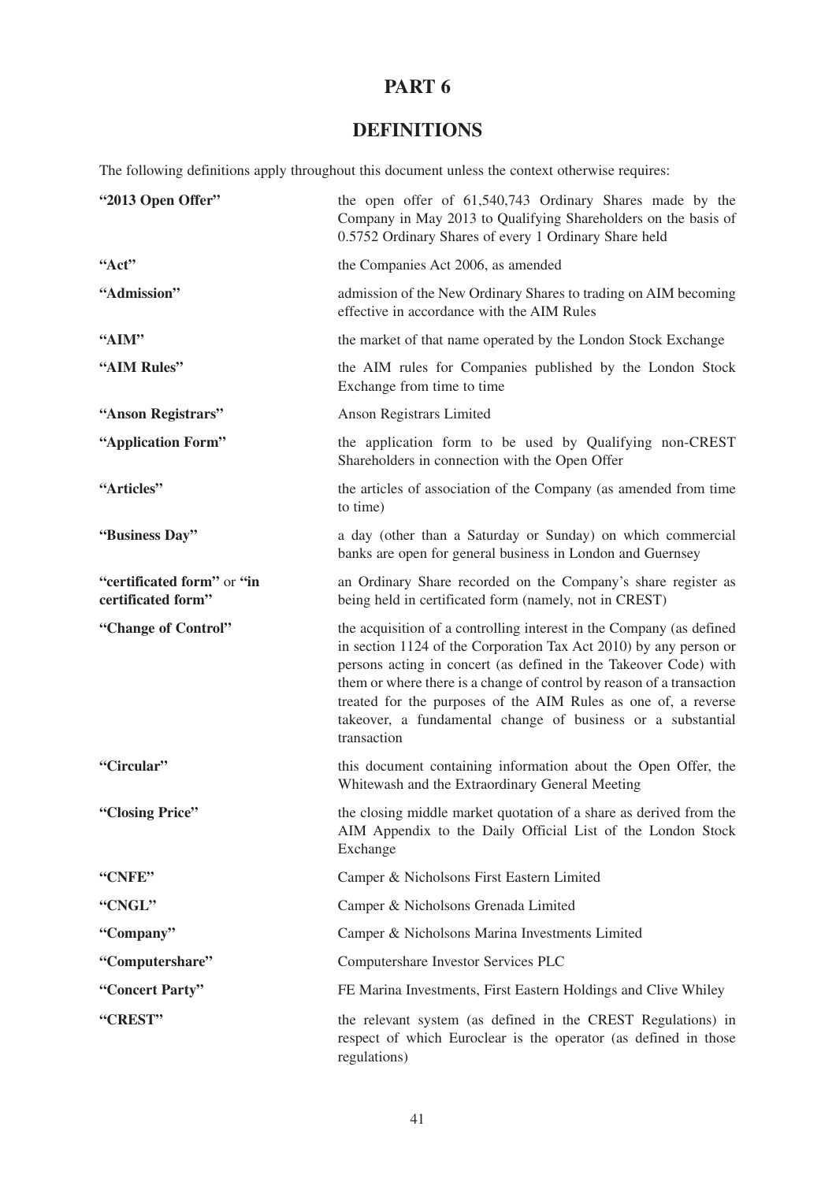# PART 6

## DEFINITIONS

The following definitions apply throughout this document unless the context otherwise requires:

| | |
|---|---|
| **"2013 Open Offer"** | the open offer of 61,540,743 Ordinary Shares made by the Company in May 2013 to Qualifying Shareholders on the basis of 0.5752 Ordinary Shares of every 1 Ordinary Share held |
| **"Act"** | the Companies Act 2006, as amended |
| **"Admission"** | admission of the New Ordinary Shares to trading on AIM becoming effective in accordance with the AIM Rules |
| **"AIM"** | the market of that name operated by the London Stock Exchange |
| **"AIM Rules"** | the AIM rules for Companies published by the London Stock Exchange from time to time |
| **"Anson Registrars"** | Anson Registrars Limited |
| **"Application Form"** | the application form to be used by Qualifying non-CREST Shareholders in connection with the Open Offer |
| **"Articles"** | the articles of association of the Company (as amended from time to time) |
| **"Business Day"** | a day (other than a Saturday or Sunday) on which commercial banks are open for general business in London and Guernsey |
| **"certificated form"** or **"in certificated form"** | an Ordinary Share recorded on the Company's share register as being held in certificated form (namely, not in CREST) |
| **"Change of Control"** | the acquisition of a controlling interest in the Company (as defined in section 1124 of the Corporation Tax Act 2010) by any person or persons acting in concert (as defined in the Takeover Code) with them or where there is a change of control by reason of a transaction treated for the purposes of the AIM Rules as one of, a reverse takeover, a fundamental change of business or a substantial transaction |
| **"Circular"** | this document containing information about the Open Offer, the Whitewash and the Extraordinary General Meeting |
| **"Closing Price"** | the closing middle market quotation of a share as derived from the AIM Appendix to the Daily Official List of the London Stock Exchange |
| **"CNFE"** | Camper & Nicholsons First Eastern Limited |
| **"CNGL"** | Camper & Nicholsons Grenada Limited |
| **"Company"** | Camper & Nicholsons Marina Investments Limited |
| **"Computershare"** | Computershare Investor Services PLC |
| **"Concert Party"** | FE Marina Investments, First Eastern Holdings and Clive Whiley |
| **"CREST"** | the relevant system (as defined in the CREST Regulations) in respect of which Euroclear is the operator (as defined in those regulations) |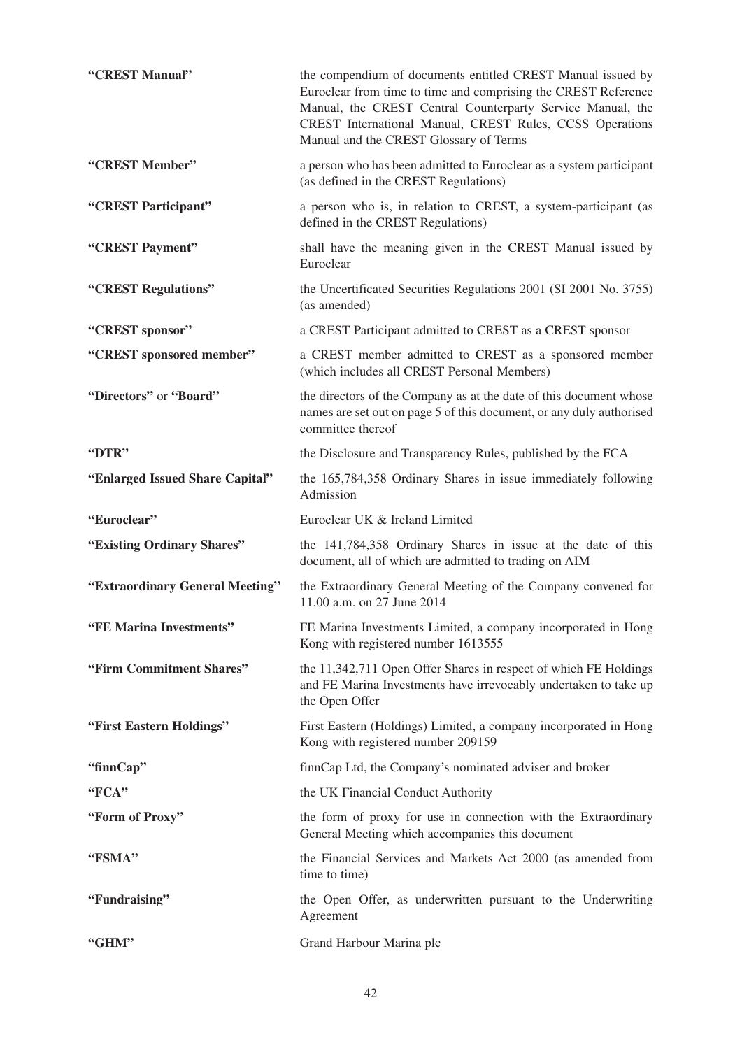| | |
|---|---|
| **"CREST Manual"** | the compendium of documents entitled CREST Manual issued by Euroclear from time to time and comprising the CREST Reference Manual, the CREST Central Counterparty Service Manual, the CREST International Manual, CREST Rules, CCSS Operations Manual and the CREST Glossary of Terms |
| **"CREST Member"** | a person who has been admitted to Euroclear as a system participant (as defined in the CREST Regulations) |
| **"CREST Participant"** | a person who is, in relation to CREST, a system-participant (as defined in the CREST Regulations) |
| **"CREST Payment"** | shall have the meaning given in the CREST Manual issued by Euroclear |
| **"CREST Regulations"** | the Uncertificated Securities Regulations 2001 (SI 2001 No. 3755) (as amended) |
| **"CREST sponsor"** | a CREST Participant admitted to CREST as a CREST sponsor |
| **"CREST sponsored member"** | a CREST member admitted to CREST as a sponsored member (which includes all CREST Personal Members) |
| **"Directors"** or **"Board"** | the directors of the Company as at the date of this document whose names are set out on page 5 of this document, or any duly authorised committee thereof |
| **"DTR"** | the Disclosure and Transparency Rules, published by the FCA |
| **"Enlarged Issued Share Capital"** | the 165,784,358 Ordinary Shares in issue immediately following Admission |
| **"Euroclear"** | Euroclear UK & Ireland Limited |
| **"Existing Ordinary Shares"** | the 141,784,358 Ordinary Shares in issue at the date of this document, all of which are admitted to trading on AIM |
| **"Extraordinary General Meeting"** | the Extraordinary General Meeting of the Company convened for 11.00 a.m. on 27 June 2014 |
| **"FE Marina Investments"** | FE Marina Investments Limited, a company incorporated in Hong Kong with registered number 1613555 |
| **"Firm Commitment Shares"** | the 11,342,711 Open Offer Shares in respect of which FE Holdings and FE Marina Investments have irrevocably undertaken to take up the Open Offer |
| **"First Eastern Holdings"** | First Eastern (Holdings) Limited, a company incorporated in Hong Kong with registered number 209159 |
| **"finnCap"** | finnCap Ltd, the Company's nominated adviser and broker |
| **"FCA"** | the UK Financial Conduct Authority |
| **"Form of Proxy"** | the form of proxy for use in connection with the Extraordinary General Meeting which accompanies this document |
| **"FSMA"** | the Financial Services and Markets Act 2000 (as amended from time to time) |
| **"Fundraising"** | the Open Offer, as underwritten pursuant to the Underwriting Agreement |
| **"GHM"** | Grand Harbour Marina plc |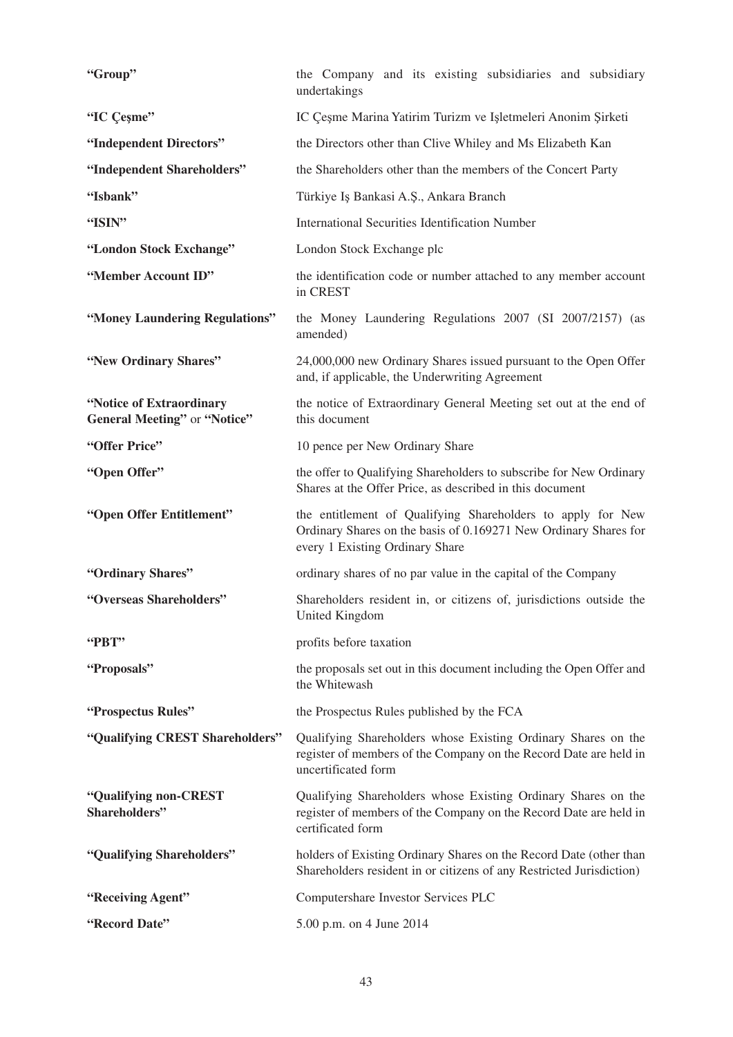| | |
|---|---|
| **"Group"** | the Company and its existing subsidiaries and subsidiary undertakings |
| **"IC Çeşme"** | IC Çeşme Marina Yatirim Turizm ve Işletmeleri Anonim Şirketi |
| **"Independent Directors"** | the Directors other than Clive Whiley and Ms Elizabeth Kan |
| **"Independent Shareholders"** | the Shareholders other than the members of the Concert Party |
| **"Isbank"** | Türkiye Iş Bankasi A.Ş., Ankara Branch |
| **"ISIN"** | International Securities Identification Number |
| **"London Stock Exchange"** | London Stock Exchange plc |
| **"Member Account ID"** | the identification code or number attached to any member account in CREST |
| **"Money Laundering Regulations"** | the Money Laundering Regulations 2007 (SI 2007/2157) (as amended) |
| **"New Ordinary Shares"** | 24,000,000 new Ordinary Shares issued pursuant to the Open Offer and, if applicable, the Underwriting Agreement |
| **"Notice of Extraordinary General Meeting"** or **"Notice"** | the notice of Extraordinary General Meeting set out at the end of this document |
| **"Offer Price"** | 10 pence per New Ordinary Share |
| **"Open Offer"** | the offer to Qualifying Shareholders to subscribe for New Ordinary Shares at the Offer Price, as described in this document |
| **"Open Offer Entitlement"** | the entitlement of Qualifying Shareholders to apply for New Ordinary Shares on the basis of 0.169271 New Ordinary Shares for every 1 Existing Ordinary Share |
| **"Ordinary Shares"** | ordinary shares of no par value in the capital of the Company |
| **"Overseas Shareholders"** | Shareholders resident in, or citizens of, jurisdictions outside the United Kingdom |
| **"PBT"** | profits before taxation |
| **"Proposals"** | the proposals set out in this document including the Open Offer and the Whitewash |
| **"Prospectus Rules"** | the Prospectus Rules published by the FCA |
| **"Qualifying CREST Shareholders"** | Qualifying Shareholders whose Existing Ordinary Shares on the register of members of the Company on the Record Date are held in uncertificated form |
| **"Qualifying non-CREST Shareholders"** | Qualifying Shareholders whose Existing Ordinary Shares on the register of members of the Company on the Record Date are held in certificated form |
| **"Qualifying Shareholders"** | holders of Existing Ordinary Shares on the Record Date (other than Shareholders resident in or citizens of any Restricted Jurisdiction) |
| **"Receiving Agent"** | Computershare Investor Services PLC |
| **"Record Date"** | 5.00 p.m. on 4 June 2014 |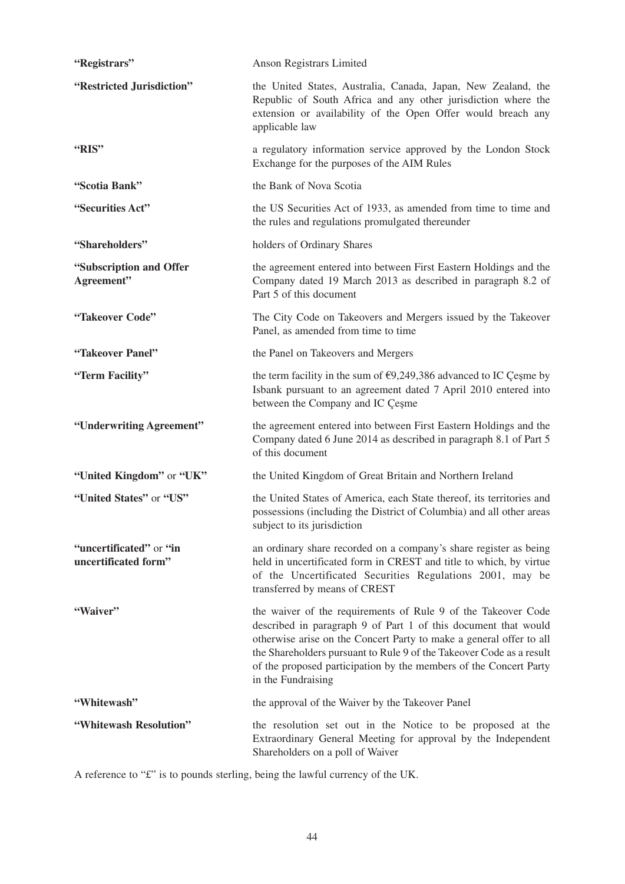| | |
|---|---|
| **"Registrars"** | Anson Registrars Limited |
| **"Restricted Jurisdiction"** | the United States, Australia, Canada, Japan, New Zealand, the Republic of South Africa and any other jurisdiction where the extension or availability of the Open Offer would breach any applicable law |
| **"RIS"** | a regulatory information service approved by the London Stock Exchange for the purposes of the AIM Rules |
| **"Scotia Bank"** | the Bank of Nova Scotia |
| **"Securities Act"** | the US Securities Act of 1933, as amended from time to time and the rules and regulations promulgated thereunder |
| **"Shareholders"** | holders of Ordinary Shares |
| **"Subscription and Offer Agreement"** | the agreement entered into between First Eastern Holdings and the Company dated 19 March 2013 as described in paragraph 8.2 of Part 5 of this document |
| **"Takeover Code"** | The City Code on Takeovers and Mergers issued by the Takeover Panel, as amended from time to time |
| **"Takeover Panel"** | the Panel on Takeovers and Mergers |
| **"Term Facility"** | the term facility in the sum of €9,249,386 advanced to IC Çeşme by Isbank pursuant to an agreement dated 7 April 2010 entered into between the Company and IC Çeşme |
| **"Underwriting Agreement"** | the agreement entered into between First Eastern Holdings and the Company dated 6 June 2014 as described in paragraph 8.1 of Part 5 of this document |
| **"United Kingdom"** or **"UK"** | the United Kingdom of Great Britain and Northern Ireland |
| **"United States"** or **"US"** | the United States of America, each State thereof, its territories and possessions (including the District of Columbia) and all other areas subject to its jurisdiction |
| **"uncertificated"** or **"in uncertificated form"** | an ordinary share recorded on a company's share register as being held in uncertificated form in CREST and title to which, by virtue of the Uncertificated Securities Regulations 2001, may be transferred by means of CREST |
| **"Waiver"** | the waiver of the requirements of Rule 9 of the Takeover Code described in paragraph 9 of Part 1 of this document that would otherwise arise on the Concert Party to make a general offer to all the Shareholders pursuant to Rule 9 of the Takeover Code as a result of the proposed participation by the members of the Concert Party in the Fundraising |
| **"Whitewash"** | the approval of the Waiver by the Takeover Panel |
| **"Whitewash Resolution"** | the resolution set out in the Notice to be proposed at the Extraordinary General Meeting for approval by the Independent Shareholders on a poll of Waiver |

A reference to "£" is to pounds sterling, being the lawful currency of the UK.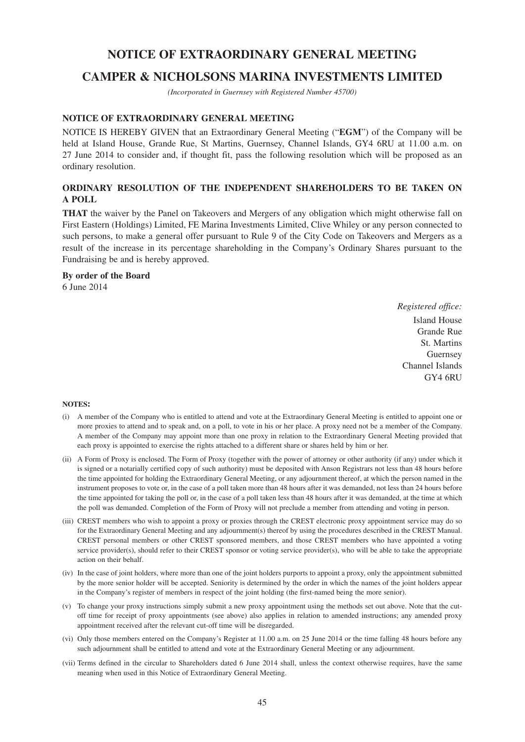# NOTICE OF EXTRAORDINARY GENERAL MEETING

# CAMPER & NICHOLSONS MARINA INVESTMENTS LIMITED

*(Incorporated in Guernsey with Registered Number 45700)*

## NOTICE OF EXTRAORDINARY GENERAL MEETING

NOTICE IS HEREBY GIVEN that an Extraordinary General Meeting ("**EGM**") of the Company will be held at Island House, Grande Rue, St Martins, Guernsey, Channel Islands, GY4 6RU at 11.00 a.m. on 27 June 2014 to consider and, if thought fit, pass the following resolution which will be proposed as an ordinary resolution.

## ORDINARY RESOLUTION OF THE INDEPENDENT SHAREHOLDERS TO BE TAKEN ON A POLL

**THAT** the waiver by the Panel on Takeovers and Mergers of any obligation which might otherwise fall on First Eastern (Holdings) Limited, FE Marina Investments Limited, Clive Whiley or any person connected to such persons, to make a general offer pursuant to Rule 9 of the City Code on Takeovers and Mergers as a result of the increase in its percentage shareholding in the Company's Ordinary Shares pursuant to the Fundraising be and is hereby approved.

**By order of the Board**
6 June 2014

*Registered office:*
Island House
Grande Rue
St. Martins
Guernsey
Channel Islands
GY4 6RU

**NOTES:**

(i) A member of the Company who is entitled to attend and vote at the Extraordinary General Meeting is entitled to appoint one or more proxies to attend and to speak and, on a poll, to vote in his or her place. A proxy need not be a member of the Company. A member of the Company may appoint more than one proxy in relation to the Extraordinary General Meeting provided that each proxy is appointed to exercise the rights attached to a different share or shares held by him or her.

(ii) A Form of Proxy is enclosed. The Form of Proxy (together with the power of attorney or other authority (if any) under which it is signed or a notarially certified copy of such authority) must be deposited with Anson Registrars not less than 48 hours before the time appointed for holding the Extraordinary General Meeting, or any adjournment thereof, at which the person named in the instrument proposes to vote or, in the case of a poll taken more than 48 hours after it was demanded, not less than 24 hours before the time appointed for taking the poll or, in the case of a poll taken less than 48 hours after it was demanded, at the time at which the poll was demanded. Completion of the Form of Proxy will not preclude a member from attending and voting in person.

(iii) CREST members who wish to appoint a proxy or proxies through the CREST electronic proxy appointment service may do so for the Extraordinary General Meeting and any adjournment(s) thereof by using the procedures described in the CREST Manual. CREST personal members or other CREST sponsored members, and those CREST members who have appointed a voting service provider(s), should refer to their CREST sponsor or voting service provider(s), who will be able to take the appropriate action on their behalf.

(iv) In the case of joint holders, where more than one of the joint holders purports to appoint a proxy, only the appointment submitted by the more senior holder will be accepted. Seniority is determined by the order in which the names of the joint holders appear in the Company's register of members in respect of the joint holding (the first-named being the more senior).

(v) To change your proxy instructions simply submit a new proxy appointment using the methods set out above. Note that the cut-off time for receipt of proxy appointments (see above) also applies in relation to amended instructions; any amended proxy appointment received after the relevant cut-off time will be disregarded.

(vi) Only those members entered on the Company's Register at 11.00 a.m. on 25 June 2014 or the time falling 48 hours before any such adjournment shall be entitled to attend and vote at the Extraordinary General Meeting or any adjournment.

(vii) Terms defined in the circular to Shareholders dated 6 June 2014 shall, unless the context otherwise requires, have the same meaning when used in this Notice of Extraordinary General Meeting.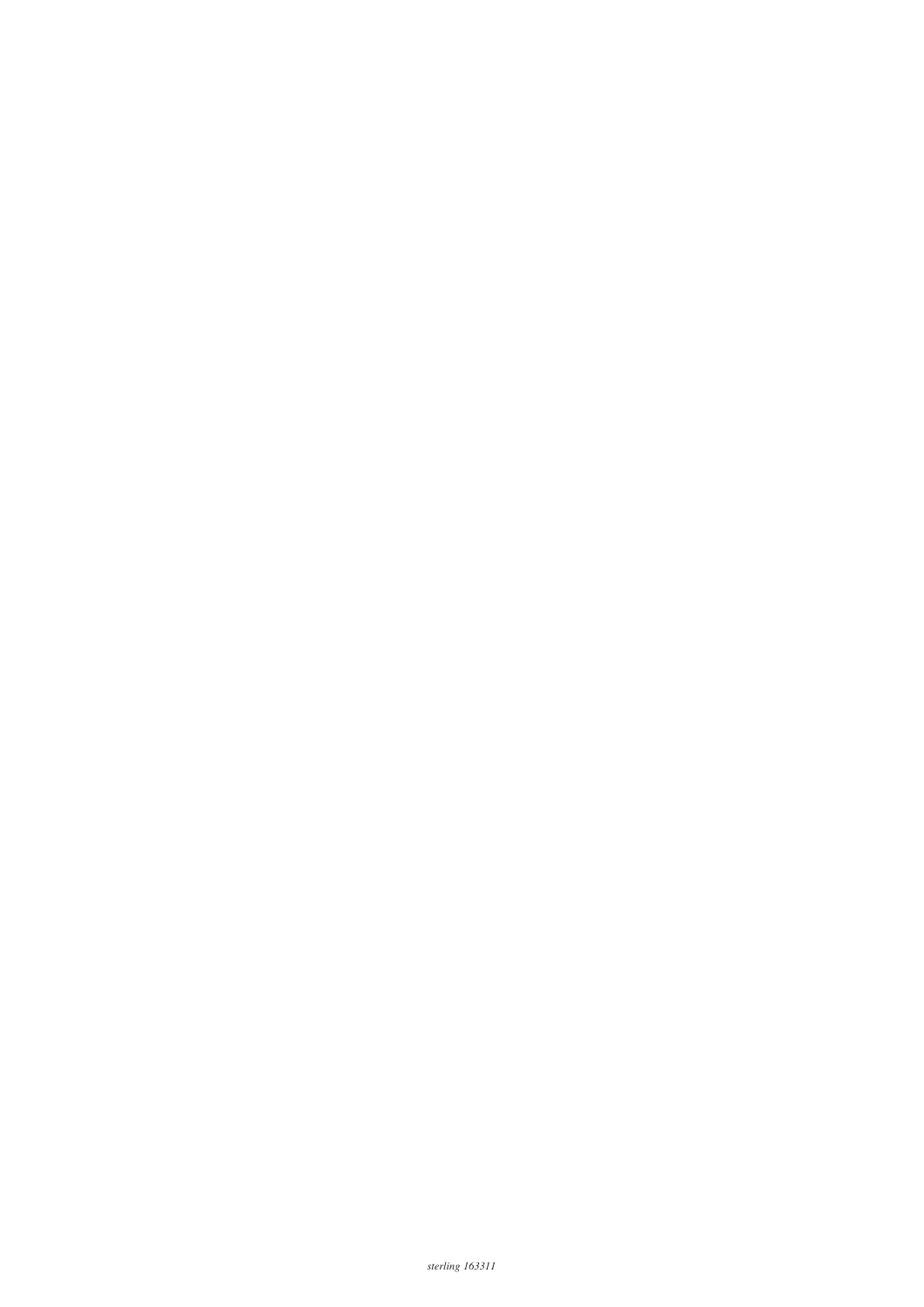*sterling 163311*